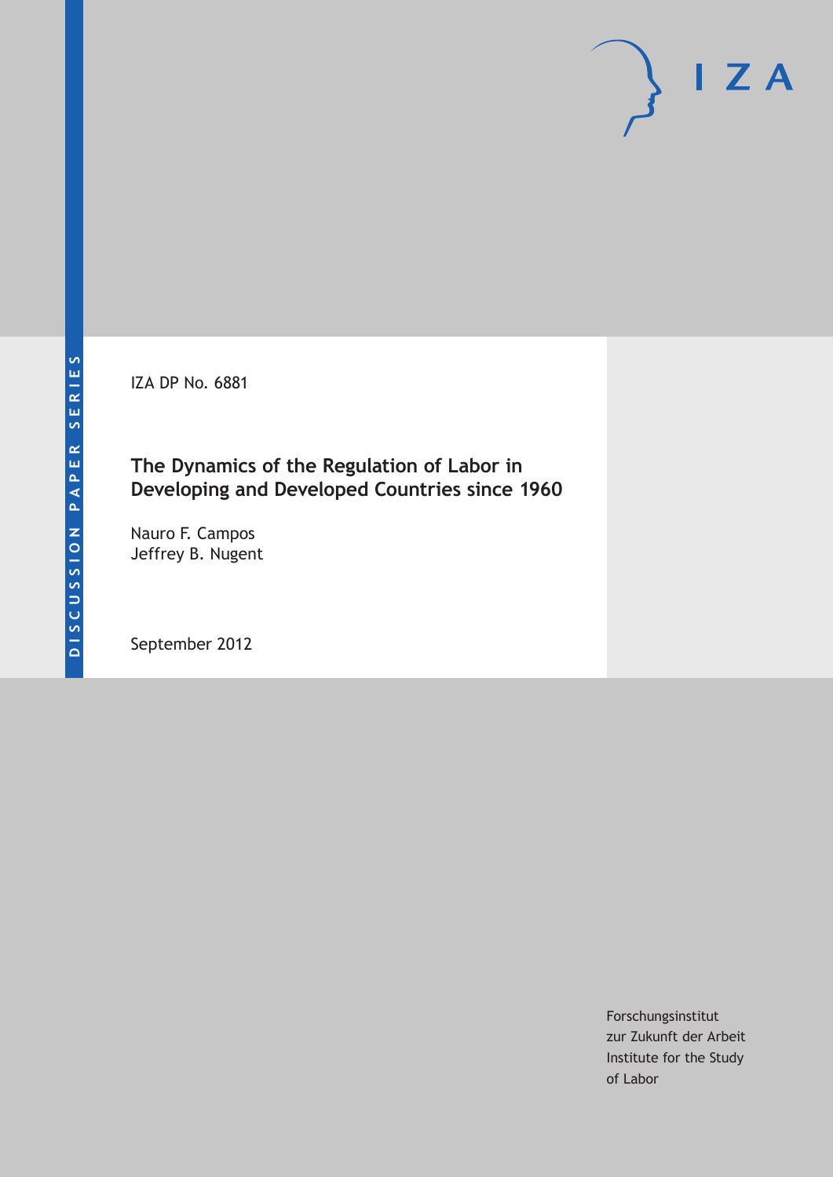IZA DP No. 6881

# The Dynamics of the Regulation of Labor in Developing and Developed Countries since 1960

Nauro F. Campos
Jeffrey B. Nugent

September 2012

Forschungsinstitut
zur Zukunft der Arbeit
Institute for the Study
of Labor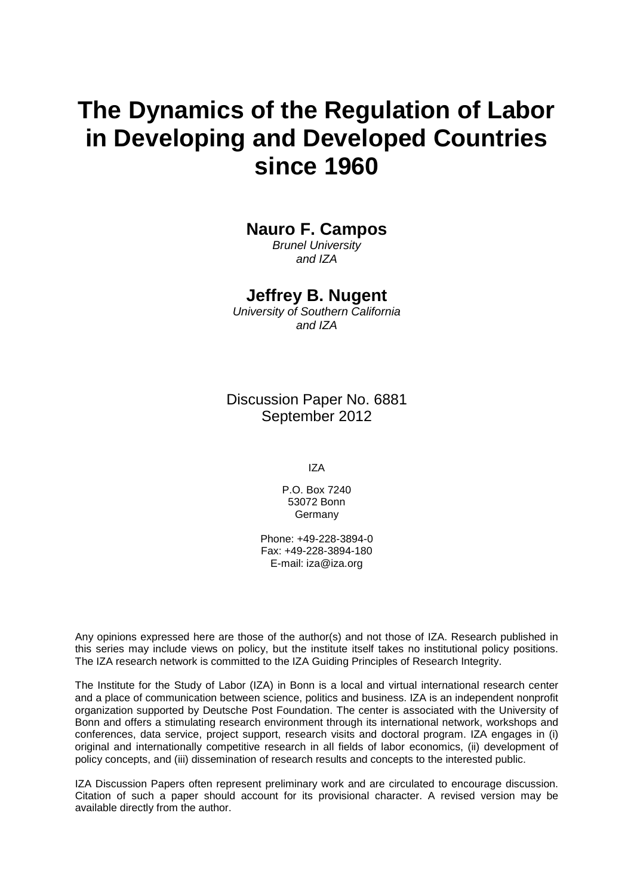# The Dynamics of the Regulation of Labor in Developing and Developed Countries since 1960

**Nauro F. Campos**
*Brunel University and IZA*

**Jeffrey B. Nugent**
*University of Southern California and IZA*

Discussion Paper No. 6881
September 2012

IZA

P.O. Box 7240
53072 Bonn
Germany

Phone: +49-228-3894-0
Fax: +49-228-3894-180
E-mail: iza@iza.org

Any opinions expressed here are those of the author(s) and not those of IZA. Research published in this series may include views on policy, but the institute itself takes no institutional policy positions. The IZA research network is committed to the IZA Guiding Principles of Research Integrity.

The Institute for the Study of Labor (IZA) in Bonn is a local and virtual international research center and a place of communication between science, politics and business. IZA is an independent nonprofit organization supported by Deutsche Post Foundation. The center is associated with the University of Bonn and offers a stimulating research environment through its international network, workshops and conferences, data service, project support, research visits and doctoral program. IZA engages in (i) original and internationally competitive research in all fields of labor economics, (ii) development of policy concepts, and (iii) dissemination of research results and concepts to the interested public.

IZA Discussion Papers often represent preliminary work and are circulated to encourage discussion. Citation of such a paper should account for its provisional character. A revised version may be available directly from the author.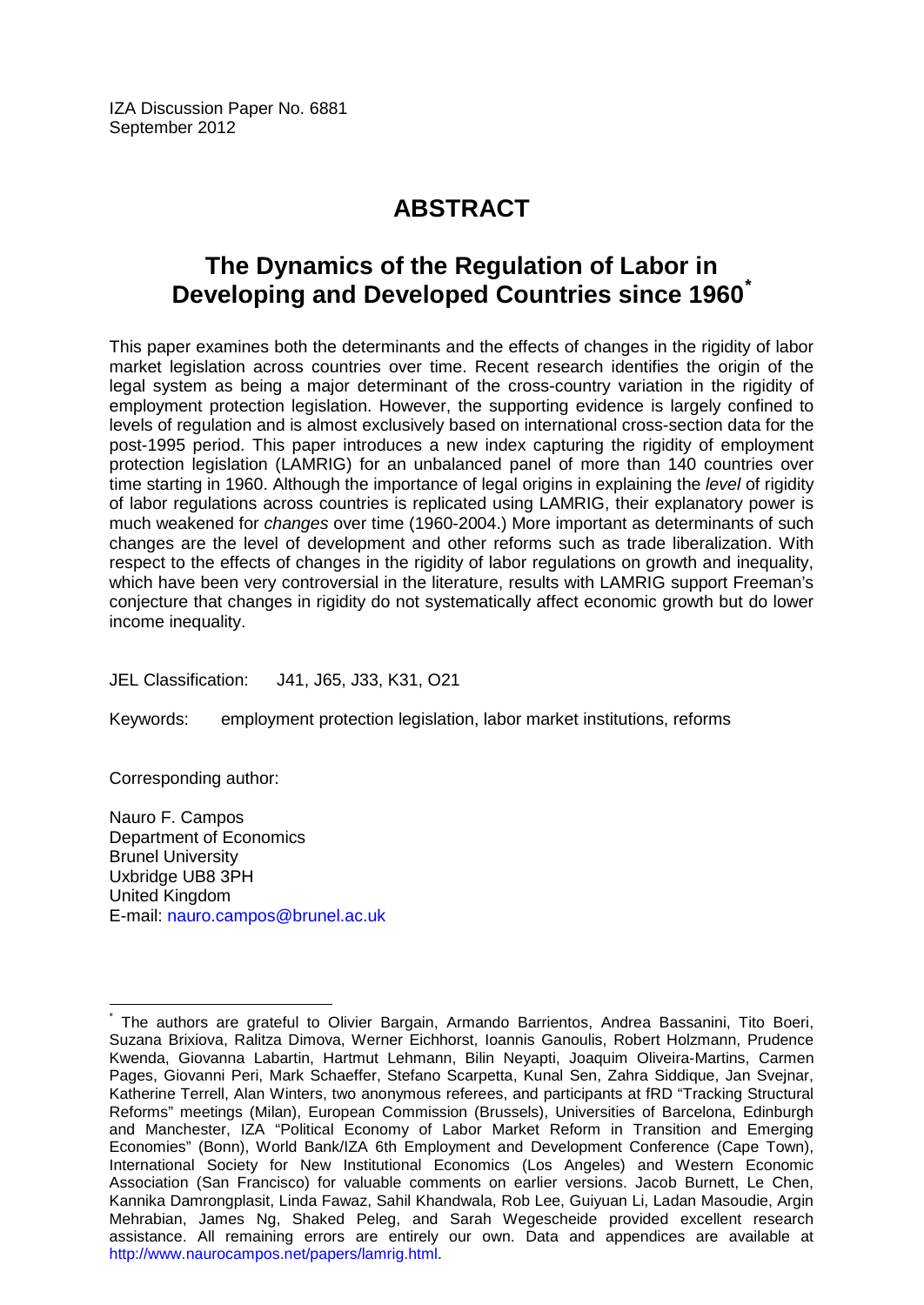IZA Discussion Paper No. 6881
September 2012

# ABSTRACT

## The Dynamics of the Regulation of Labor in Developing and Developed Countries since 1960[*]

This paper examines both the determinants and the effects of changes in the rigidity of labor market legislation across countries over time. Recent research identifies the origin of the legal system as being a major determinant of the cross-country variation in the rigidity of employment protection legislation. However, the supporting evidence is largely confined to levels of regulation and is almost exclusively based on international cross-section data for the post-1995 period. This paper introduces a new index capturing the rigidity of employment protection legislation (LAMRIG) for an unbalanced panel of more than 140 countries over time starting in 1960. Although the importance of legal origins in explaining the *level* of rigidity of labor regulations across countries is replicated using LAMRIG, their explanatory power is much weakened for *changes* over time (1960-2004.) More important as determinants of such changes are the level of development and other reforms such as trade liberalization. With respect to the effects of changes in the rigidity of labor regulations on growth and inequality, which have been very controversial in the literature, results with LAMRIG support Freeman's conjecture that changes in rigidity do not systematically affect economic growth but do lower income inequality.

JEL Classification: J41, J65, J33, K31, O21

Keywords: employment protection legislation, labor market institutions, reforms

Corresponding author:

Nauro F. Campos
Department of Economics
Brunel University
Uxbridge UB8 3PH
United Kingdom
E-mail: nauro.campos@brunel.ac.uk

---

[*] The authors are grateful to Olivier Bargain, Armando Barrientos, Andrea Bassanini, Tito Boeri, Suzana Brixiova, Ralitza Dimova, Werner Eichhorst, Ioannis Ganoulis, Robert Holzmann, Prudence Kwenda, Giovanna Labartin, Hartmut Lehmann, Bilin Neyapti, Joaquim Oliveira-Martins, Carmen Pages, Giovanni Peri, Mark Schaeffer, Stefano Scarpetta, Kunal Sen, Zahra Siddique, Jan Svejnar, Katherine Terrell, Alan Winters, two anonymous referees, and participants at fRD "Tracking Structural Reforms" meetings (Milan), European Commission (Brussels), Universities of Barcelona, Edinburgh and Manchester, IZA "Political Economy of Labor Market Reform in Transition and Emerging Economies" (Bonn), World Bank/IZA 6th Employment and Development Conference (Cape Town), International Society for New Institutional Economics (Los Angeles) and Western Economic Association (San Francisco) for valuable comments on earlier versions. Jacob Burnett, Le Chen, Kannika Damrongplasit, Linda Fawaz, Sahil Khandwala, Rob Lee, Guiyuan Li, Ladan Masoudie, Argin Mehrabian, James Ng, Shaked Peleg, and Sarah Wegescheide provided excellent research assistance. All remaining errors are entirely our own. Data and appendices are available at http://www.naurocampos.net/papers/lamrig.html.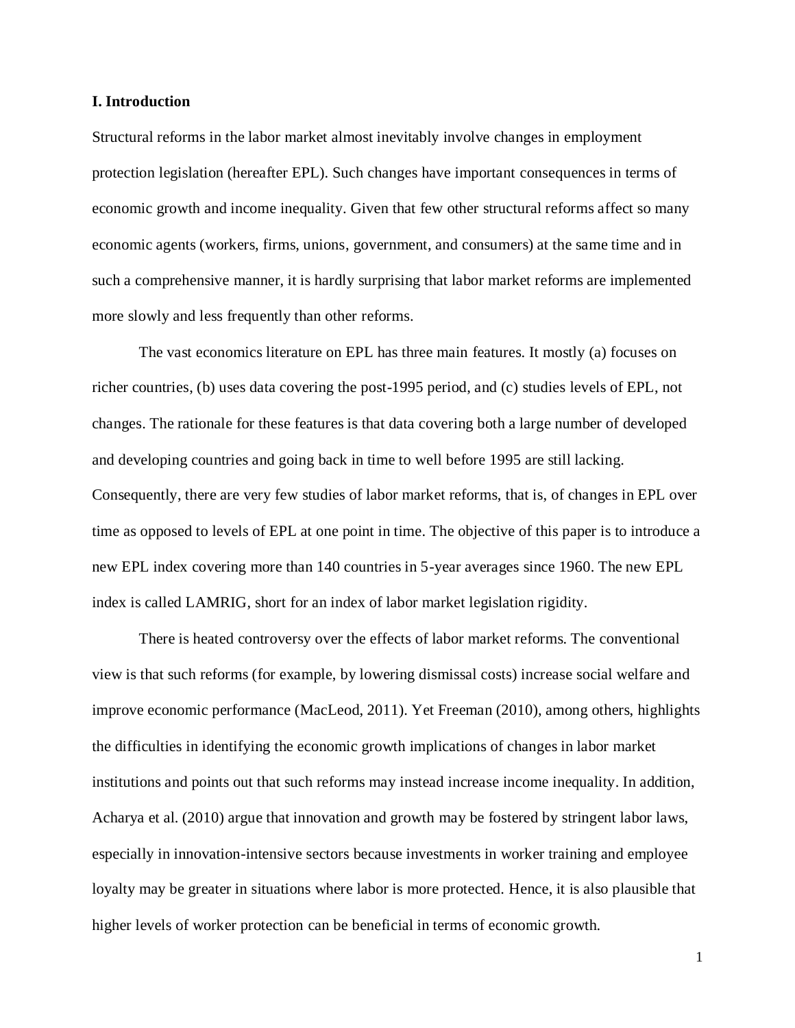## I. Introduction

Structural reforms in the labor market almost inevitably involve changes in employment protection legislation (hereafter EPL). Such changes have important consequences in terms of economic growth and income inequality. Given that few other structural reforms affect so many economic agents (workers, firms, unions, government, and consumers) at the same time and in such a comprehensive manner, it is hardly surprising that labor market reforms are implemented more slowly and less frequently than other reforms.

The vast economics literature on EPL has three main features. It mostly (a) focuses on richer countries, (b) uses data covering the post-1995 period, and (c) studies levels of EPL, not changes. The rationale for these features is that data covering both a large number of developed and developing countries and going back in time to well before 1995 are still lacking. Consequently, there are very few studies of labor market reforms, that is, of changes in EPL over time as opposed to levels of EPL at one point in time. The objective of this paper is to introduce a new EPL index covering more than 140 countries in 5-year averages since 1960. The new EPL index is called LAMRIG, short for an index of labor market legislation rigidity.

There is heated controversy over the effects of labor market reforms. The conventional view is that such reforms (for example, by lowering dismissal costs) increase social welfare and improve economic performance (MacLeod, 2011). Yet Freeman (2010), among others, highlights the difficulties in identifying the economic growth implications of changes in labor market institutions and points out that such reforms may instead increase income inequality. In addition, Acharya et al. (2010) argue that innovation and growth may be fostered by stringent labor laws, especially in innovation-intensive sectors because investments in worker training and employee loyalty may be greater in situations where labor is more protected. Hence, it is also plausible that higher levels of worker protection can be beneficial in terms of economic growth.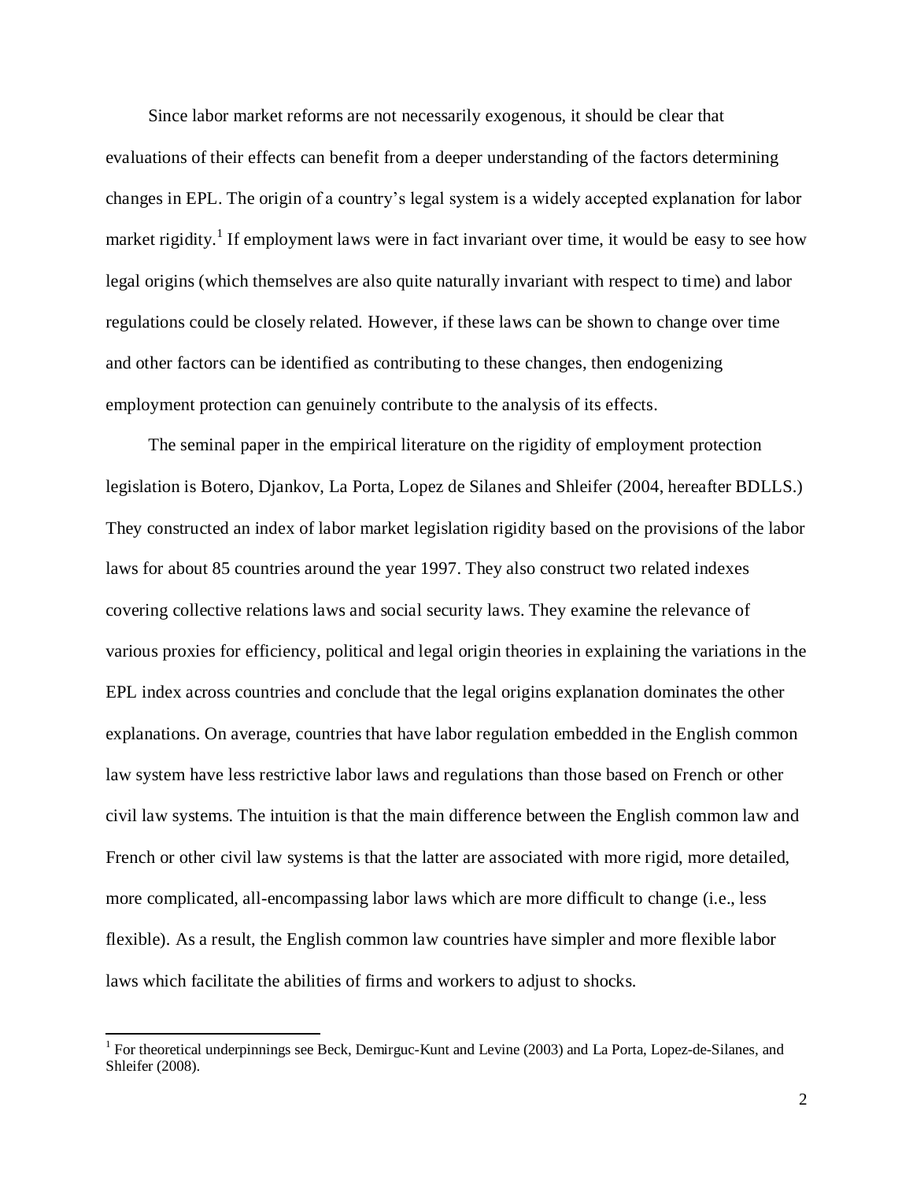Since labor market reforms are not necessarily exogenous, it should be clear that evaluations of their effects can benefit from a deeper understanding of the factors determining changes in EPL. The origin of a country's legal system is a widely accepted explanation for labor market rigidity.[1] If employment laws were in fact invariant over time, it would be easy to see how legal origins (which themselves are also quite naturally invariant with respect to time) and labor regulations could be closely related. However, if these laws can be shown to change over time and other factors can be identified as contributing to these changes, then endogenizing employment protection can genuinely contribute to the analysis of its effects.

The seminal paper in the empirical literature on the rigidity of employment protection legislation is Botero, Djankov, La Porta, Lopez de Silanes and Shleifer (2004, hereafter BDLLS.) They constructed an index of labor market legislation rigidity based on the provisions of the labor laws for about 85 countries around the year 1997. They also construct two related indexes covering collective relations laws and social security laws. They examine the relevance of various proxies for efficiency, political and legal origin theories in explaining the variations in the EPL index across countries and conclude that the legal origins explanation dominates the other explanations. On average, countries that have labor regulation embedded in the English common law system have less restrictive labor laws and regulations than those based on French or other civil law systems. The intuition is that the main difference between the English common law and French or other civil law systems is that the latter are associated with more rigid, more detailed, more complicated, all-encompassing labor laws which are more difficult to change (i.e., less flexible). As a result, the English common law countries have simpler and more flexible labor laws which facilitate the abilities of firms and workers to adjust to shocks.

[1] For theoretical underpinnings see Beck, Demirguc-Kunt and Levine (2003) and La Porta, Lopez-de-Silanes, and Shleifer (2008).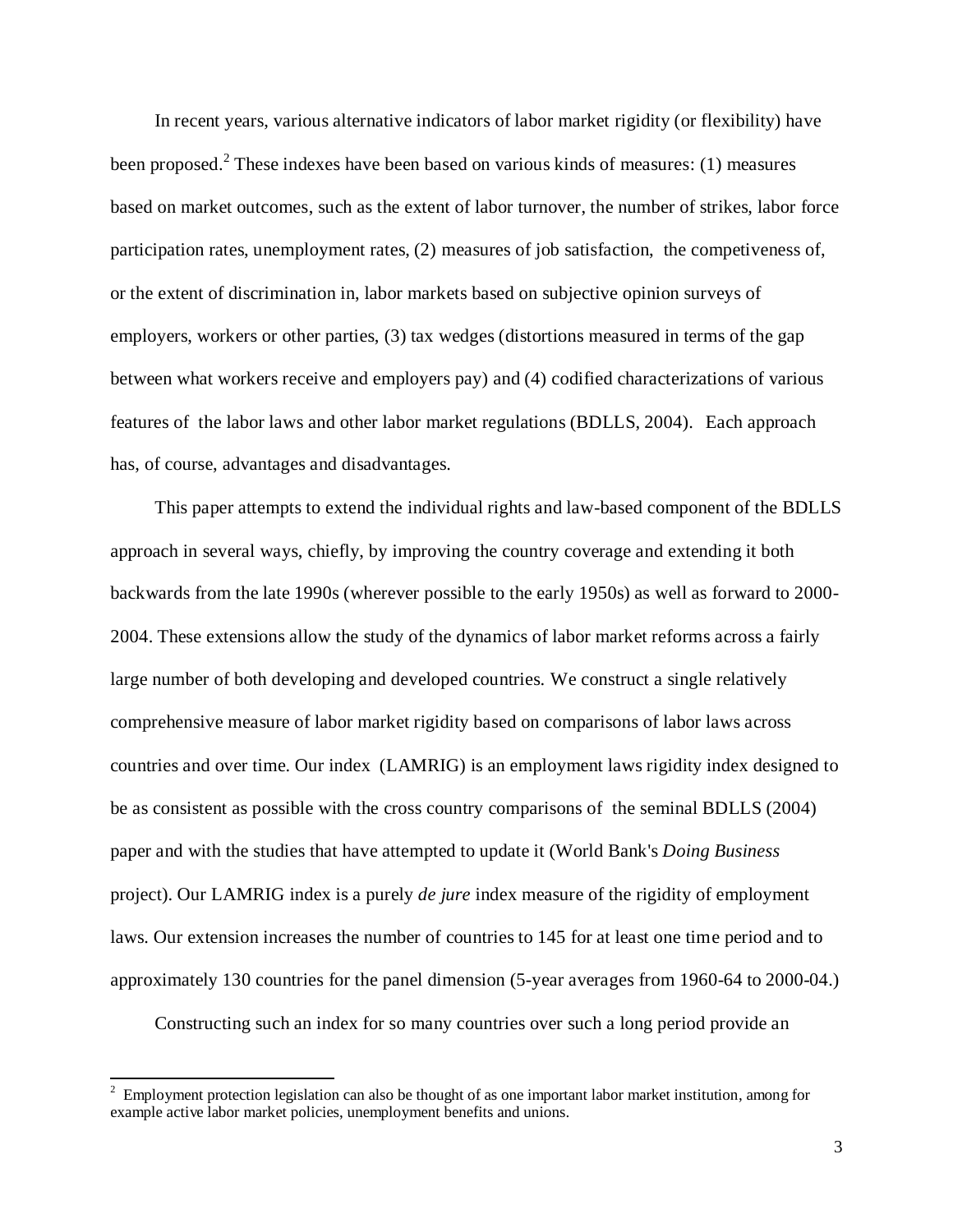In recent years, various alternative indicators of labor market rigidity (or flexibility) have been proposed.[2] These indexes have been based on various kinds of measures: (1) measures based on market outcomes, such as the extent of labor turnover, the number of strikes, labor force participation rates, unemployment rates, (2) measures of job satisfaction, the competiveness of, or the extent of discrimination in, labor markets based on subjective opinion surveys of employers, workers or other parties, (3) tax wedges (distortions measured in terms of the gap between what workers receive and employers pay) and (4) codified characterizations of various features of the labor laws and other labor market regulations (BDLLS, 2004). Each approach has, of course, advantages and disadvantages.

This paper attempts to extend the individual rights and law-based component of the BDLLS approach in several ways, chiefly, by improving the country coverage and extending it both backwards from the late 1990s (wherever possible to the early 1950s) as well as forward to 2000-2004. These extensions allow the study of the dynamics of labor market reforms across a fairly large number of both developing and developed countries. We construct a single relatively comprehensive measure of labor market rigidity based on comparisons of labor laws across countries and over time. Our index (LAMRIG) is an employment laws rigidity index designed to be as consistent as possible with the cross country comparisons of the seminal BDLLS (2004) paper and with the studies that have attempted to update it (World Bank's *Doing Business* project). Our LAMRIG index is a purely *de jure* index measure of the rigidity of employment laws. Our extension increases the number of countries to 145 for at least one time period and to approximately 130 countries for the panel dimension (5-year averages from 1960-64 to 2000-04.)

Constructing such an index for so many countries over such a long period provide an

[2] Employment protection legislation can also be thought of as one important labor market institution, among for example active labor market policies, unemployment benefits and unions.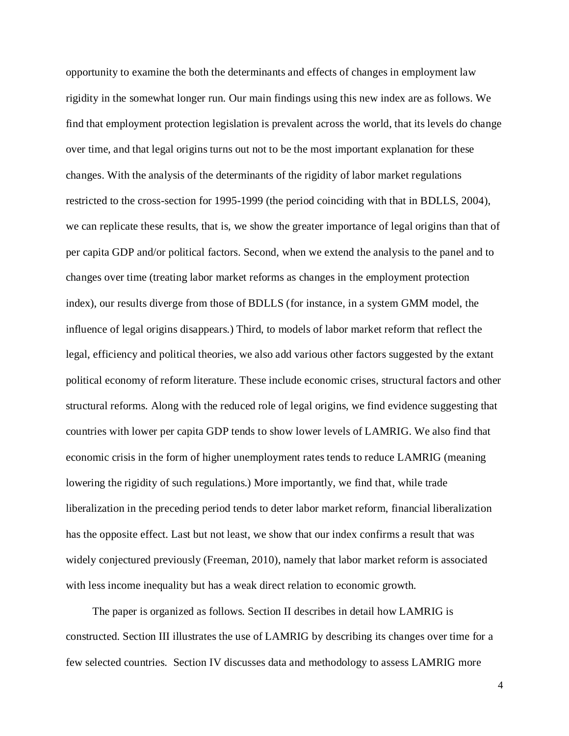opportunity to examine the both the determinants and effects of changes in employment law rigidity in the somewhat longer run. Our main findings using this new index are as follows. We find that employment protection legislation is prevalent across the world, that its levels do change over time, and that legal origins turns out not to be the most important explanation for these changes. With the analysis of the determinants of the rigidity of labor market regulations restricted to the cross-section for 1995-1999 (the period coinciding with that in BDLLS, 2004), we can replicate these results, that is, we show the greater importance of legal origins than that of per capita GDP and/or political factors. Second, when we extend the analysis to the panel and to changes over time (treating labor market reforms as changes in the employment protection index), our results diverge from those of BDLLS (for instance, in a system GMM model, the influence of legal origins disappears.) Third, to models of labor market reform that reflect the legal, efficiency and political theories, we also add various other factors suggested by the extant political economy of reform literature. These include economic crises, structural factors and other structural reforms. Along with the reduced role of legal origins, we find evidence suggesting that countries with lower per capita GDP tends to show lower levels of LAMRIG. We also find that economic crisis in the form of higher unemployment rates tends to reduce LAMRIG (meaning lowering the rigidity of such regulations.) More importantly, we find that, while trade liberalization in the preceding period tends to deter labor market reform, financial liberalization has the opposite effect. Last but not least, we show that our index confirms a result that was widely conjectured previously (Freeman, 2010), namely that labor market reform is associated with less income inequality but has a weak direct relation to economic growth.

The paper is organized as follows. Section II describes in detail how LAMRIG is constructed. Section III illustrates the use of LAMRIG by describing its changes over time for a few selected countries. Section IV discusses data and methodology to assess LAMRIG more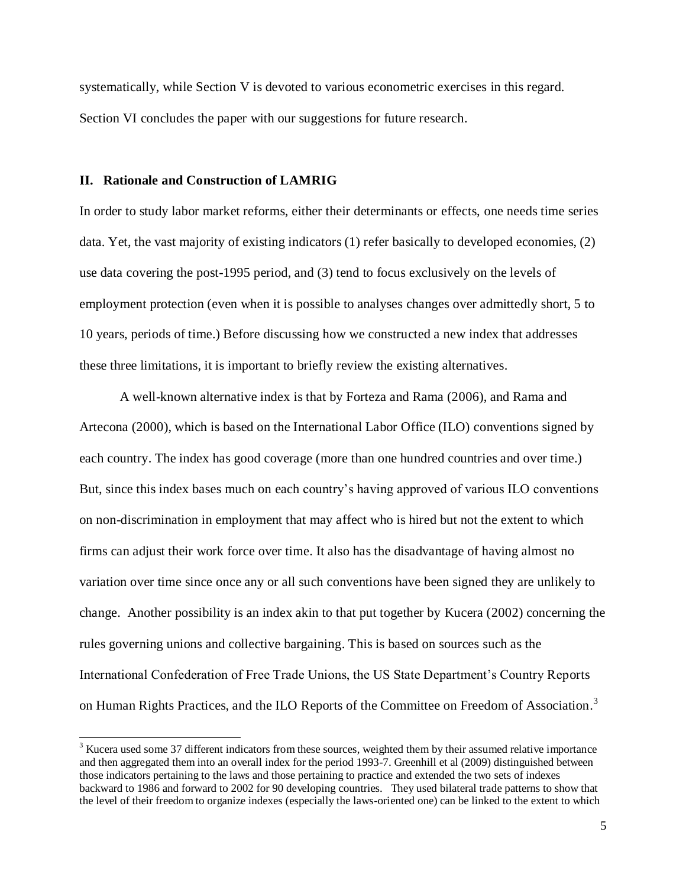systematically, while Section V is devoted to various econometric exercises in this regard. Section VI concludes the paper with our suggestions for future research.

## II. Rationale and Construction of LAMRIG

In order to study labor market reforms, either their determinants or effects, one needs time series data. Yet, the vast majority of existing indicators (1) refer basically to developed economies, (2) use data covering the post-1995 period, and (3) tend to focus exclusively on the levels of employment protection (even when it is possible to analyses changes over admittedly short, 5 to 10 years, periods of time.) Before discussing how we constructed a new index that addresses these three limitations, it is important to briefly review the existing alternatives.

A well-known alternative index is that by Forteza and Rama (2006), and Rama and Artecona (2000), which is based on the International Labor Office (ILO) conventions signed by each country. The index has good coverage (more than one hundred countries and over time.) But, since this index bases much on each country's having approved of various ILO conventions on non-discrimination in employment that may affect who is hired but not the extent to which firms can adjust their work force over time. It also has the disadvantage of having almost no variation over time since once any or all such conventions have been signed they are unlikely to change. Another possibility is an index akin to that put together by Kucera (2002) concerning the rules governing unions and collective bargaining. This is based on sources such as the International Confederation of Free Trade Unions, the US State Department's Country Reports on Human Rights Practices, and the ILO Reports of the Committee on Freedom of Association.[3]

[3] Kucera used some 37 different indicators from these sources, weighted them by their assumed relative importance and then aggregated them into an overall index for the period 1993-7. Greenhill et al (2009) distinguished between those indicators pertaining to the laws and those pertaining to practice and extended the two sets of indexes backward to 1986 and forward to 2002 for 90 developing countries. They used bilateral trade patterns to show that the level of their freedom to organize indexes (especially the laws-oriented one) can be linked to the extent to which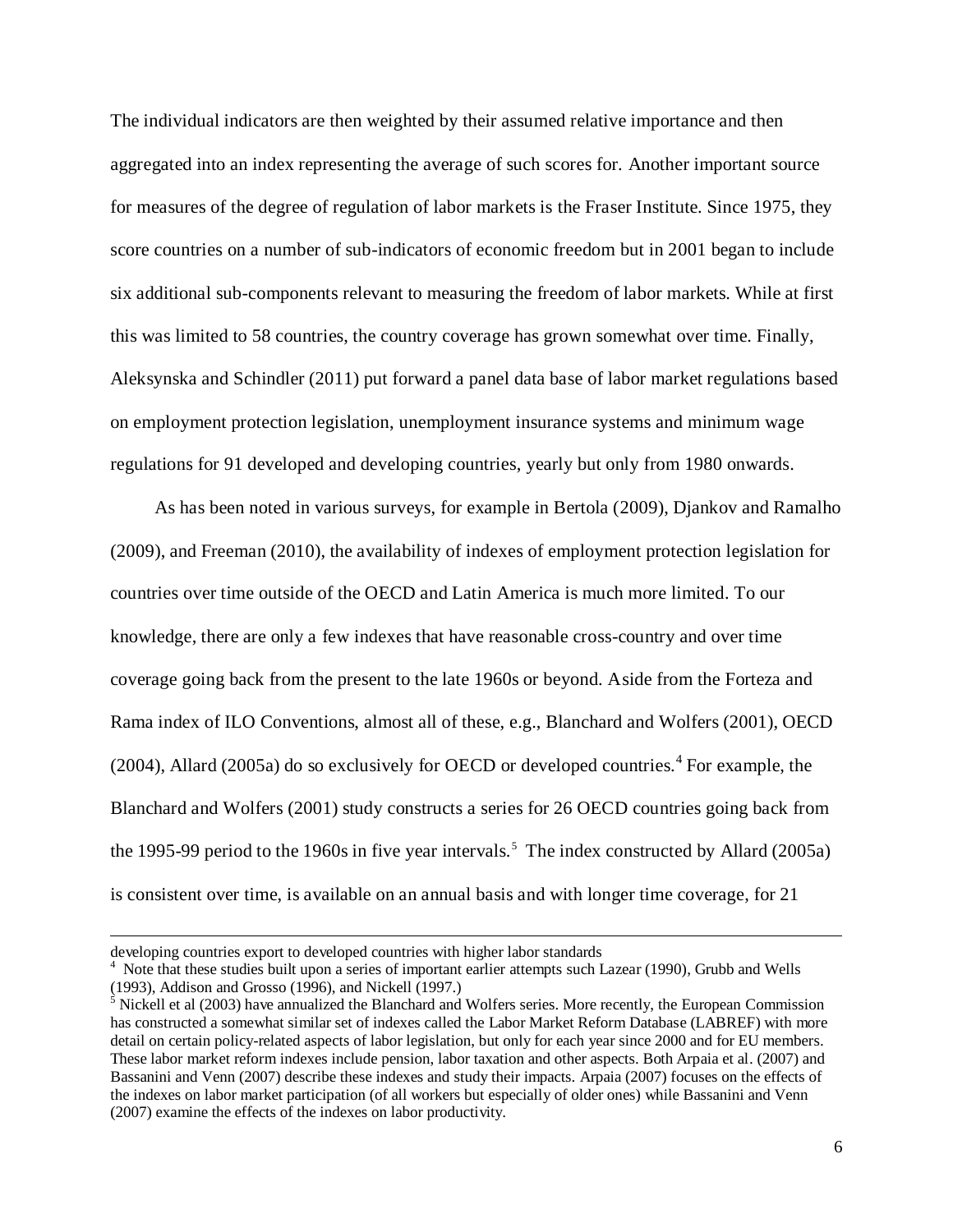The individual indicators are then weighted by their assumed relative importance and then aggregated into an index representing the average of such scores for. Another important source for measures of the degree of regulation of labor markets is the Fraser Institute. Since 1975, they score countries on a number of sub-indicators of economic freedom but in 2001 began to include six additional sub-components relevant to measuring the freedom of labor markets. While at first this was limited to 58 countries, the country coverage has grown somewhat over time. Finally, Aleksynska and Schindler (2011) put forward a panel data base of labor market regulations based on employment protection legislation, unemployment insurance systems and minimum wage regulations for 91 developed and developing countries, yearly but only from 1980 onwards.

As has been noted in various surveys, for example in Bertola (2009), Djankov and Ramalho (2009), and Freeman (2010), the availability of indexes of employment protection legislation for countries over time outside of the OECD and Latin America is much more limited. To our knowledge, there are only a few indexes that have reasonable cross-country and over time coverage going back from the present to the late 1960s or beyond. Aside from the Forteza and Rama index of ILO Conventions, almost all of these, e.g., Blanchard and Wolfers (2001), OECD (2004), Allard (2005a) do so exclusively for OECD or developed countries.[4] For example, the Blanchard and Wolfers (2001) study constructs a series for 26 OECD countries going back from the 1995-99 period to the 1960s in five year intervals.[5] The index constructed by Allard (2005a) is consistent over time, is available on an annual basis and with longer time coverage, for 21

---

developing countries export to developed countries with higher labor standards

[4] Note that these studies built upon a series of important earlier attempts such Lazear (1990), Grubb and Wells (1993), Addison and Grosso (1996), and Nickell (1997.)

[5] Nickell et al (2003) have annualized the Blanchard and Wolfers series. More recently, the European Commission has constructed a somewhat similar set of indexes called the Labor Market Reform Database (LABREF) with more detail on certain policy-related aspects of labor legislation, but only for each year since 2000 and for EU members. These labor market reform indexes include pension, labor taxation and other aspects. Both Arpaia et al. (2007) and Bassanini and Venn (2007) describe these indexes and study their impacts. Arpaia (2007) focuses on the effects of the indexes on labor market participation (of all workers but especially of older ones) while Bassanini and Venn (2007) examine the effects of the indexes on labor productivity.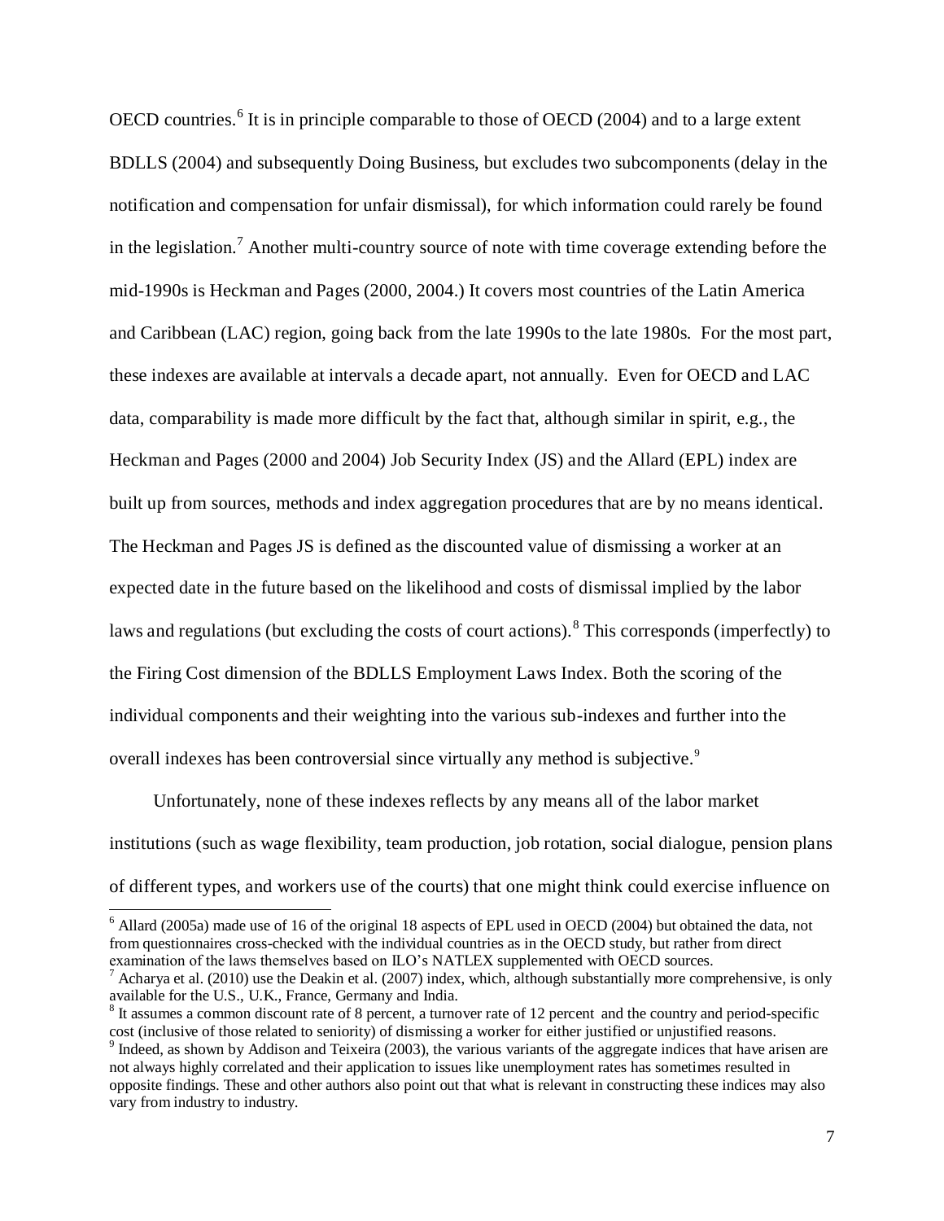OECD countries.[6] It is in principle comparable to those of OECD (2004) and to a large extent BDLLS (2004) and subsequently Doing Business, but excludes two subcomponents (delay in the notification and compensation for unfair dismissal), for which information could rarely be found in the legislation.[7] Another multi-country source of note with time coverage extending before the mid-1990s is Heckman and Pages (2000, 2004.) It covers most countries of the Latin America and Caribbean (LAC) region, going back from the late 1990s to the late 1980s. For the most part, these indexes are available at intervals a decade apart, not annually. Even for OECD and LAC data, comparability is made more difficult by the fact that, although similar in spirit, e.g., the Heckman and Pages (2000 and 2004) Job Security Index (JS) and the Allard (EPL) index are built up from sources, methods and index aggregation procedures that are by no means identical. The Heckman and Pages JS is defined as the discounted value of dismissing a worker at an expected date in the future based on the likelihood and costs of dismissal implied by the labor laws and regulations (but excluding the costs of court actions).[8] This corresponds (imperfectly) to the Firing Cost dimension of the BDLLS Employment Laws Index. Both the scoring of the individual components and their weighting into the various sub-indexes and further into the overall indexes has been controversial since virtually any method is subjective.[9]

Unfortunately, none of these indexes reflects by any means all of the labor market institutions (such as wage flexibility, team production, job rotation, social dialogue, pension plans of different types, and workers use of the courts) that one might think could exercise influence on

---

[6] Allard (2005a) made use of 16 of the original 18 aspects of EPL used in OECD (2004) but obtained the data, not from questionnaires cross-checked with the individual countries as in the OECD study, but rather from direct examination of the laws themselves based on ILO's NATLEX supplemented with OECD sources.

[7] Acharya et al. (2010) use the Deakin et al. (2007) index, which, although substantially more comprehensive, is only available for the U.S., U.K., France, Germany and India.

[8] It assumes a common discount rate of 8 percent, a turnover rate of 12 percent and the country and period-specific cost (inclusive of those related to seniority) of dismissing a worker for either justified or unjustified reasons.

[9] Indeed, as shown by Addison and Teixeira (2003), the various variants of the aggregate indices that have arisen are not always highly correlated and their application to issues like unemployment rates has sometimes resulted in opposite findings. These and other authors also point out that what is relevant in constructing these indices may also vary from industry to industry.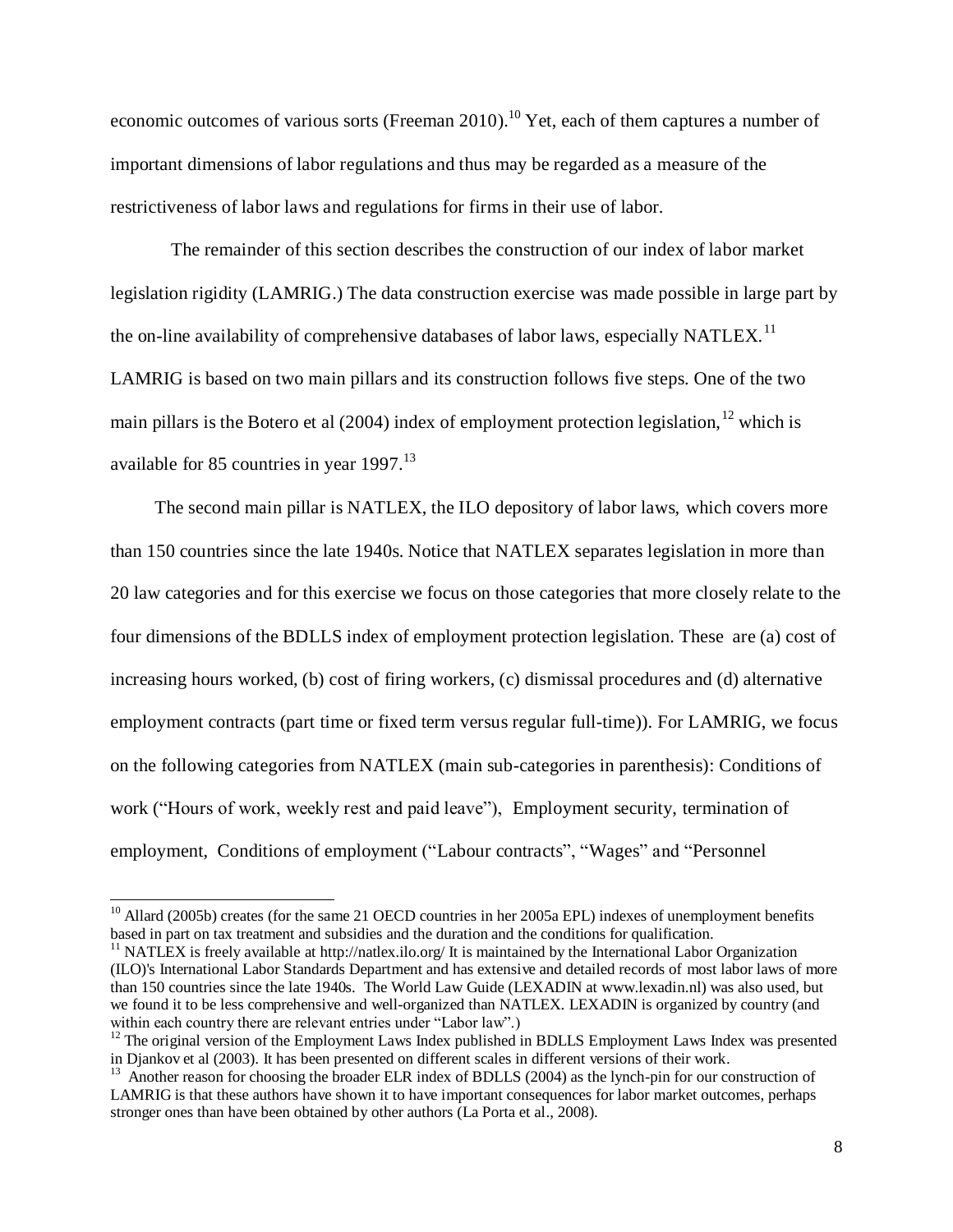economic outcomes of various sorts (Freeman 2010).[10] Yet, each of them captures a number of important dimensions of labor regulations and thus may be regarded as a measure of the restrictiveness of labor laws and regulations for firms in their use of labor.

The remainder of this section describes the construction of our index of labor market legislation rigidity (LAMRIG.) The data construction exercise was made possible in large part by the on-line availability of comprehensive databases of labor laws, especially NATLEX.[11] LAMRIG is based on two main pillars and its construction follows five steps. One of the two main pillars is the Botero et al (2004) index of employment protection legislation,[12] which is available for 85 countries in year 1997.[13]

The second main pillar is NATLEX, the ILO depository of labor laws, which covers more than 150 countries since the late 1940s. Notice that NATLEX separates legislation in more than 20 law categories and for this exercise we focus on those categories that more closely relate to the four dimensions of the BDLLS index of employment protection legislation. These are (a) cost of increasing hours worked, (b) cost of firing workers, (c) dismissal procedures and (d) alternative employment contracts (part time or fixed term versus regular full-time)). For LAMRIG, we focus on the following categories from NATLEX (main sub-categories in parenthesis): Conditions of work ("Hours of work, weekly rest and paid leave"), Employment security, termination of employment, Conditions of employment ("Labour contracts", "Wages" and "Personnel

---

[10] Allard (2005b) creates (for the same 21 OECD countries in her 2005a EPL) indexes of unemployment benefits based in part on tax treatment and subsidies and the duration and the conditions for qualification.

[11] NATLEX is freely available at http://natlex.ilo.org/ It is maintained by the International Labor Organization (ILO)'s International Labor Standards Department and has extensive and detailed records of most labor laws of more than 150 countries since the late 1940s. The World Law Guide (LEXADIN at www.lexadin.nl) was also used, but we found it to be less comprehensive and well-organized than NATLEX. LEXADIN is organized by country (and within each country there are relevant entries under "Labor law".)

[12] The original version of the Employment Laws Index published in BDLLS Employment Laws Index was presented in Djankov et al (2003). It has been presented on different scales in different versions of their work.

[13] Another reason for choosing the broader ELR index of BDLLS (2004) as the lynch-pin for our construction of LAMRIG is that these authors have shown it to have important consequences for labor market outcomes, perhaps stronger ones than have been obtained by other authors (La Porta et al., 2008).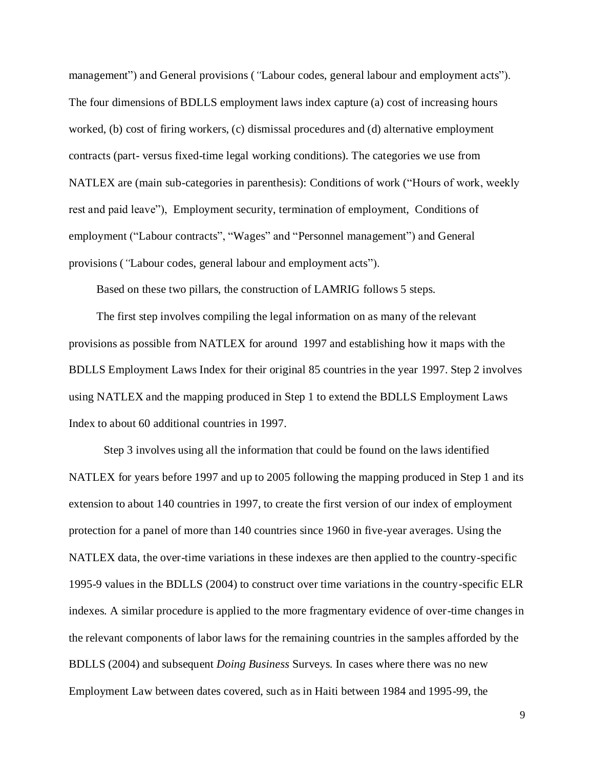management") and General provisions (*"*Labour codes, general labour and employment acts"). The four dimensions of BDLLS employment laws index capture (a) cost of increasing hours worked, (b) cost of firing workers, (c) dismissal procedures and (d) alternative employment contracts (part- versus fixed-time legal working conditions). The categories we use from NATLEX are (main sub-categories in parenthesis): Conditions of work ("Hours of work, weekly rest and paid leave"), Employment security, termination of employment, Conditions of employment ("Labour contracts", "Wages" and "Personnel management") and General provisions (*"*Labour codes, general labour and employment acts").

Based on these two pillars, the construction of LAMRIG follows 5 steps.

The first step involves compiling the legal information on as many of the relevant provisions as possible from NATLEX for around 1997 and establishing how it maps with the BDLLS Employment Laws Index for their original 85 countries in the year 1997. Step 2 involves using NATLEX and the mapping produced in Step 1 to extend the BDLLS Employment Laws Index to about 60 additional countries in 1997.

Step 3 involves using all the information that could be found on the laws identified NATLEX for years before 1997 and up to 2005 following the mapping produced in Step 1 and its extension to about 140 countries in 1997, to create the first version of our index of employment protection for a panel of more than 140 countries since 1960 in five-year averages. Using the NATLEX data, the over-time variations in these indexes are then applied to the country-specific 1995-9 values in the BDLLS (2004) to construct over time variations in the country-specific ELR indexes. A similar procedure is applied to the more fragmentary evidence of over-time changes in the relevant components of labor laws for the remaining countries in the samples afforded by the BDLLS (2004) and subsequent *Doing Business* Surveys. In cases where there was no new Employment Law between dates covered, such as in Haiti between 1984 and 1995-99, the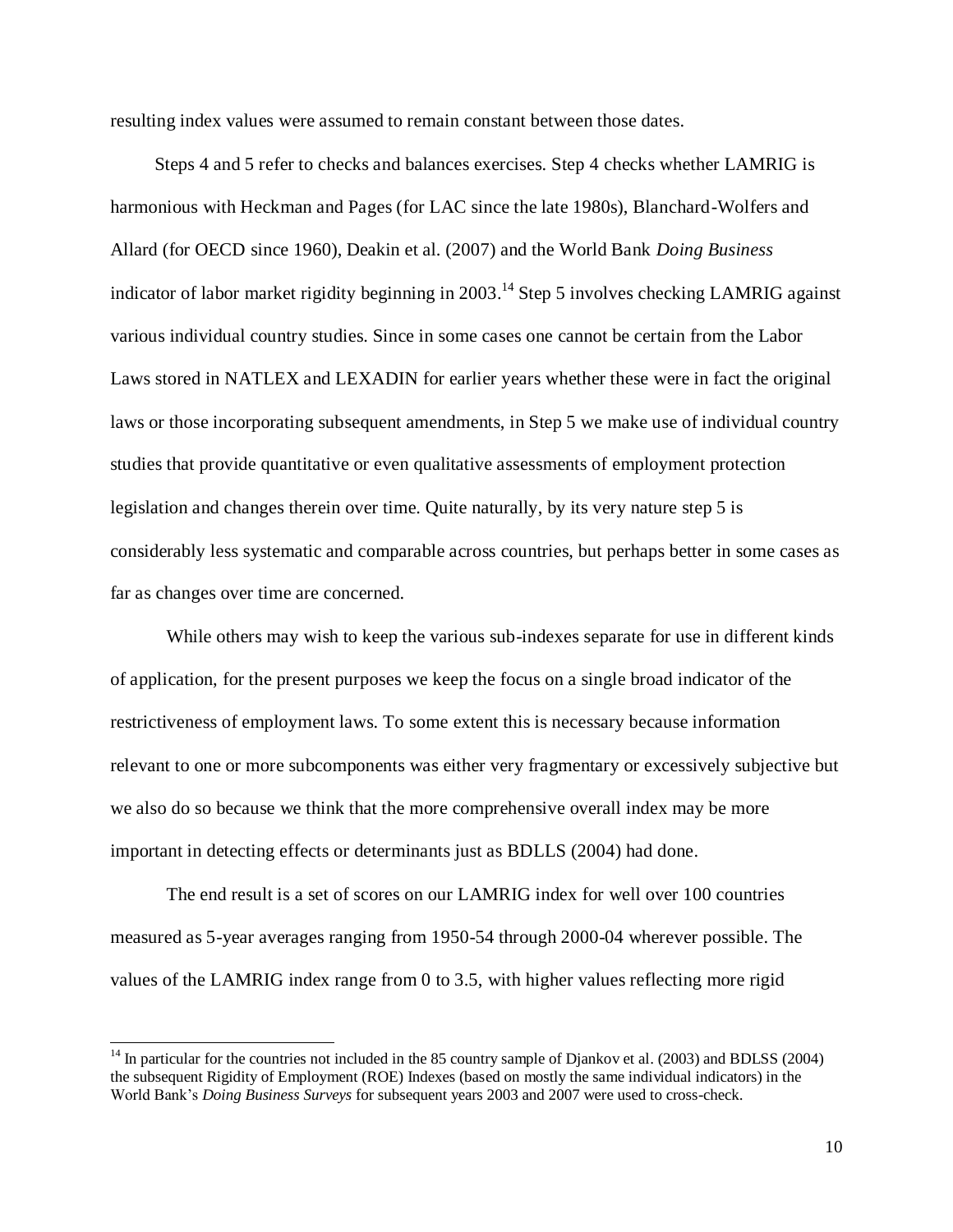resulting index values were assumed to remain constant between those dates.

Steps 4 and 5 refer to checks and balances exercises. Step 4 checks whether LAMRIG is harmonious with Heckman and Pages (for LAC since the late 1980s), Blanchard-Wolfers and Allard (for OECD since 1960), Deakin et al. (2007) and the World Bank *Doing Business* indicator of labor market rigidity beginning in 2003.[14] Step 5 involves checking LAMRIG against various individual country studies. Since in some cases one cannot be certain from the Labor Laws stored in NATLEX and LEXADIN for earlier years whether these were in fact the original laws or those incorporating subsequent amendments, in Step 5 we make use of individual country studies that provide quantitative or even qualitative assessments of employment protection legislation and changes therein over time. Quite naturally, by its very nature step 5 is considerably less systematic and comparable across countries, but perhaps better in some cases as far as changes over time are concerned.

While others may wish to keep the various sub-indexes separate for use in different kinds of application, for the present purposes we keep the focus on a single broad indicator of the restrictiveness of employment laws. To some extent this is necessary because information relevant to one or more subcomponents was either very fragmentary or excessively subjective but we also do so because we think that the more comprehensive overall index may be more important in detecting effects or determinants just as BDLLS (2004) had done.

The end result is a set of scores on our LAMRIG index for well over 100 countries measured as 5-year averages ranging from 1950-54 through 2000-04 wherever possible. The values of the LAMRIG index range from 0 to 3.5, with higher values reflecting more rigid

---

[14] In particular for the countries not included in the 85 country sample of Djankov et al. (2003) and BDLSS (2004) the subsequent Rigidity of Employment (ROE) Indexes (based on mostly the same individual indicators) in the World Bank's *Doing Business Surveys* for subsequent years 2003 and 2007 were used to cross-check.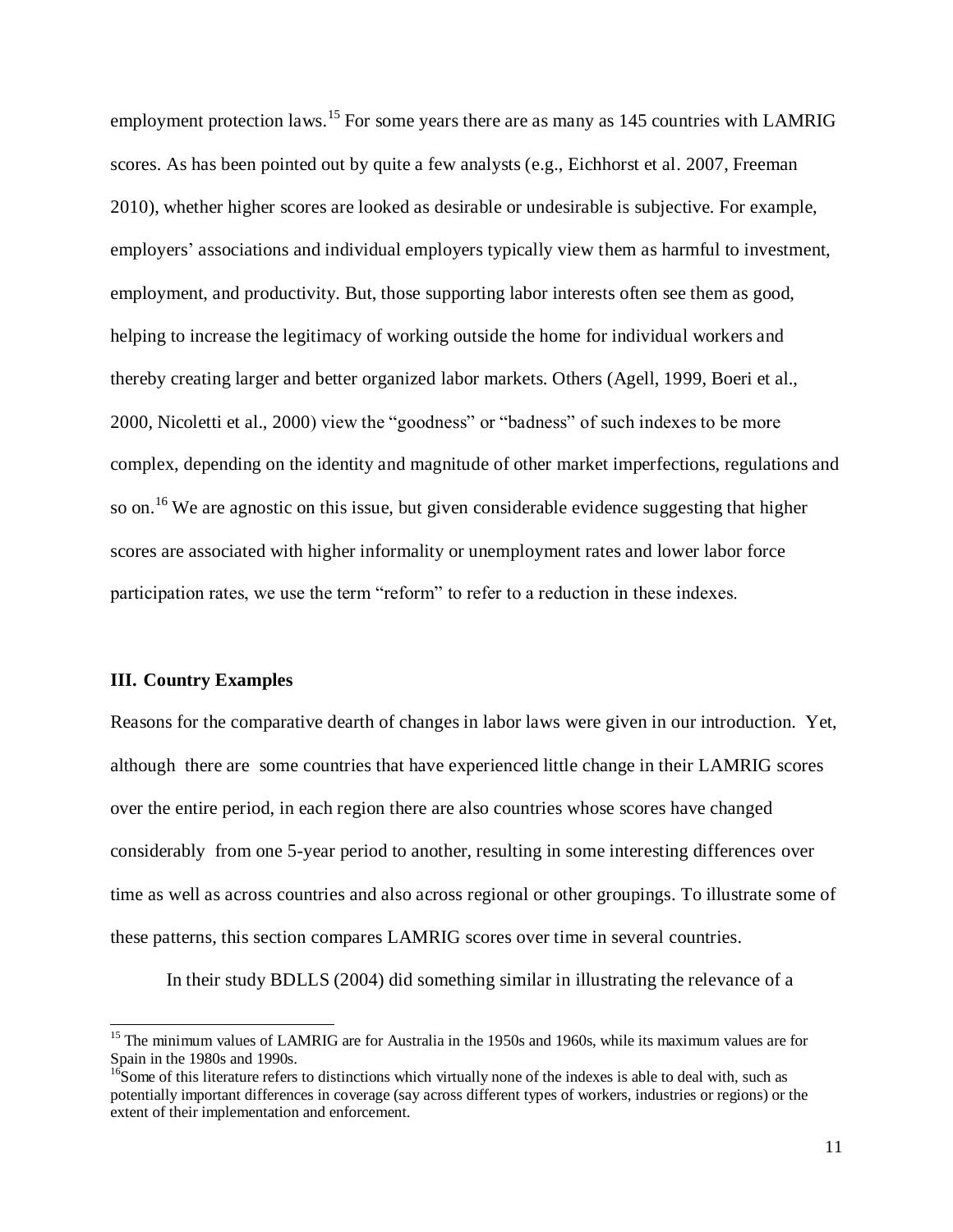employment protection laws.[15] For some years there are as many as 145 countries with LAMRIG scores. As has been pointed out by quite a few analysts (e.g., Eichhorst et al. 2007, Freeman 2010), whether higher scores are looked as desirable or undesirable is subjective. For example, employers' associations and individual employers typically view them as harmful to investment, employment, and productivity. But, those supporting labor interests often see them as good, helping to increase the legitimacy of working outside the home for individual workers and thereby creating larger and better organized labor markets. Others (Agell, 1999, Boeri et al., 2000, Nicoletti et al., 2000) view the "goodness" or "badness" of such indexes to be more complex, depending on the identity and magnitude of other market imperfections, regulations and so on.[16] We are agnostic on this issue, but given considerable evidence suggesting that higher scores are associated with higher informality or unemployment rates and lower labor force participation rates, we use the term "reform" to refer to a reduction in these indexes.

### III. Country Examples

Reasons for the comparative dearth of changes in labor laws were given in our introduction. Yet, although there are some countries that have experienced little change in their LAMRIG scores over the entire period, in each region there are also countries whose scores have changed considerably from one 5-year period to another, resulting in some interesting differences over time as well as across countries and also across regional or other groupings. To illustrate some of these patterns, this section compares LAMRIG scores over time in several countries.

In their study BDLLS (2004) did something similar in illustrating the relevance of a

---

[15] The minimum values of LAMRIG are for Australia in the 1950s and 1960s, while its maximum values are for Spain in the 1980s and 1990s.

[16] Some of this literature refers to distinctions which virtually none of the indexes is able to deal with, such as potentially important differences in coverage (say across different types of workers, industries or regions) or the extent of their implementation and enforcement.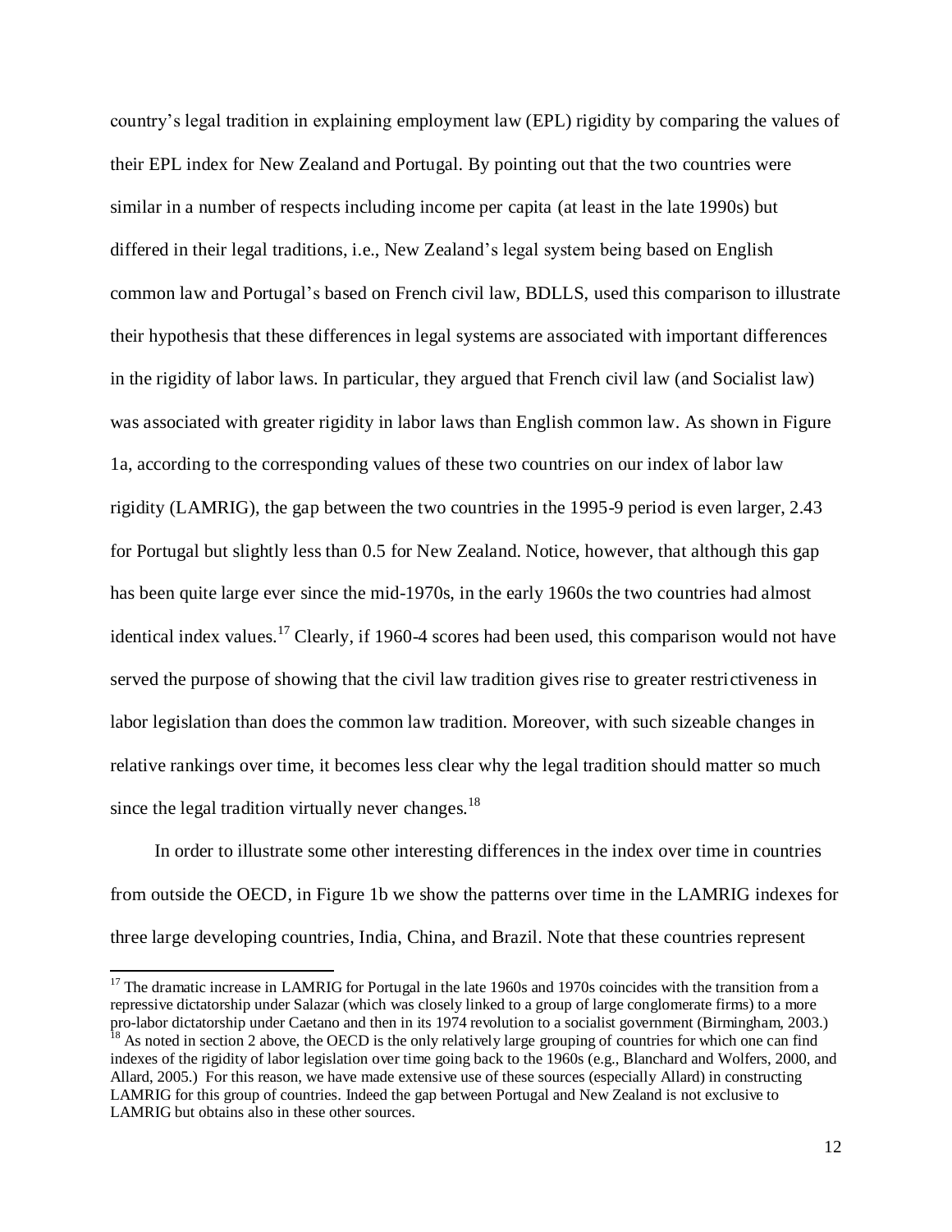country's legal tradition in explaining employment law (EPL) rigidity by comparing the values of their EPL index for New Zealand and Portugal. By pointing out that the two countries were similar in a number of respects including income per capita (at least in the late 1990s) but differed in their legal traditions, i.e., New Zealand's legal system being based on English common law and Portugal's based on French civil law, BDLLS, used this comparison to illustrate their hypothesis that these differences in legal systems are associated with important differences in the rigidity of labor laws. In particular, they argued that French civil law (and Socialist law) was associated with greater rigidity in labor laws than English common law. As shown in Figure 1a, according to the corresponding values of these two countries on our index of labor law rigidity (LAMRIG), the gap between the two countries in the 1995-9 period is even larger, 2.43 for Portugal but slightly less than 0.5 for New Zealand. Notice, however, that although this gap has been quite large ever since the mid-1970s, in the early 1960s the two countries had almost identical index values.[17] Clearly, if 1960-4 scores had been used, this comparison would not have served the purpose of showing that the civil law tradition gives rise to greater restrictiveness in labor legislation than does the common law tradition. Moreover, with such sizeable changes in relative rankings over time, it becomes less clear why the legal tradition should matter so much since the legal tradition virtually never changes.[18]

In order to illustrate some other interesting differences in the index over time in countries from outside the OECD, in Figure 1b we show the patterns over time in the LAMRIG indexes for three large developing countries, India, China, and Brazil. Note that these countries represent

[17] The dramatic increase in LAMRIG for Portugal in the late 1960s and 1970s coincides with the transition from a repressive dictatorship under Salazar (which was closely linked to a group of large conglomerate firms) to a more pro-labor dictatorship under Caetano and then in its 1974 revolution to a socialist government (Birmingham, 2003.)

[18] As noted in section 2 above, the OECD is the only relatively large grouping of countries for which one can find indexes of the rigidity of labor legislation over time going back to the 1960s (e.g., Blanchard and Wolfers, 2000, and Allard, 2005.) For this reason, we have made extensive use of these sources (especially Allard) in constructing LAMRIG for this group of countries. Indeed the gap between Portugal and New Zealand is not exclusive to LAMRIG but obtains also in these other sources.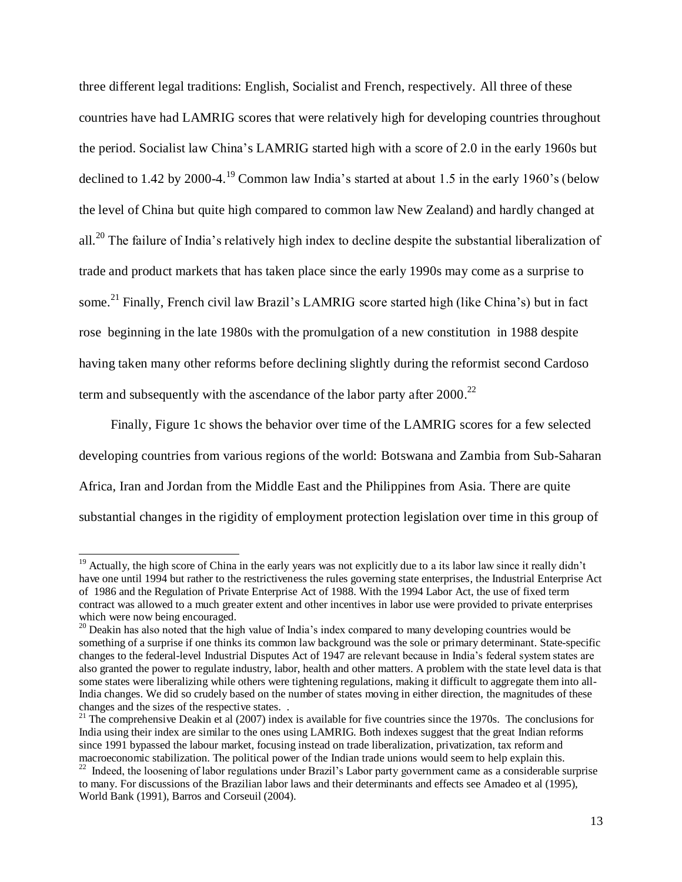three different legal traditions: English, Socialist and French, respectively. All three of these countries have had LAMRIG scores that were relatively high for developing countries throughout the period. Socialist law China's LAMRIG started high with a score of 2.0 in the early 1960s but declined to 1.42 by 2000-4.[19] Common law India's started at about 1.5 in the early 1960's (below the level of China but quite high compared to common law New Zealand) and hardly changed at all.[20] The failure of India's relatively high index to decline despite the substantial liberalization of trade and product markets that has taken place since the early 1990s may come as a surprise to some.[21] Finally, French civil law Brazil's LAMRIG score started high (like China's) but in fact rose beginning in the late 1980s with the promulgation of a new constitution in 1988 despite having taken many other reforms before declining slightly during the reformist second Cardoso term and subsequently with the ascendance of the labor party after 2000.[22]

Finally, Figure 1c shows the behavior over time of the LAMRIG scores for a few selected developing countries from various regions of the world: Botswana and Zambia from Sub-Saharan Africa, Iran and Jordan from the Middle East and the Philippines from Asia. There are quite substantial changes in the rigidity of employment protection legislation over time in this group of

---

[19] Actually, the high score of China in the early years was not explicitly due to a its labor law since it really didn't have one until 1994 but rather to the restrictiveness the rules governing state enterprises, the Industrial Enterprise Act of 1986 and the Regulation of Private Enterprise Act of 1988. With the 1994 Labor Act, the use of fixed term contract was allowed to a much greater extent and other incentives in labor use were provided to private enterprises which were now being encouraged.

[20] Deakin has also noted that the high value of India's index compared to many developing countries would be something of a surprise if one thinks its common law background was the sole or primary determinant. State-specific changes to the federal-level Industrial Disputes Act of 1947 are relevant because in India's federal system states are also granted the power to regulate industry, labor, health and other matters. A problem with the state level data is that some states were liberalizing while others were tightening regulations, making it difficult to aggregate them into all-India changes. We did so crudely based on the number of states moving in either direction, the magnitudes of these changes and the sizes of the respective states. .

[21] The comprehensive Deakin et al (2007) index is available for five countries since the 1970s. The conclusions for India using their index are similar to the ones using LAMRIG. Both indexes suggest that the great Indian reforms since 1991 bypassed the labour market, focusing instead on trade liberalization, privatization, tax reform and macroeconomic stabilization. The political power of the Indian trade unions would seem to help explain this.

[22] Indeed, the loosening of labor regulations under Brazil's Labor party government came as a considerable surprise to many. For discussions of the Brazilian labor laws and their determinants and effects see Amadeo et al (1995), World Bank (1991), Barros and Corseuil (2004).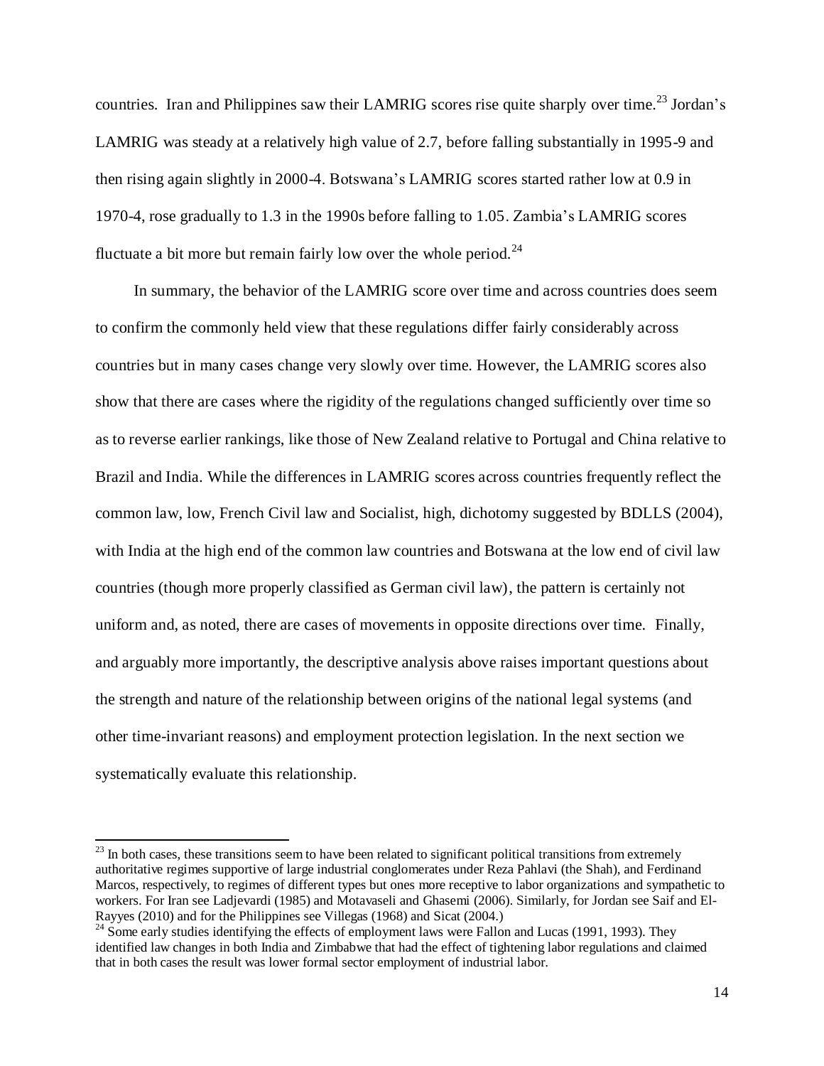countries. Iran and Philippines saw their LAMRIG scores rise quite sharply over time.[23] Jordan's LAMRIG was steady at a relatively high value of 2.7, before falling substantially in 1995-9 and then rising again slightly in 2000-4. Botswana's LAMRIG scores started rather low at 0.9 in 1970-4, rose gradually to 1.3 in the 1990s before falling to 1.05. Zambia's LAMRIG scores fluctuate a bit more but remain fairly low over the whole period.[24]

In summary, the behavior of the LAMRIG score over time and across countries does seem to confirm the commonly held view that these regulations differ fairly considerably across countries but in many cases change very slowly over time. However, the LAMRIG scores also show that there are cases where the rigidity of the regulations changed sufficiently over time so as to reverse earlier rankings, like those of New Zealand relative to Portugal and China relative to Brazil and India. While the differences in LAMRIG scores across countries frequently reflect the common law, low, French Civil law and Socialist, high, dichotomy suggested by BDLLS (2004), with India at the high end of the common law countries and Botswana at the low end of civil law countries (though more properly classified as German civil law), the pattern is certainly not uniform and, as noted, there are cases of movements in opposite directions over time. Finally, and arguably more importantly, the descriptive analysis above raises important questions about the strength and nature of the relationship between origins of the national legal systems (and other time-invariant reasons) and employment protection legislation. In the next section we systematically evaluate this relationship.

---

[23] In both cases, these transitions seem to have been related to significant political transitions from extremely authoritative regimes supportive of large industrial conglomerates under Reza Pahlavi (the Shah), and Ferdinand Marcos, respectively, to regimes of different types but ones more receptive to labor organizations and sympathetic to workers. For Iran see Ladjevardi (1985) and Motavaseli and Ghasemi (2006). Similarly, for Jordan see Saif and El-Rayyes (2010) and for the Philippines see Villegas (1968) and Sicat (2004.)

[24] Some early studies identifying the effects of employment laws were Fallon and Lucas (1991, 1993). They identified law changes in both India and Zimbabwe that had the effect of tightening labor regulations and claimed that in both cases the result was lower formal sector employment of industrial labor.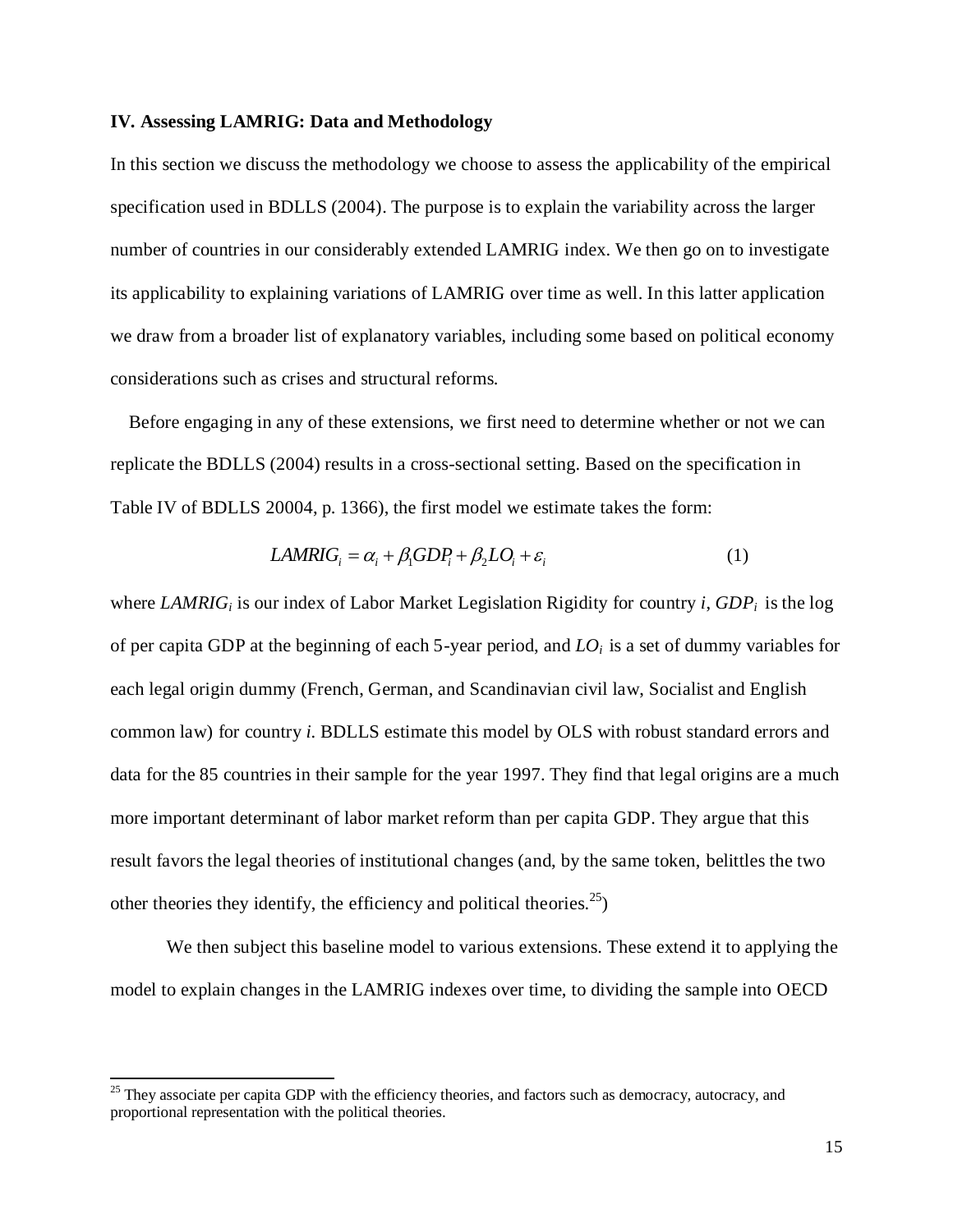### IV. Assessing LAMRIG: Data and Methodology

In this section we discuss the methodology we choose to assess the applicability of the empirical specification used in BDLLS (2004). The purpose is to explain the variability across the larger number of countries in our considerably extended LAMRIG index. We then go on to investigate its applicability to explaining variations of LAMRIG over time as well. In this latter application we draw from a broader list of explanatory variables, including some based on political economy considerations such as crises and structural reforms.

Before engaging in any of these extensions, we first need to determine whether or not we can replicate the BDLLS (2004) results in a cross-sectional setting. Based on the specification in Table IV of BDLLS 20004, p. 1366), the first model we estimate takes the form:

$$LAMRIG_i = \alpha_i + \beta_1 GDP_i + \beta_2 LO_i + \varepsilon_i \tag{1}$$

where $LAMRIG_i$ is our index of Labor Market Legislation Rigidity for country $i$, $GDP_i$ is the log of per capita GDP at the beginning of each 5-year period, and $LO_i$ is a set of dummy variables for each legal origin dummy (French, German, and Scandinavian civil law, Socialist and English common law) for country $i$. BDLLS estimate this model by OLS with robust standard errors and data for the 85 countries in their sample for the year 1997. They find that legal origins are a much more important determinant of labor market reform than per capita GDP. They argue that this result favors the legal theories of institutional changes (and, by the same token, belittles the two other theories they identify, the efficiency and political theories.[25])

We then subject this baseline model to various extensions. These extend it to applying the model to explain changes in the LAMRIG indexes over time, to dividing the sample into OECD

[25] They associate per capita GDP with the efficiency theories, and factors such as democracy, autocracy, and proportional representation with the political theories.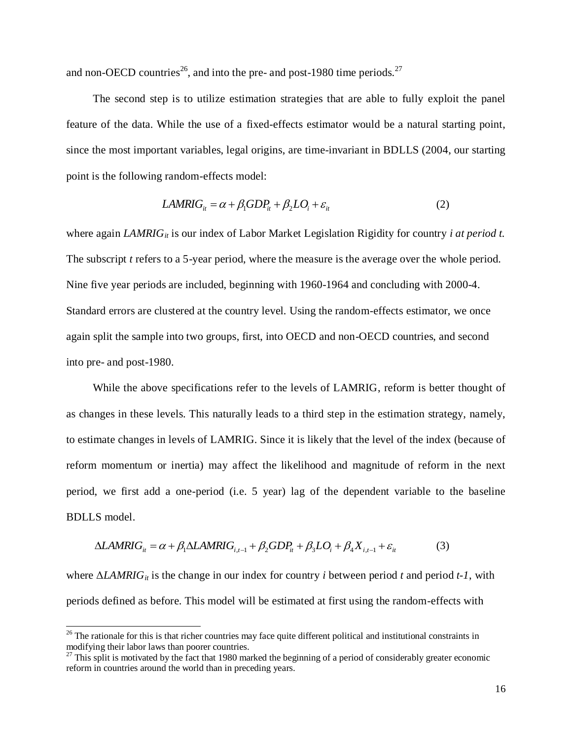and non-OECD countries[26], and into the pre- and post-1980 time periods.[27]

The second step is to utilize estimation strategies that are able to fully exploit the panel feature of the data. While the use of a fixed-effects estimator would be a natural starting point, since the most important variables, legal origins, are time-invariant in BDLLS (2004, our starting point is the following random-effects model:

$$LAMRIG_{it} = \alpha + \beta_1 GDP_{it} + \beta_2 LO_i + \varepsilon_{it} \tag{2}$$

where again $LAMRIG_{it}$ is our index of Labor Market Legislation Rigidity for country *i at period t.* The subscript *t* refers to a 5-year period, where the measure is the average over the whole period. Nine five year periods are included, beginning with 1960-1964 and concluding with 2000-4. Standard errors are clustered at the country level. Using the random-effects estimator, we once again split the sample into two groups, first, into OECD and non-OECD countries, and second into pre- and post-1980.

While the above specifications refer to the levels of LAMRIG, reform is better thought of as changes in these levels. This naturally leads to a third step in the estimation strategy, namely, to estimate changes in levels of LAMRIG. Since it is likely that the level of the index (because of reform momentum or inertia) may affect the likelihood and magnitude of reform in the next period, we first add a one-period (i.e. 5 year) lag of the dependent variable to the baseline BDLLS model.

$$\Delta LAMRIG_{it} = \alpha + \beta_1 \Delta LAMRIG_{i,t-1} + \beta_2 GDP_{it} + \beta_3 LO_i + \beta_4 X_{i,t-1} + \varepsilon_{it} \tag{3}$$

where $\Delta LAMRIG_{it}$ is the change in our index for country *i* between period *t* and period *t-1*, with periods defined as before. This model will be estimated at first using the random-effects with

[26] The rationale for this is that richer countries may face quite different political and institutional constraints in modifying their labor laws than poorer countries.

[27] This split is motivated by the fact that 1980 marked the beginning of a period of considerably greater economic reform in countries around the world than in preceding years.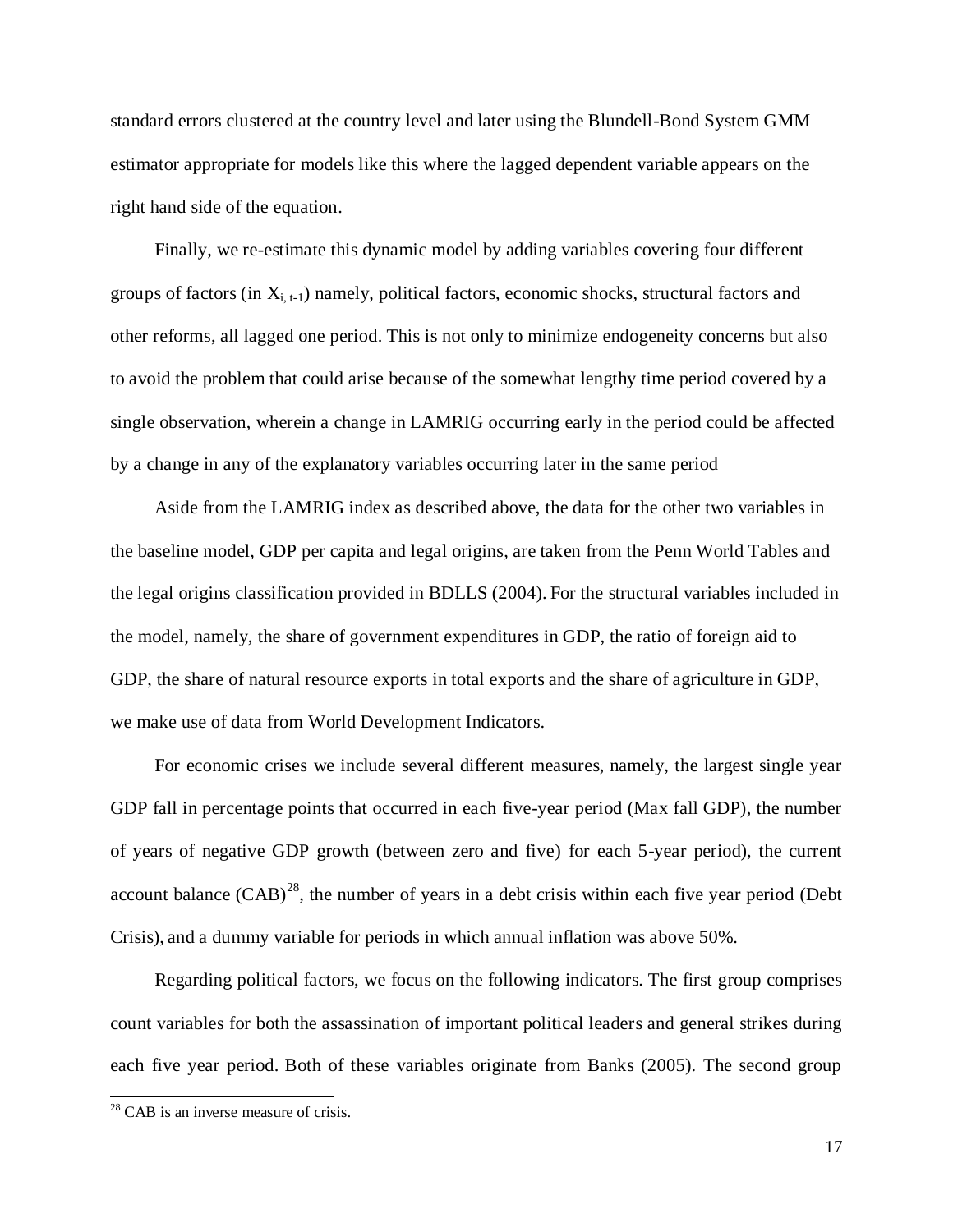standard errors clustered at the country level and later using the Blundell-Bond System GMM estimator appropriate for models like this where the lagged dependent variable appears on the right hand side of the equation.

Finally, we re-estimate this dynamic model by adding variables covering four different groups of factors (in $X_{i, t-1}$) namely, political factors, economic shocks, structural factors and other reforms, all lagged one period. This is not only to minimize endogeneity concerns but also to avoid the problem that could arise because of the somewhat lengthy time period covered by a single observation, wherein a change in LAMRIG occurring early in the period could be affected by a change in any of the explanatory variables occurring later in the same period

Aside from the LAMRIG index as described above, the data for the other two variables in the baseline model, GDP per capita and legal origins, are taken from the Penn World Tables and the legal origins classification provided in BDLLS (2004). For the structural variables included in the model, namely, the share of government expenditures in GDP, the ratio of foreign aid to GDP, the share of natural resource exports in total exports and the share of agriculture in GDP, we make use of data from World Development Indicators.

For economic crises we include several different measures, namely, the largest single year GDP fall in percentage points that occurred in each five-year period (Max fall GDP), the number of years of negative GDP growth (between zero and five) for each 5-year period), the current account balance (CAB)[28], the number of years in a debt crisis within each five year period (Debt Crisis), and a dummy variable for periods in which annual inflation was above 50%.

Regarding political factors, we focus on the following indicators. The first group comprises count variables for both the assassination of important political leaders and general strikes during each five year period. Both of these variables originate from Banks (2005). The second group

[28] CAB is an inverse measure of crisis.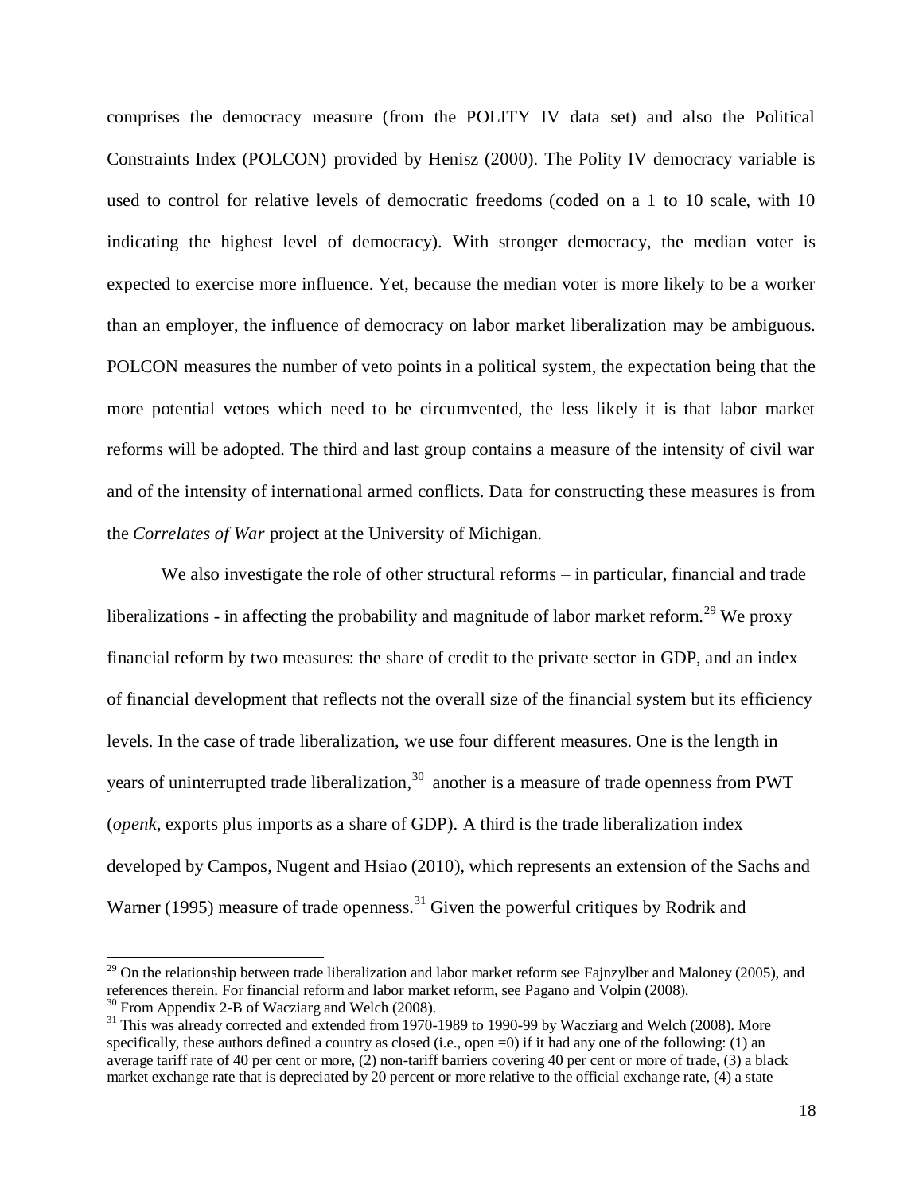comprises the democracy measure (from the POLITY IV data set) and also the Political Constraints Index (POLCON) provided by Henisz (2000). The Polity IV democracy variable is used to control for relative levels of democratic freedoms (coded on a 1 to 10 scale, with 10 indicating the highest level of democracy). With stronger democracy, the median voter is expected to exercise more influence. Yet, because the median voter is more likely to be a worker than an employer, the influence of democracy on labor market liberalization may be ambiguous. POLCON measures the number of veto points in a political system, the expectation being that the more potential vetoes which need to be circumvented, the less likely it is that labor market reforms will be adopted. The third and last group contains a measure of the intensity of civil war and of the intensity of international armed conflicts. Data for constructing these measures is from the *Correlates of War* project at the University of Michigan.

We also investigate the role of other structural reforms – in particular, financial and trade liberalizations - in affecting the probability and magnitude of labor market reform.[29] We proxy financial reform by two measures: the share of credit to the private sector in GDP, and an index of financial development that reflects not the overall size of the financial system but its efficiency levels. In the case of trade liberalization, we use four different measures. One is the length in years of uninterrupted trade liberalization,[30] another is a measure of trade openness from PWT (*openk*, exports plus imports as a share of GDP). A third is the trade liberalization index developed by Campos, Nugent and Hsiao (2010), which represents an extension of the Sachs and Warner (1995) measure of trade openness.[31] Given the powerful critiques by Rodrik and

---

[29] On the relationship between trade liberalization and labor market reform see Fajnzylber and Maloney (2005), and references therein. For financial reform and labor market reform, see Pagano and Volpin (2008).

[30] From Appendix 2-B of Wacziarg and Welch (2008).

[31] This was already corrected and extended from 1970-1989 to 1990-99 by Wacziarg and Welch (2008). More specifically, these authors defined a country as closed (i.e., open =0) if it had any one of the following: (1) an average tariff rate of 40 per cent or more, (2) non-tariff barriers covering 40 per cent or more of trade, (3) a black market exchange rate that is depreciated by 20 percent or more relative to the official exchange rate, (4) a state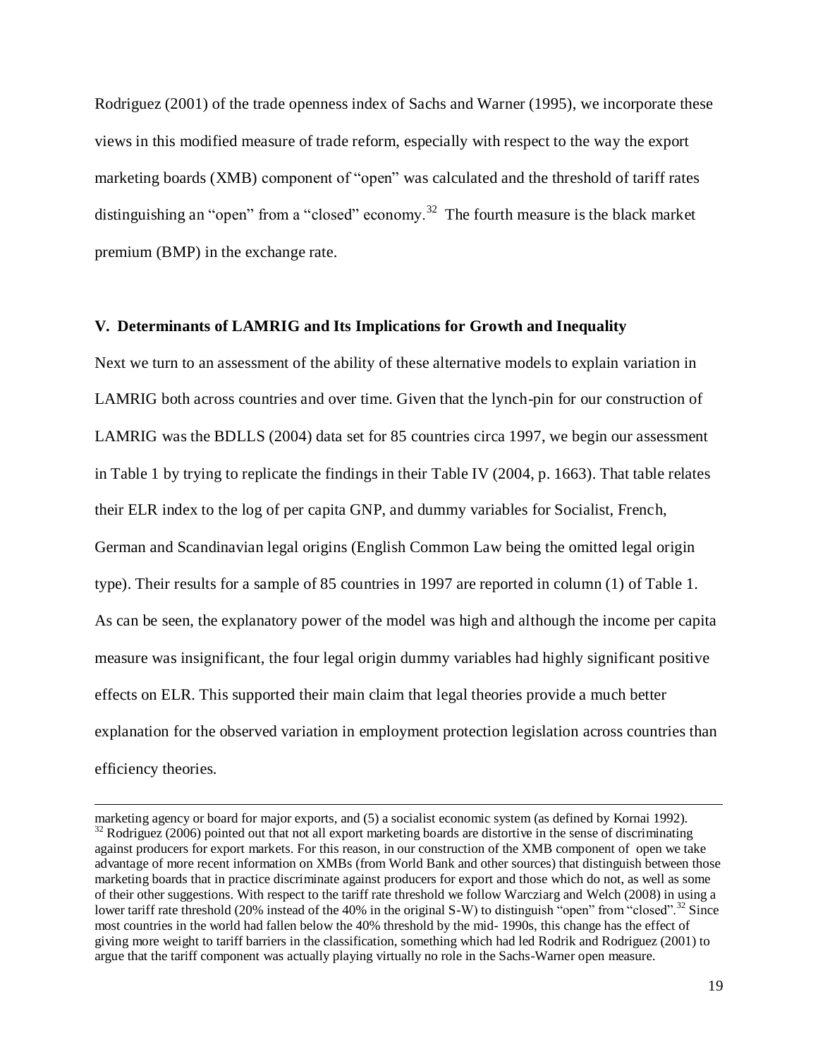Rodriguez (2001) of the trade openness index of Sachs and Warner (1995), we incorporate these views in this modified measure of trade reform, especially with respect to the way the export marketing boards (XMB) component of "open" was calculated and the threshold of tariff rates distinguishing an "open" from a "closed" economy.[32] The fourth measure is the black market premium (BMP) in the exchange rate.

### V. Determinants of LAMRIG and Its Implications for Growth and Inequality

Next we turn to an assessment of the ability of these alternative models to explain variation in LAMRIG both across countries and over time. Given that the lynch-pin for our construction of LAMRIG was the BDLLS (2004) data set for 85 countries circa 1997, we begin our assessment in Table 1 by trying to replicate the findings in their Table IV (2004, p. 1663). That table relates their ELR index to the log of per capita GNP, and dummy variables for Socialist, French, German and Scandinavian legal origins (English Common Law being the omitted legal origin type). Their results for a sample of 85 countries in 1997 are reported in column (1) of Table 1. As can be seen, the explanatory power of the model was high and although the income per capita measure was insignificant, the four legal origin dummy variables had highly significant positive effects on ELR. This supported their main claim that legal theories provide a much better explanation for the observed variation in employment protection legislation across countries than efficiency theories.

---

marketing agency or board for major exports, and (5) a socialist economic system (as defined by Kornai 1992).

[32] Rodriguez (2006) pointed out that not all export marketing boards are distortive in the sense of discriminating against producers for export markets. For this reason, in our construction of the XMB component of open we take advantage of more recent information on XMBs (from World Bank and other sources) that distinguish between those marketing boards that in practice discriminate against producers for export and those which do not, as well as some of their other suggestions. With respect to the tariff rate threshold we follow Warcziarg and Welch (2008) in using a lower tariff rate threshold (20% instead of the 40% in the original S-W) to distinguish "open" from "closed".[32] Since most countries in the world had fallen below the 40% threshold by the mid- 1990s, this change has the effect of giving more weight to tariff barriers in the classification, something which had led Rodrik and Rodriguez (2001) to argue that the tariff component was actually playing virtually no role in the Sachs-Warner open measure.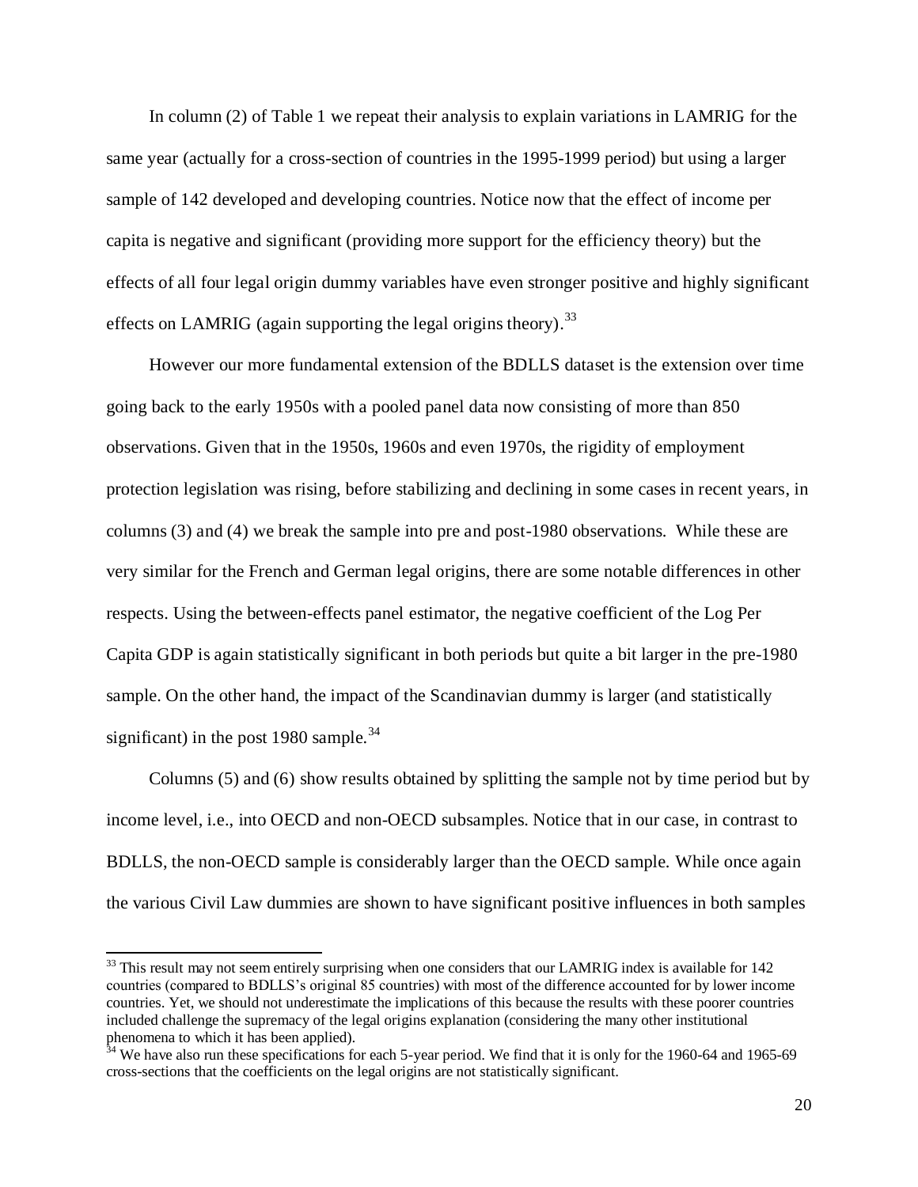In column (2) of Table 1 we repeat their analysis to explain variations in LAMRIG for the same year (actually for a cross-section of countries in the 1995-1999 period) but using a larger sample of 142 developed and developing countries. Notice now that the effect of income per capita is negative and significant (providing more support for the efficiency theory) but the effects of all four legal origin dummy variables have even stronger positive and highly significant effects on LAMRIG (again supporting the legal origins theory).[33]

However our more fundamental extension of the BDLLS dataset is the extension over time going back to the early 1950s with a pooled panel data now consisting of more than 850 observations. Given that in the 1950s, 1960s and even 1970s, the rigidity of employment protection legislation was rising, before stabilizing and declining in some cases in recent years, in columns (3) and (4) we break the sample into pre and post-1980 observations. While these are very similar for the French and German legal origins, there are some notable differences in other respects. Using the between-effects panel estimator, the negative coefficient of the Log Per Capita GDP is again statistically significant in both periods but quite a bit larger in the pre-1980 sample. On the other hand, the impact of the Scandinavian dummy is larger (and statistically significant) in the post 1980 sample.[34]

Columns (5) and (6) show results obtained by splitting the sample not by time period but by income level, i.e., into OECD and non-OECD subsamples. Notice that in our case, in contrast to BDLLS, the non-OECD sample is considerably larger than the OECD sample. While once again the various Civil Law dummies are shown to have significant positive influences in both samples

[33] This result may not seem entirely surprising when one considers that our LAMRIG index is available for 142 countries (compared to BDLLS's original 85 countries) with most of the difference accounted for by lower income countries. Yet, we should not underestimate the implications of this because the results with these poorer countries included challenge the supremacy of the legal origins explanation (considering the many other institutional phenomena to which it has been applied).

[34] We have also run these specifications for each 5-year period. We find that it is only for the 1960-64 and 1965-69 cross-sections that the coefficients on the legal origins are not statistically significant.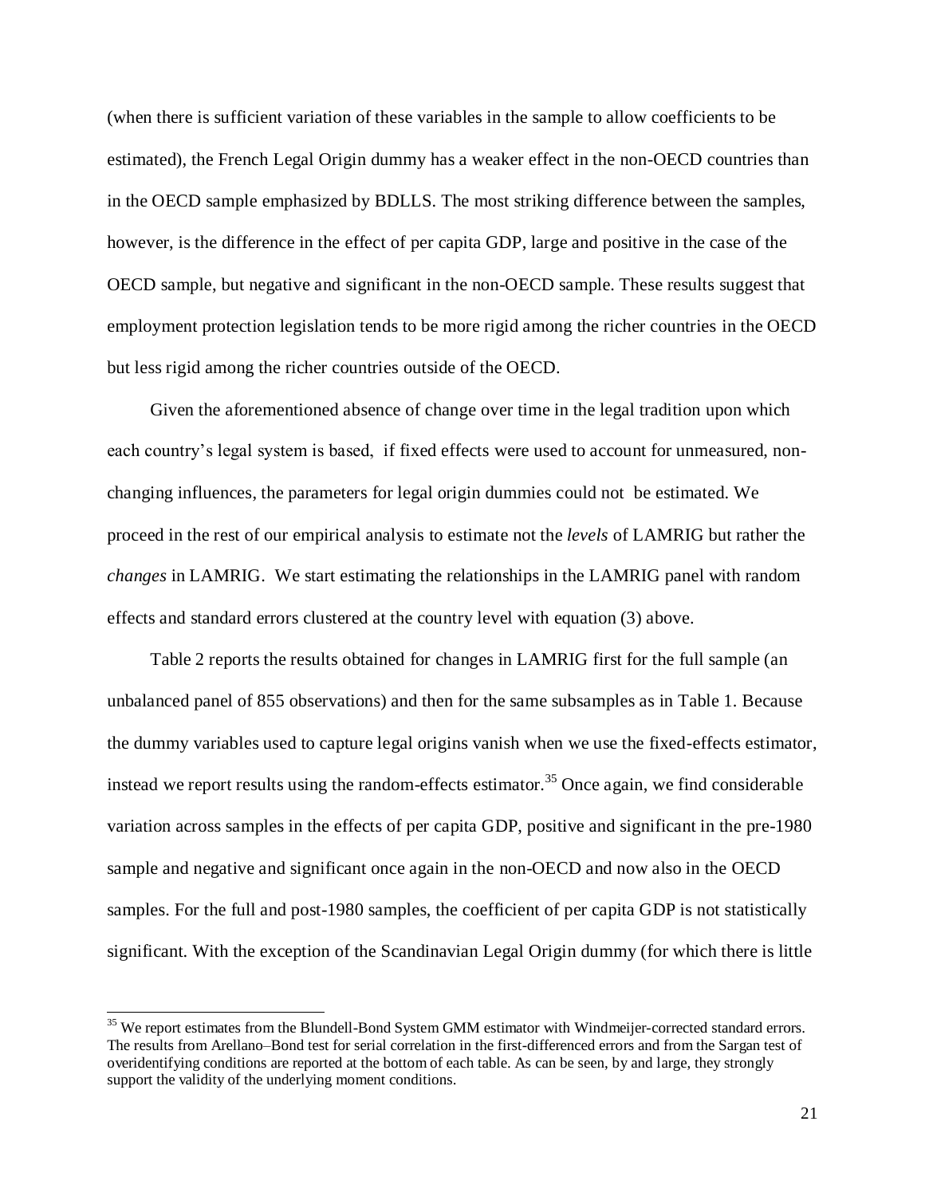(when there is sufficient variation of these variables in the sample to allow coefficients to be estimated), the French Legal Origin dummy has a weaker effect in the non-OECD countries than in the OECD sample emphasized by BDLLS. The most striking difference between the samples, however, is the difference in the effect of per capita GDP, large and positive in the case of the OECD sample, but negative and significant in the non-OECD sample. These results suggest that employment protection legislation tends to be more rigid among the richer countries in the OECD but less rigid among the richer countries outside of the OECD.

Given the aforementioned absence of change over time in the legal tradition upon which each country's legal system is based, if fixed effects were used to account for unmeasured, non-changing influences, the parameters for legal origin dummies could not be estimated. We proceed in the rest of our empirical analysis to estimate not the *levels* of LAMRIG but rather the *changes* in LAMRIG. We start estimating the relationships in the LAMRIG panel with random effects and standard errors clustered at the country level with equation (3) above.

Table 2 reports the results obtained for changes in LAMRIG first for the full sample (an unbalanced panel of 855 observations) and then for the same subsamples as in Table 1. Because the dummy variables used to capture legal origins vanish when we use the fixed-effects estimator, instead we report results using the random-effects estimator.[35] Once again, we find considerable variation across samples in the effects of per capita GDP, positive and significant in the pre-1980 sample and negative and significant once again in the non-OECD and now also in the OECD samples. For the full and post-1980 samples, the coefficient of per capita GDP is not statistically significant. With the exception of the Scandinavian Legal Origin dummy (for which there is little

[35] We report estimates from the Blundell-Bond System GMM estimator with Windmeijer-corrected standard errors. The results from Arellano–Bond test for serial correlation in the first-differenced errors and from the Sargan test of overidentifying conditions are reported at the bottom of each table. As can be seen, by and large, they strongly support the validity of the underlying moment conditions.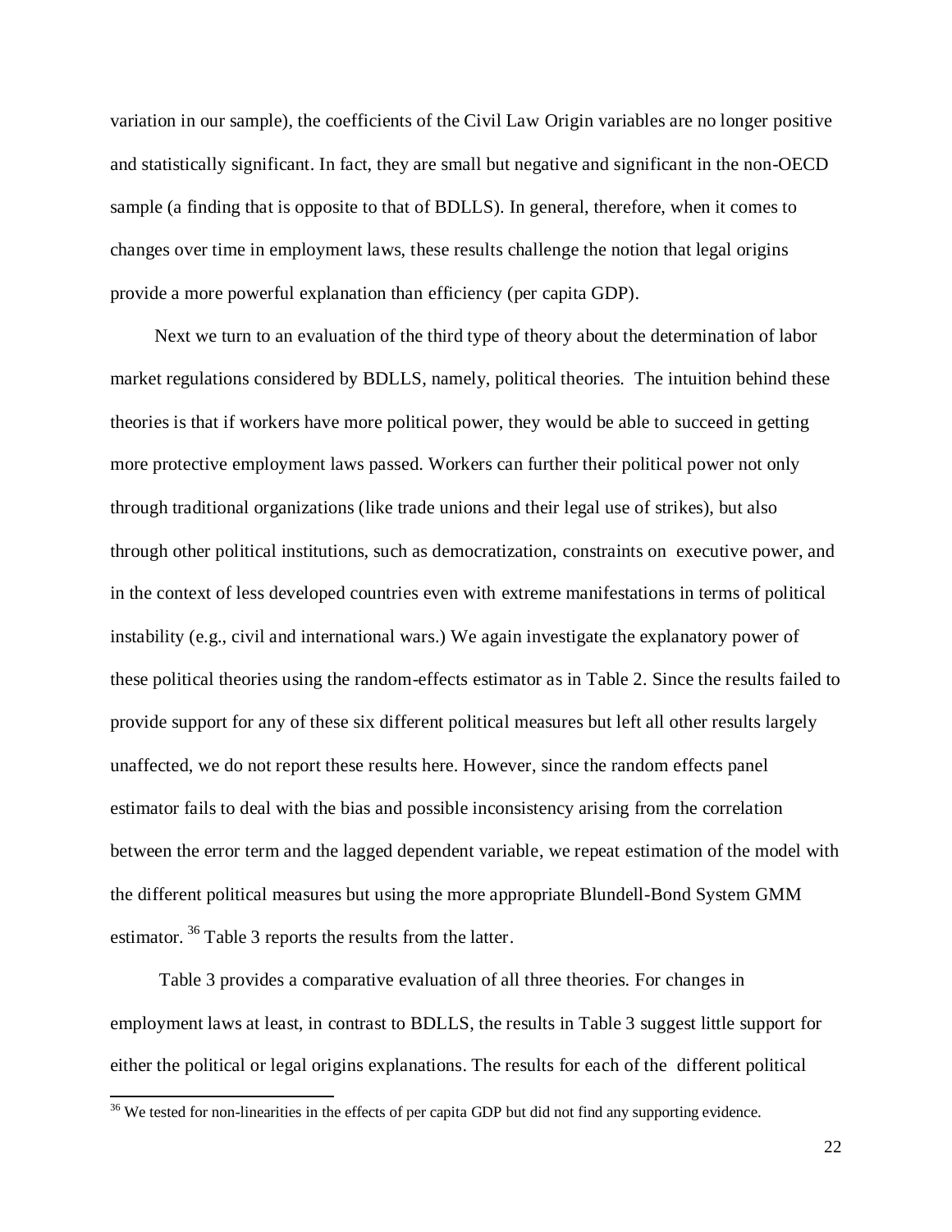variation in our sample), the coefficients of the Civil Law Origin variables are no longer positive and statistically significant. In fact, they are small but negative and significant in the non-OECD sample (a finding that is opposite to that of BDLLS). In general, therefore, when it comes to changes over time in employment laws, these results challenge the notion that legal origins provide a more powerful explanation than efficiency (per capita GDP).

Next we turn to an evaluation of the third type of theory about the determination of labor market regulations considered by BDLLS, namely, political theories. The intuition behind these theories is that if workers have more political power, they would be able to succeed in getting more protective employment laws passed. Workers can further their political power not only through traditional organizations (like trade unions and their legal use of strikes), but also through other political institutions, such as democratization, constraints on executive power, and in the context of less developed countries even with extreme manifestations in terms of political instability (e.g., civil and international wars.) We again investigate the explanatory power of these political theories using the random-effects estimator as in Table 2. Since the results failed to provide support for any of these six different political measures but left all other results largely unaffected, we do not report these results here. However, since the random effects panel estimator fails to deal with the bias and possible inconsistency arising from the correlation between the error term and the lagged dependent variable, we repeat estimation of the model with the different political measures but using the more appropriate Blundell-Bond System GMM estimator. [36] Table 3 reports the results from the latter.

Table 3 provides a comparative evaluation of all three theories. For changes in employment laws at least, in contrast to BDLLS, the results in Table 3 suggest little support for either the political or legal origins explanations. The results for each of the different political

[36] We tested for non-linearities in the effects of per capita GDP but did not find any supporting evidence.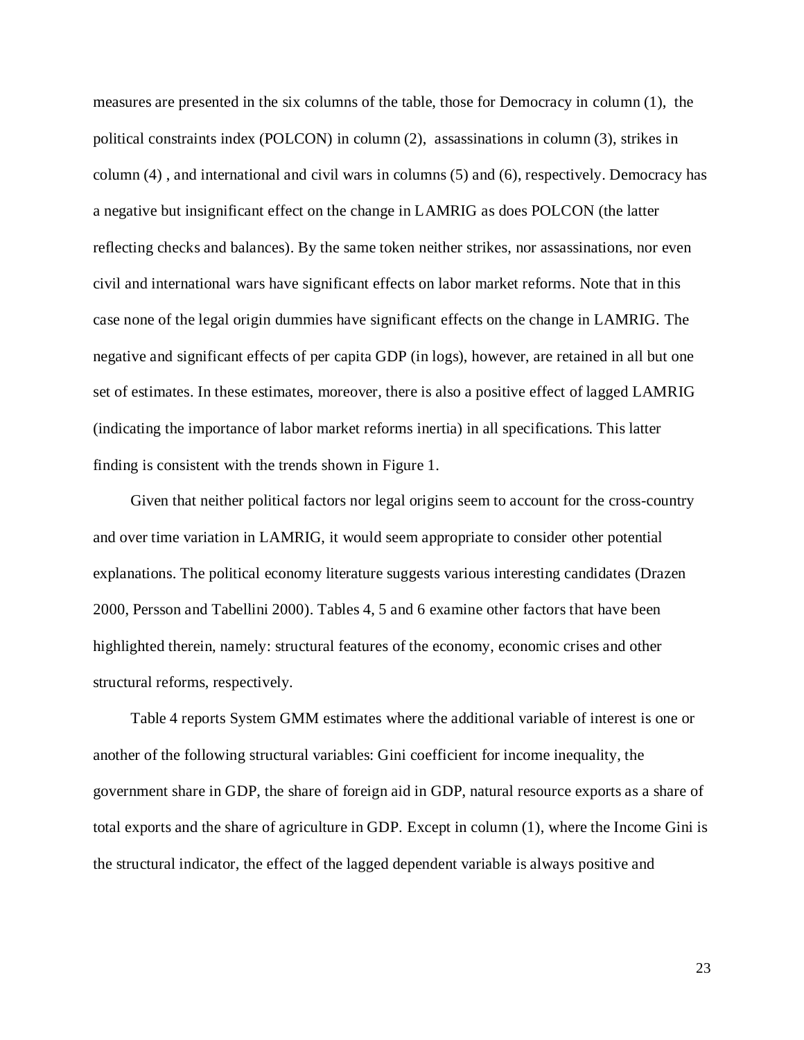measures are presented in the six columns of the table, those for Democracy in column (1), the political constraints index (POLCON) in column (2), assassinations in column (3), strikes in column (4) , and international and civil wars in columns (5) and (6), respectively. Democracy has a negative but insignificant effect on the change in LAMRIG as does POLCON (the latter reflecting checks and balances). By the same token neither strikes, nor assassinations, nor even civil and international wars have significant effects on labor market reforms. Note that in this case none of the legal origin dummies have significant effects on the change in LAMRIG. The negative and significant effects of per capita GDP (in logs), however, are retained in all but one set of estimates. In these estimates, moreover, there is also a positive effect of lagged LAMRIG (indicating the importance of labor market reforms inertia) in all specifications. This latter finding is consistent with the trends shown in Figure 1.

Given that neither political factors nor legal origins seem to account for the cross-country and over time variation in LAMRIG, it would seem appropriate to consider other potential explanations. The political economy literature suggests various interesting candidates (Drazen 2000, Persson and Tabellini 2000). Tables 4, 5 and 6 examine other factors that have been highlighted therein, namely: structural features of the economy, economic crises and other structural reforms, respectively.

Table 4 reports System GMM estimates where the additional variable of interest is one or another of the following structural variables: Gini coefficient for income inequality, the government share in GDP, the share of foreign aid in GDP, natural resource exports as a share of total exports and the share of agriculture in GDP. Except in column (1), where the Income Gini is the structural indicator, the effect of the lagged dependent variable is always positive and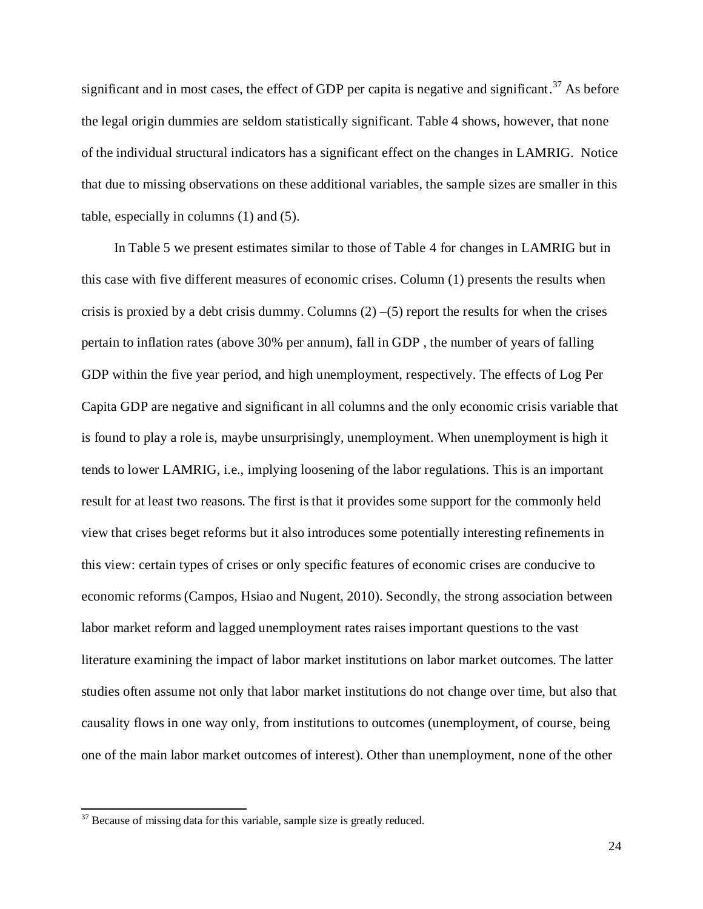significant and in most cases, the effect of GDP per capita is negative and significant.[37] As before the legal origin dummies are seldom statistically significant. Table 4 shows, however, that none of the individual structural indicators has a significant effect on the changes in LAMRIG. Notice that due to missing observations on these additional variables, the sample sizes are smaller in this table, especially in columns (1) and (5).

In Table 5 we present estimates similar to those of Table 4 for changes in LAMRIG but in this case with five different measures of economic crises. Column (1) presents the results when crisis is proxied by a debt crisis dummy. Columns (2) –(5) report the results for when the crises pertain to inflation rates (above 30% per annum), fall in GDP , the number of years of falling GDP within the five year period, and high unemployment, respectively. The effects of Log Per Capita GDP are negative and significant in all columns and the only economic crisis variable that is found to play a role is, maybe unsurprisingly, unemployment. When unemployment is high it tends to lower LAMRIG, i.e., implying loosening of the labor regulations. This is an important result for at least two reasons. The first is that it provides some support for the commonly held view that crises beget reforms but it also introduces some potentially interesting refinements in this view: certain types of crises or only specific features of economic crises are conducive to economic reforms (Campos, Hsiao and Nugent, 2010). Secondly, the strong association between labor market reform and lagged unemployment rates raises important questions to the vast literature examining the impact of labor market institutions on labor market outcomes. The latter studies often assume not only that labor market institutions do not change over time, but also that causality flows in one way only, from institutions to outcomes (unemployment, of course, being one of the main labor market outcomes of interest). Other than unemployment, none of the other

[37] Because of missing data for this variable, sample size is greatly reduced.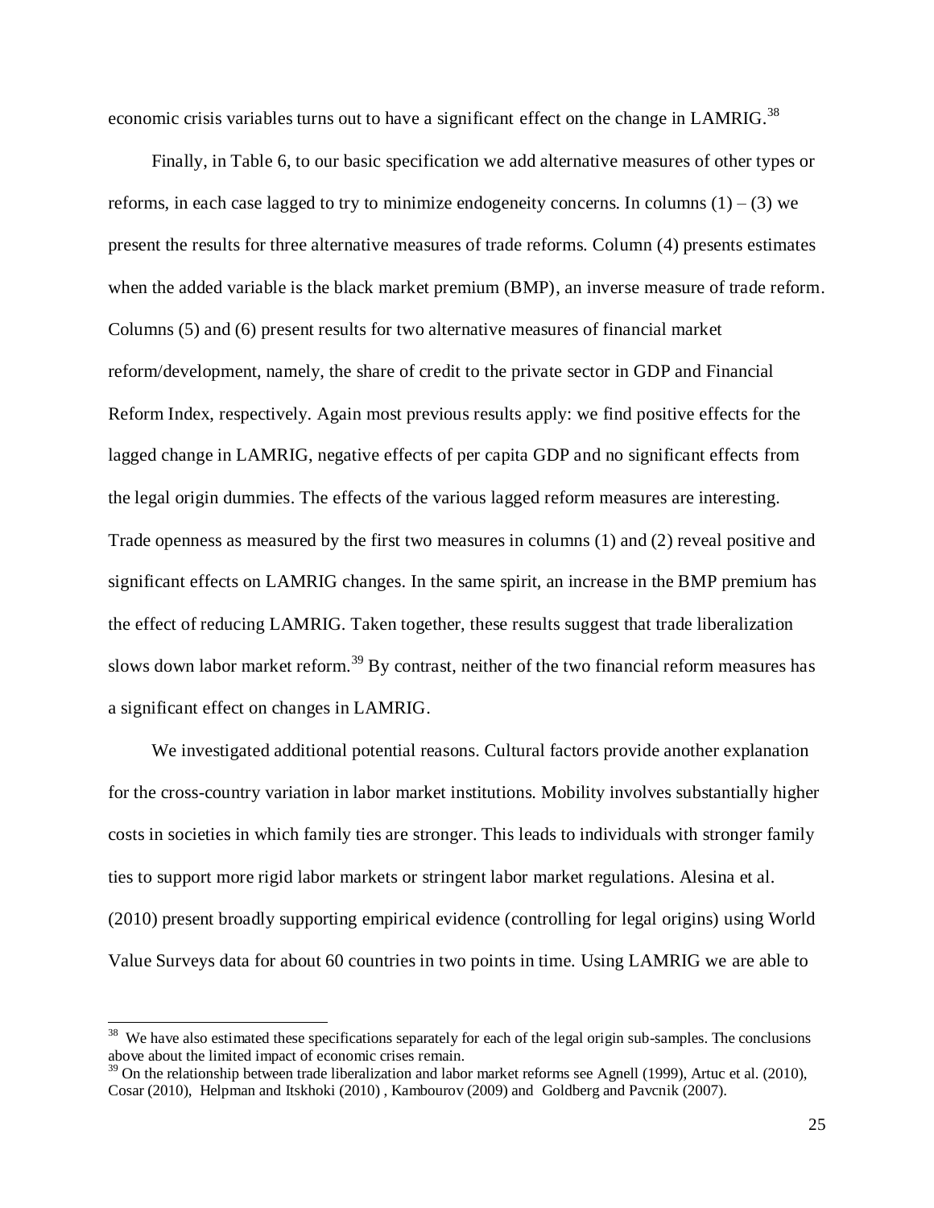economic crisis variables turns out to have a significant effect on the change in LAMRIG.[38]

Finally, in Table 6, to our basic specification we add alternative measures of other types or reforms, in each case lagged to try to minimize endogeneity concerns. In columns (1) – (3) we present the results for three alternative measures of trade reforms. Column (4) presents estimates when the added variable is the black market premium (BMP), an inverse measure of trade reform. Columns (5) and (6) present results for two alternative measures of financial market reform/development, namely, the share of credit to the private sector in GDP and Financial Reform Index, respectively. Again most previous results apply: we find positive effects for the lagged change in LAMRIG, negative effects of per capita GDP and no significant effects from the legal origin dummies. The effects of the various lagged reform measures are interesting. Trade openness as measured by the first two measures in columns (1) and (2) reveal positive and significant effects on LAMRIG changes. In the same spirit, an increase in the BMP premium has the effect of reducing LAMRIG. Taken together, these results suggest that trade liberalization slows down labor market reform.[39] By contrast, neither of the two financial reform measures has a significant effect on changes in LAMRIG.

We investigated additional potential reasons. Cultural factors provide another explanation for the cross-country variation in labor market institutions. Mobility involves substantially higher costs in societies in which family ties are stronger. This leads to individuals with stronger family ties to support more rigid labor markets or stringent labor market regulations. Alesina et al. (2010) present broadly supporting empirical evidence (controlling for legal origins) using World Value Surveys data for about 60 countries in two points in time. Using LAMRIG we are able to

[38] We have also estimated these specifications separately for each of the legal origin sub-samples. The conclusions above about the limited impact of economic crises remain.

[39] On the relationship between trade liberalization and labor market reforms see Agnell (1999), Artuc et al. (2010), Cosar (2010), Helpman and Itskhoki (2010) , Kambourov (2009) and Goldberg and Pavcnik (2007).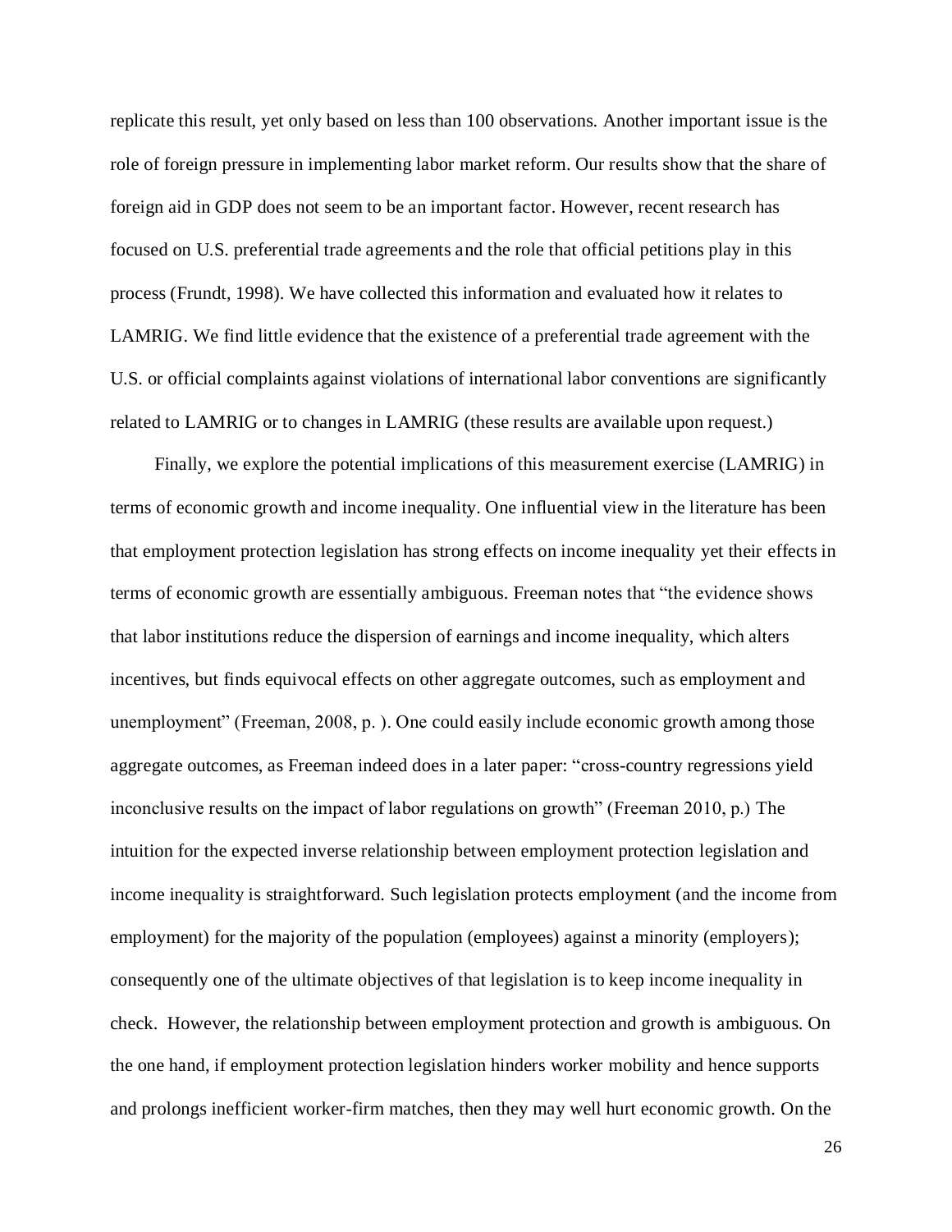replicate this result, yet only based on less than 100 observations. Another important issue is the role of foreign pressure in implementing labor market reform. Our results show that the share of foreign aid in GDP does not seem to be an important factor. However, recent research has focused on U.S. preferential trade agreements and the role that official petitions play in this process (Frundt, 1998). We have collected this information and evaluated how it relates to LAMRIG. We find little evidence that the existence of a preferential trade agreement with the U.S. or official complaints against violations of international labor conventions are significantly related to LAMRIG or to changes in LAMRIG (these results are available upon request.)

Finally, we explore the potential implications of this measurement exercise (LAMRIG) in terms of economic growth and income inequality. One influential view in the literature has been that employment protection legislation has strong effects on income inequality yet their effects in terms of economic growth are essentially ambiguous. Freeman notes that "the evidence shows that labor institutions reduce the dispersion of earnings and income inequality, which alters incentives, but finds equivocal effects on other aggregate outcomes, such as employment and unemployment" (Freeman, 2008, p. ). One could easily include economic growth among those aggregate outcomes, as Freeman indeed does in a later paper: "cross-country regressions yield inconclusive results on the impact of labor regulations on growth" (Freeman 2010, p.) The intuition for the expected inverse relationship between employment protection legislation and income inequality is straightforward. Such legislation protects employment (and the income from employment) for the majority of the population (employees) against a minority (employers); consequently one of the ultimate objectives of that legislation is to keep income inequality in check. However, the relationship between employment protection and growth is ambiguous. On the one hand, if employment protection legislation hinders worker mobility and hence supports and prolongs inefficient worker-firm matches, then they may well hurt economic growth. On the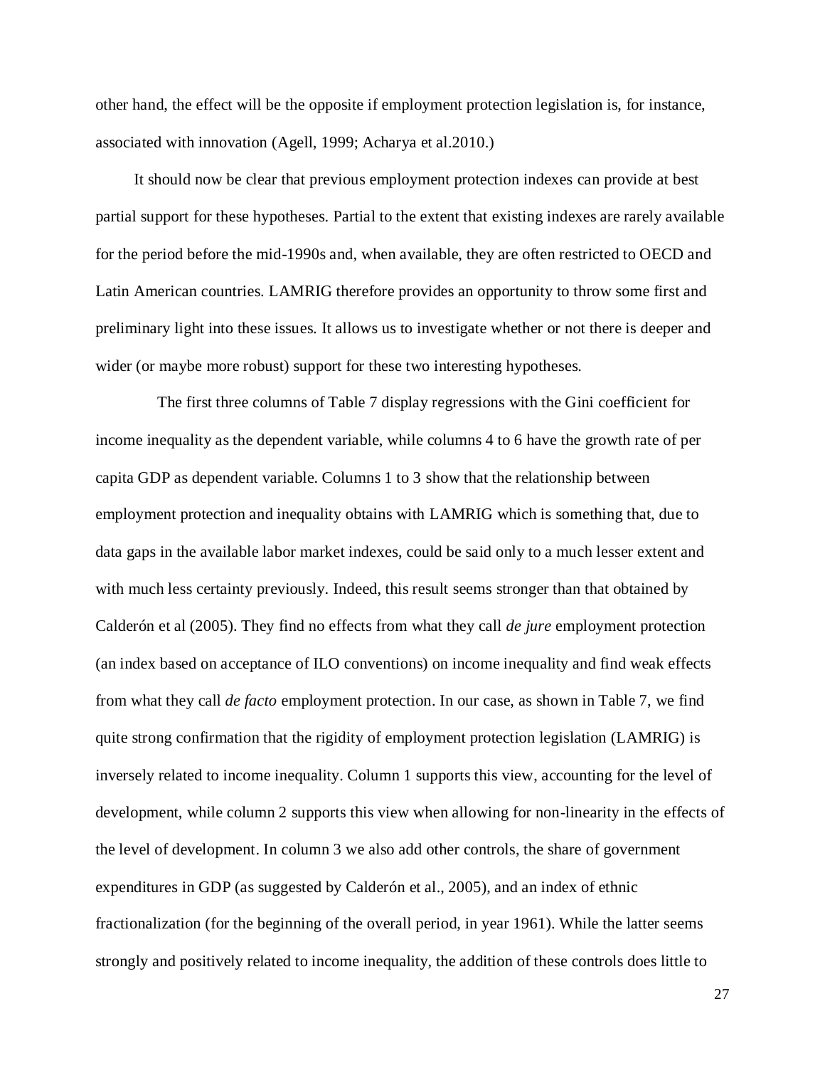other hand, the effect will be the opposite if employment protection legislation is, for instance, associated with innovation (Agell, 1999; Acharya et al.2010.)

It should now be clear that previous employment protection indexes can provide at best partial support for these hypotheses. Partial to the extent that existing indexes are rarely available for the period before the mid-1990s and, when available, they are often restricted to OECD and Latin American countries. LAMRIG therefore provides an opportunity to throw some first and preliminary light into these issues. It allows us to investigate whether or not there is deeper and wider (or maybe more robust) support for these two interesting hypotheses.

The first three columns of Table 7 display regressions with the Gini coefficient for income inequality as the dependent variable, while columns 4 to 6 have the growth rate of per capita GDP as dependent variable. Columns 1 to 3 show that the relationship between employment protection and inequality obtains with LAMRIG which is something that, due to data gaps in the available labor market indexes, could be said only to a much lesser extent and with much less certainty previously. Indeed, this result seems stronger than that obtained by Calderón et al (2005). They find no effects from what they call *de jure* employment protection (an index based on acceptance of ILO conventions) on income inequality and find weak effects from what they call *de facto* employment protection. In our case, as shown in Table 7, we find quite strong confirmation that the rigidity of employment protection legislation (LAMRIG) is inversely related to income inequality. Column 1 supports this view, accounting for the level of development, while column 2 supports this view when allowing for non-linearity in the effects of the level of development. In column 3 we also add other controls, the share of government expenditures in GDP (as suggested by Calderón et al., 2005), and an index of ethnic fractionalization (for the beginning of the overall period, in year 1961). While the latter seems strongly and positively related to income inequality, the addition of these controls does little to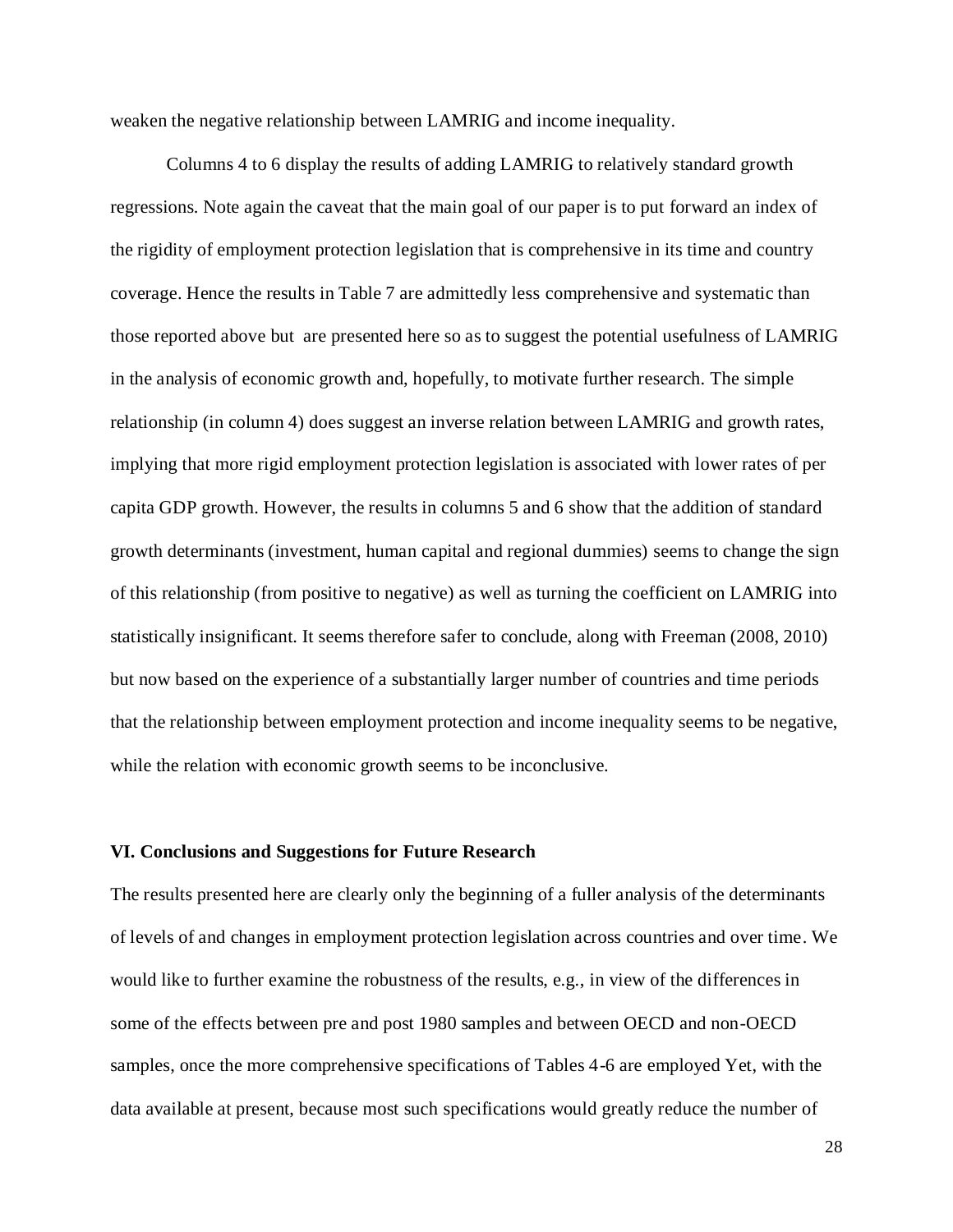weaken the negative relationship between LAMRIG and income inequality.

Columns 4 to 6 display the results of adding LAMRIG to relatively standard growth regressions. Note again the caveat that the main goal of our paper is to put forward an index of the rigidity of employment protection legislation that is comprehensive in its time and country coverage. Hence the results in Table 7 are admittedly less comprehensive and systematic than those reported above but are presented here so as to suggest the potential usefulness of LAMRIG in the analysis of economic growth and, hopefully, to motivate further research. The simple relationship (in column 4) does suggest an inverse relation between LAMRIG and growth rates, implying that more rigid employment protection legislation is associated with lower rates of per capita GDP growth. However, the results in columns 5 and 6 show that the addition of standard growth determinants (investment, human capital and regional dummies) seems to change the sign of this relationship (from positive to negative) as well as turning the coefficient on LAMRIG into statistically insignificant. It seems therefore safer to conclude, along with Freeman (2008, 2010) but now based on the experience of a substantially larger number of countries and time periods that the relationship between employment protection and income inequality seems to be negative, while the relation with economic growth seems to be inconclusive.

## VI. Conclusions and Suggestions for Future Research

The results presented here are clearly only the beginning of a fuller analysis of the determinants of levels of and changes in employment protection legislation across countries and over time. We would like to further examine the robustness of the results, e.g., in view of the differences in some of the effects between pre and post 1980 samples and between OECD and non-OECD samples, once the more comprehensive specifications of Tables 4-6 are employed Yet, with the data available at present, because most such specifications would greatly reduce the number of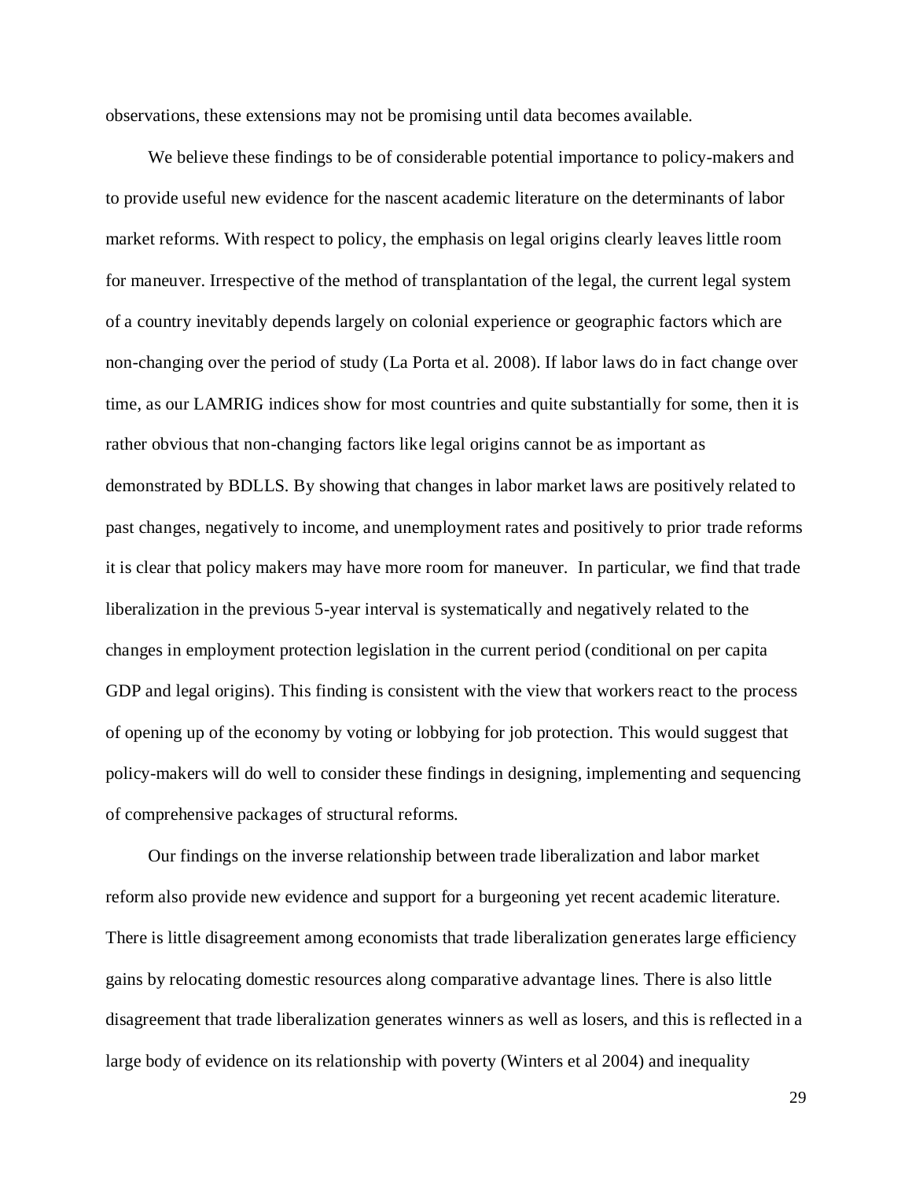observations, these extensions may not be promising until data becomes available.

We believe these findings to be of considerable potential importance to policy-makers and to provide useful new evidence for the nascent academic literature on the determinants of labor market reforms. With respect to policy, the emphasis on legal origins clearly leaves little room for maneuver. Irrespective of the method of transplantation of the legal, the current legal system of a country inevitably depends largely on colonial experience or geographic factors which are non-changing over the period of study (La Porta et al. 2008). If labor laws do in fact change over time, as our LAMRIG indices show for most countries and quite substantially for some, then it is rather obvious that non-changing factors like legal origins cannot be as important as demonstrated by BDLLS. By showing that changes in labor market laws are positively related to past changes, negatively to income, and unemployment rates and positively to prior trade reforms it is clear that policy makers may have more room for maneuver. In particular, we find that trade liberalization in the previous 5-year interval is systematically and negatively related to the changes in employment protection legislation in the current period (conditional on per capita GDP and legal origins). This finding is consistent with the view that workers react to the process of opening up of the economy by voting or lobbying for job protection. This would suggest that policy-makers will do well to consider these findings in designing, implementing and sequencing of comprehensive packages of structural reforms.

Our findings on the inverse relationship between trade liberalization and labor market reform also provide new evidence and support for a burgeoning yet recent academic literature. There is little disagreement among economists that trade liberalization generates large efficiency gains by relocating domestic resources along comparative advantage lines. There is also little disagreement that trade liberalization generates winners as well as losers, and this is reflected in a large body of evidence on its relationship with poverty (Winters et al 2004) and inequality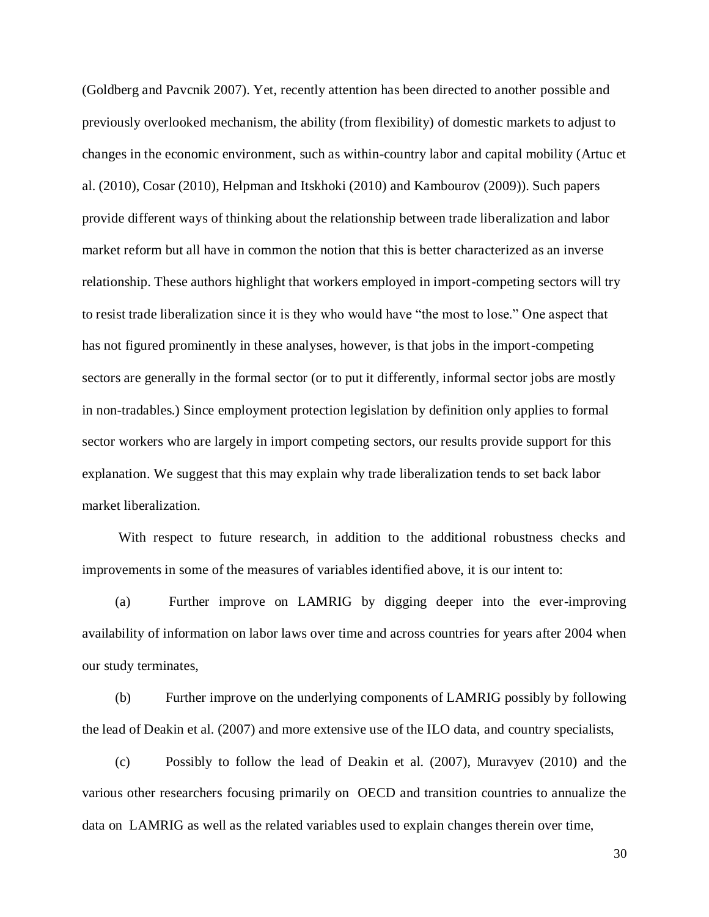(Goldberg and Pavcnik 2007). Yet, recently attention has been directed to another possible and previously overlooked mechanism, the ability (from flexibility) of domestic markets to adjust to changes in the economic environment, such as within-country labor and capital mobility (Artuc et al. (2010), Cosar (2010), Helpman and Itskhoki (2010) and Kambourov (2009)). Such papers provide different ways of thinking about the relationship between trade liberalization and labor market reform but all have in common the notion that this is better characterized as an inverse relationship. These authors highlight that workers employed in import-competing sectors will try to resist trade liberalization since it is they who would have "the most to lose." One aspect that has not figured prominently in these analyses, however, is that jobs in the import-competing sectors are generally in the formal sector (or to put it differently, informal sector jobs are mostly in non-tradables.) Since employment protection legislation by definition only applies to formal sector workers who are largely in import competing sectors, our results provide support for this explanation. We suggest that this may explain why trade liberalization tends to set back labor market liberalization.

With respect to future research, in addition to the additional robustness checks and improvements in some of the measures of variables identified above, it is our intent to:

(a) Further improve on LAMRIG by digging deeper into the ever-improving availability of information on labor laws over time and across countries for years after 2004 when our study terminates,

(b) Further improve on the underlying components of LAMRIG possibly by following the lead of Deakin et al. (2007) and more extensive use of the ILO data, and country specialists,

(c) Possibly to follow the lead of Deakin et al. (2007), Muravyev (2010) and the various other researchers focusing primarily on OECD and transition countries to annualize the data on LAMRIG as well as the related variables used to explain changes therein over time,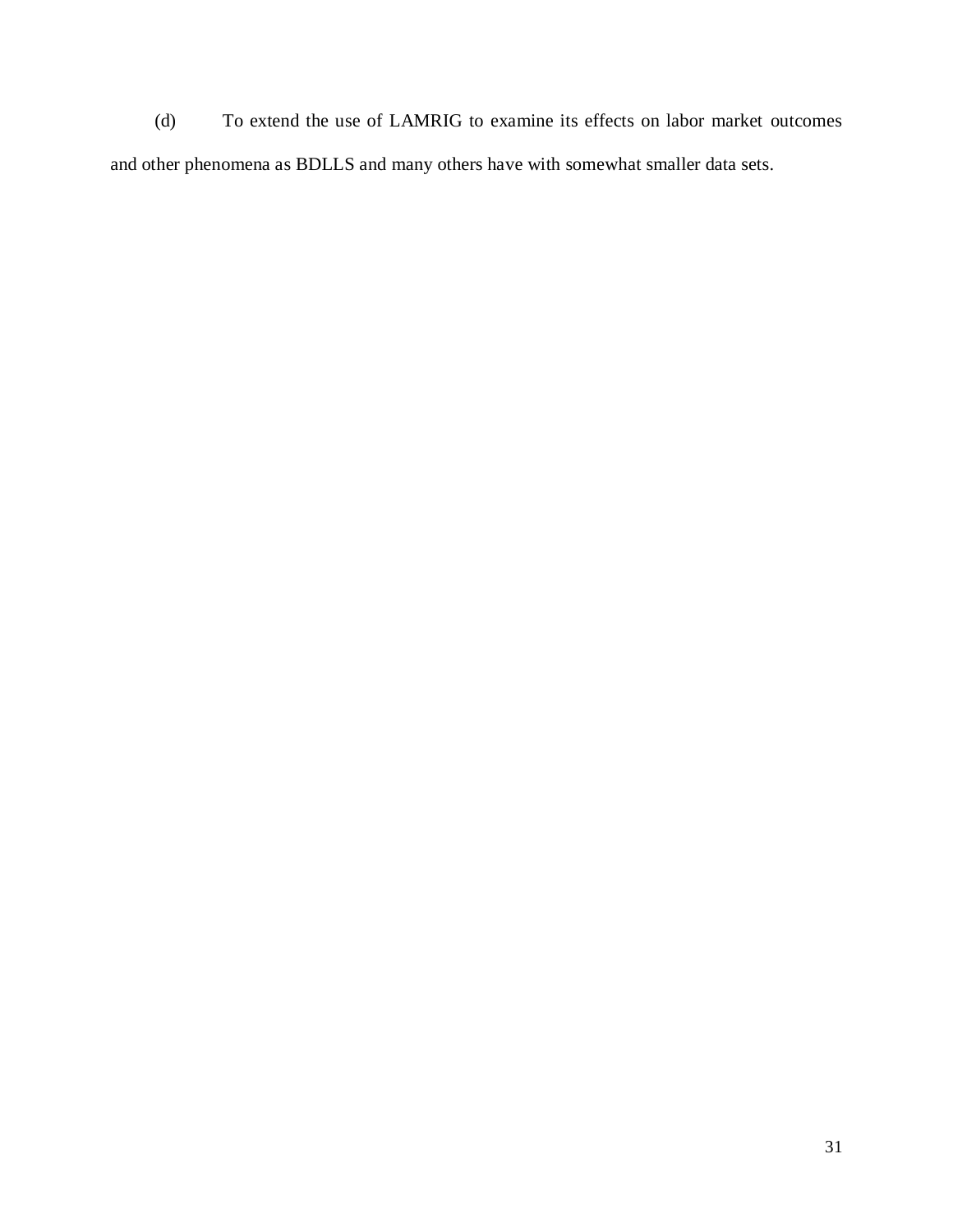(d) To extend the use of LAMRIG to examine its effects on labor market outcomes and other phenomena as BDLLS and many others have with somewhat smaller data sets.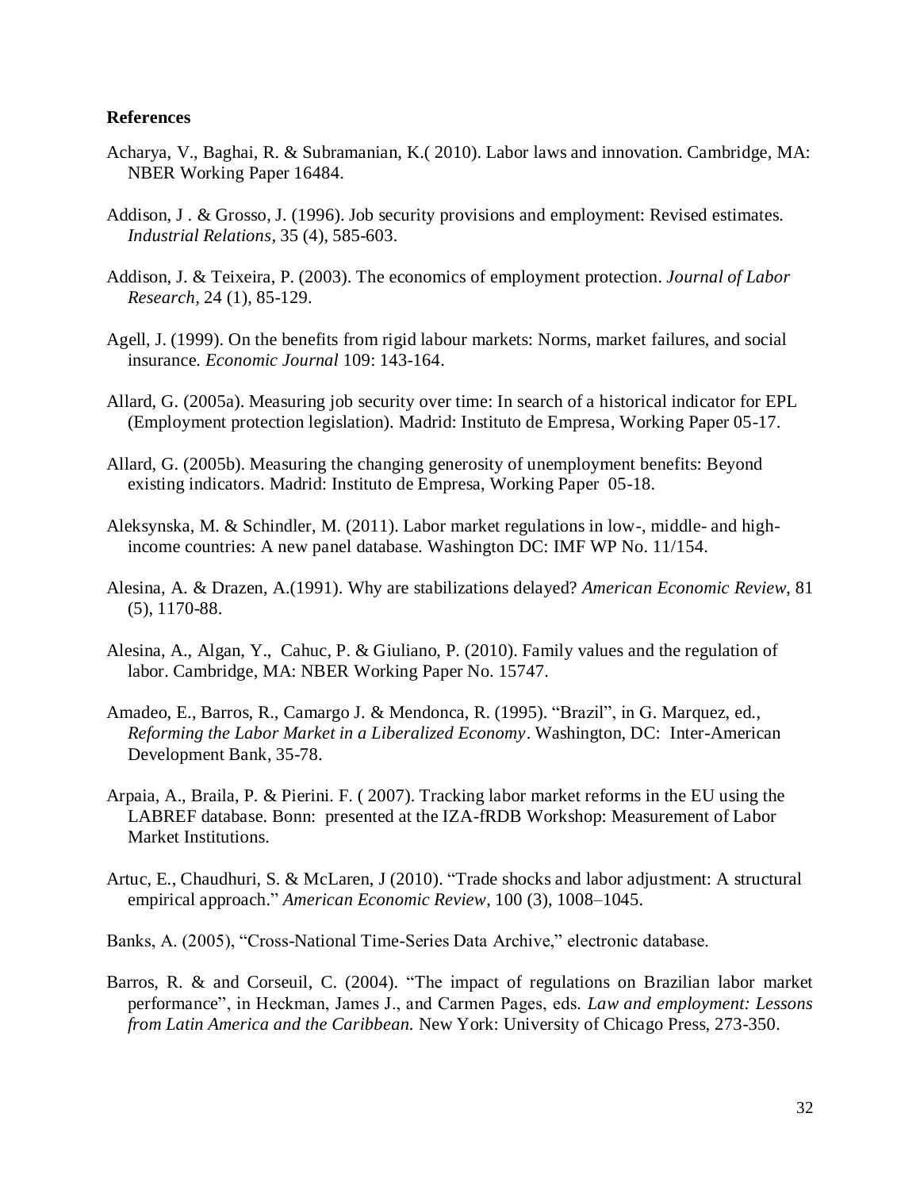**References**

Acharya, V., Baghai, R. & Subramanian, K.( 2010). Labor laws and innovation. Cambridge, MA: NBER Working Paper 16484.

Addison, J . & Grosso, J. (1996). Job security provisions and employment: Revised estimates. *Industrial Relations,* 35 (4), 585-603.

Addison, J. & Teixeira, P. (2003). The economics of employment protection. *Journal of Labor Research,* 24 (1), 85-129.

Agell, J. (1999). On the benefits from rigid labour markets: Norms, market failures, and social insurance. *Economic Journal* 109: 143-164.

Allard, G. (2005a). Measuring job security over time: In search of a historical indicator for EPL (Employment protection legislation). Madrid: Instituto de Empresa, Working Paper 05-17.

Allard, G. (2005b). Measuring the changing generosity of unemployment benefits: Beyond existing indicators. Madrid: Instituto de Empresa, Working Paper 05-18.

Aleksynska, M. & Schindler, M. (2011). Labor market regulations in low-, middle- and high-income countries: A new panel database. Washington DC: IMF WP No. 11/154.

Alesina, A. & Drazen, A.(1991). Why are stabilizations delayed? *American Economic Review*, 81 (5), 1170-88.

Alesina, A., Algan, Y., Cahuc, P. & Giuliano, P. (2010). Family values and the regulation of labor. Cambridge, MA: NBER Working Paper No. 15747.

Amadeo, E., Barros, R., Camargo J. & Mendonca, R. (1995). "Brazil", in G. Marquez, ed., *Reforming the Labor Market in a Liberalized Economy*. Washington, DC: Inter-American Development Bank, 35-78.

Arpaia, A., Braila, P. & Pierini. F. ( 2007). Tracking labor market reforms in the EU using the LABREF database. Bonn: presented at the IZA-fRDB Workshop: Measurement of Labor Market Institutions.

Artuc, E., Chaudhuri, S. & McLaren, J (2010). "Trade shocks and labor adjustment: A structural empirical approach." *American Economic Review*, 100 (3), 1008–1045.

Banks, A. (2005), "Cross-National Time-Series Data Archive," electronic database.

Barros, R. & and Corseuil, C. (2004). "The impact of regulations on Brazilian labor market performance", in Heckman, James J., and Carmen Pages, eds. *Law and employment: Lessons from Latin America and the Caribbean.* New York: University of Chicago Press, 273-350.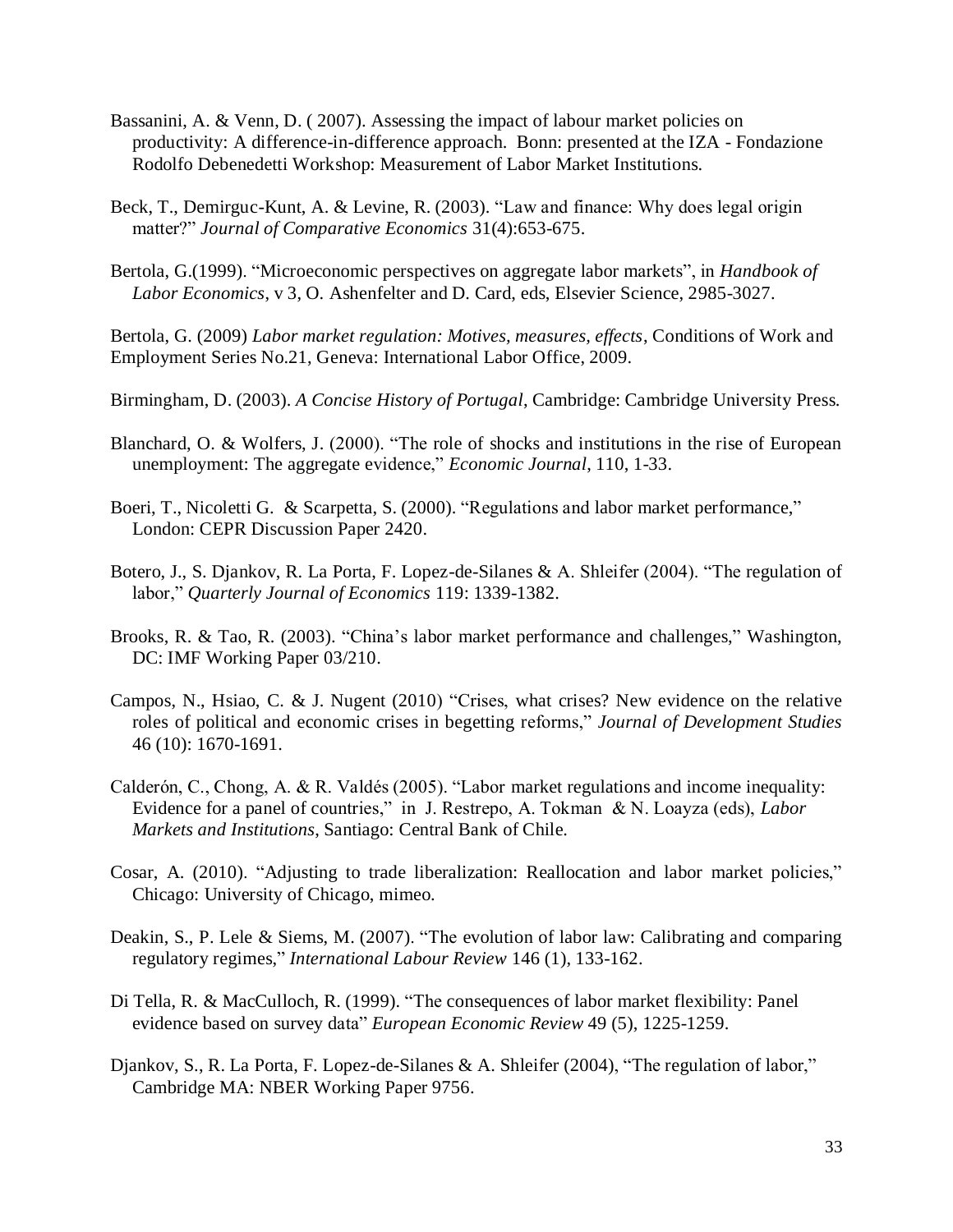Bassanini, A. & Venn, D. ( 2007). Assessing the impact of labour market policies on productivity: A difference-in-difference approach. Bonn: presented at the IZA - Fondazione Rodolfo Debenedetti Workshop: Measurement of Labor Market Institutions.

Beck, T., Demirguc-Kunt, A. & Levine, R. (2003). "Law and finance: Why does legal origin matter?" *Journal of Comparative Economics* 31(4):653-675.

Bertola, G.(1999). "Microeconomic perspectives on aggregate labor markets", in *Handbook of Labor Economics*, v 3, O. Ashenfelter and D. Card, eds, Elsevier Science, 2985-3027.

Bertola, G. (2009) *Labor market regulation: Motives, measures, effects*, Conditions of Work and Employment Series No.21, Geneva: International Labor Office, 2009.

Birmingham, D. (2003). *A Concise History of Portugal*, Cambridge: Cambridge University Press.

Blanchard, O. & Wolfers, J. (2000). "The role of shocks and institutions in the rise of European unemployment: The aggregate evidence," *Economic Journal*, 110, 1-33.

Boeri, T., Nicoletti G. & Scarpetta, S. (2000). "Regulations and labor market performance," London: CEPR Discussion Paper 2420.

Botero, J., S. Djankov, R. La Porta, F. Lopez-de-Silanes & A. Shleifer (2004). "The regulation of labor," *Quarterly Journal of Economics* 119: 1339-1382.

Brooks, R. & Tao, R. (2003). "China's labor market performance and challenges," Washington, DC: IMF Working Paper 03/210.

Campos, N., Hsiao, C. & J. Nugent (2010) "Crises, what crises? New evidence on the relative roles of political and economic crises in begetting reforms," *Journal of Development Studies* 46 (10): 1670-1691.

Calderón, C., Chong, A. & R. Valdés (2005). "Labor market regulations and income inequality: Evidence for a panel of countries," in J. Restrepo, A. Tokman & N. Loayza (eds), *Labor Markets and Institutions*, Santiago: Central Bank of Chile.

Cosar, A. (2010). "Adjusting to trade liberalization: Reallocation and labor market policies," Chicago: University of Chicago, mimeo.

Deakin, S., P. Lele & Siems, M. (2007). "The evolution of labor law: Calibrating and comparing regulatory regimes," *International Labour Review* 146 (1), 133-162.

Di Tella, R. & MacCulloch, R. (1999). "The consequences of labor market flexibility: Panel evidence based on survey data" *European Economic Review* 49 (5), 1225-1259.

Djankov, S., R. La Porta, F. Lopez-de-Silanes & A. Shleifer (2004), "The regulation of labor," Cambridge MA: NBER Working Paper 9756.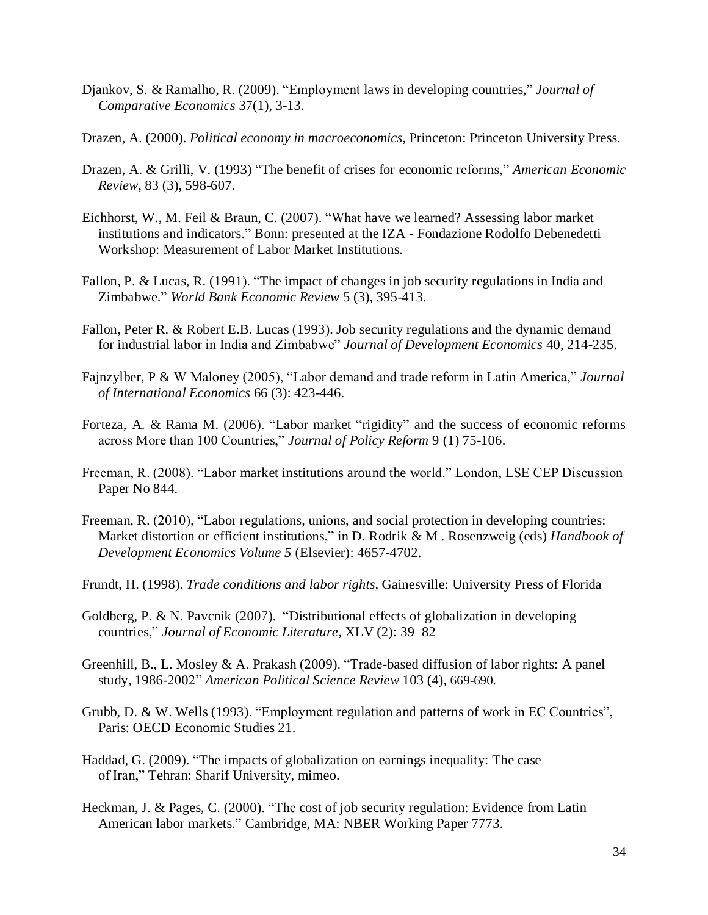Djankov, S. & Ramalho, R. (2009). “Employment laws in developing countries,” *Journal of Comparative Economics* 37(1), 3-13.

Drazen, A. (2000). *Political economy in macroeconomics*, Princeton: Princeton University Press.

Drazen, A. & Grilli, V. (1993) “The benefit of crises for economic reforms,” *American Economic Review*, 83 (3), 598-607.

Eichhorst, W., M. Feil & Braun, C. (2007). “What have we learned? Assessing labor market institutions and indicators.” Bonn: presented at the IZA - Fondazione Rodolfo Debenedetti Workshop: Measurement of Labor Market Institutions.

Fallon, P. & Lucas, R. (1991). “The impact of changes in job security regulations in India and Zimbabwe.” *World Bank Economic Review* 5 (3), 395-413.

Fallon, Peter R. & Robert E.B. Lucas (1993). Job security regulations and the dynamic demand for industrial labor in India and Zimbabwe” *Journal of Development Economics* 40, 214-235.

Fajnzylber, P & W Maloney (2005), “Labor demand and trade reform in Latin America,” *Journal of International Economics* 66 (3): 423-446.

Forteza, A. & Rama M. (2006). “Labor market “rigidity” and the success of economic reforms across More than 100 Countries,” *Journal of Policy Reform* 9 (1) 75-106.

Freeman, R. (2008). “Labor market institutions around the world.” London, LSE CEP Discussion Paper No 844.

Freeman, R. (2010), “Labor regulations, unions, and social protection in developing countries: Market distortion or efficient institutions,” in D. Rodrik & M . Rosenzweig (eds) *Handbook of Development Economics Volume 5* (Elsevier): 4657-4702.

Frundt, H. (1998). *Trade conditions and labor rights*, Gainesville: University Press of Florida

Goldberg, P. & N. Pavcnik (2007). “Distributional effects of globalization in developing countries,” *Journal of Economic Literature*, XLV (2): 39–82

Greenhill, B., L. Mosley & A. Prakash (2009). “Trade-based diffusion of labor rights: A panel study, 1986-2002” *American Political Science Review* 103 (4), 669-690.

Grubb, D. & W. Wells (1993). “Employment regulation and patterns of work in EC Countries”, Paris: OECD Economic Studies 21.

Haddad, G. (2009). “The impacts of globalization on earnings inequality: The case of Iran,” Tehran: Sharif University, mimeo.

Heckman, J. & Pages, C. (2000). “The cost of job security regulation: Evidence from Latin American labor markets.” Cambridge, MA: NBER Working Paper 7773.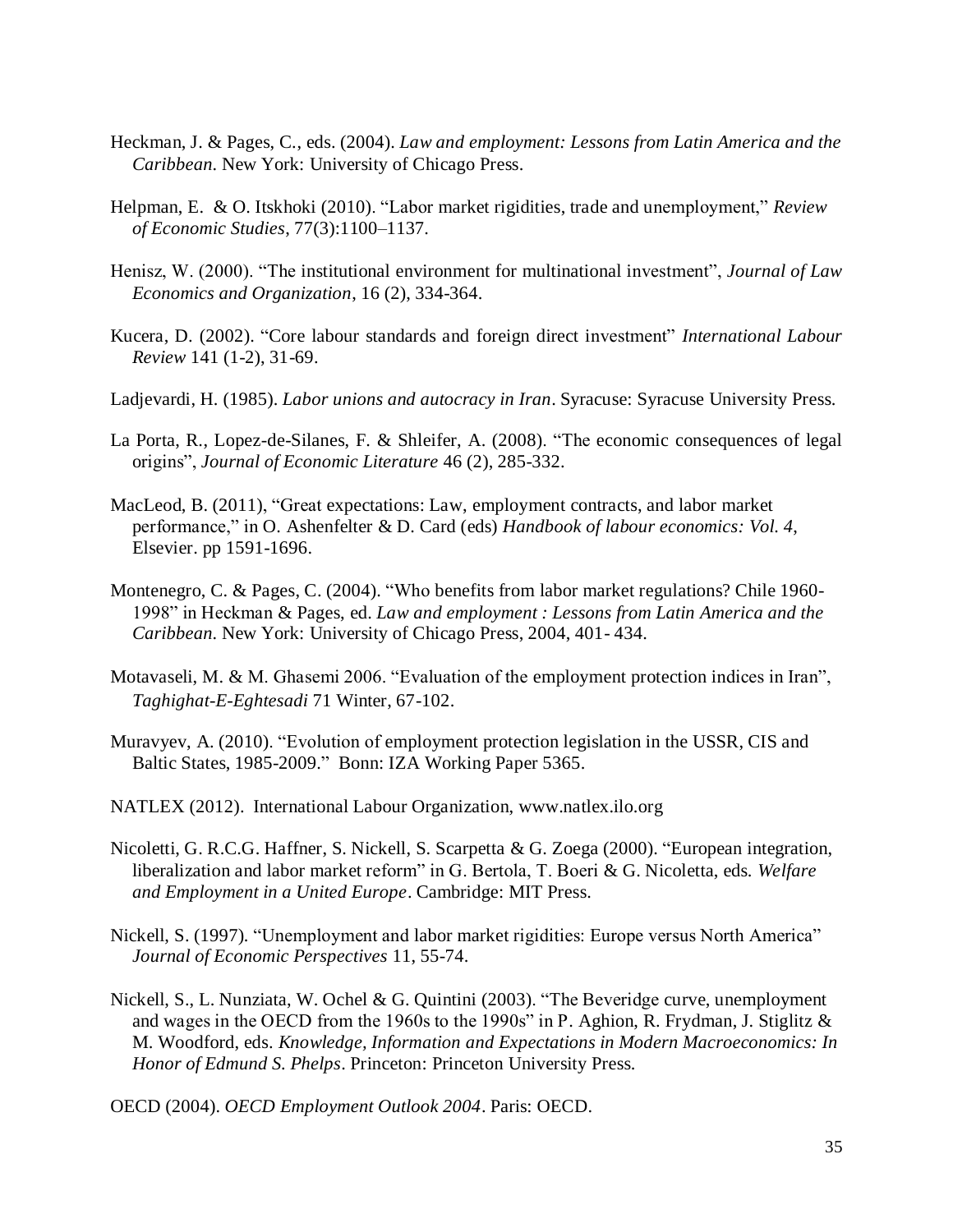Heckman, J. & Pages, C., eds. (2004). *Law and employment: Lessons from Latin America and the Caribbean*. New York: University of Chicago Press.

Helpman, E. & O. Itskhoki (2010). "Labor market rigidities, trade and unemployment," *Review of Economic Studies*, 77(3):1100–1137.

Henisz, W. (2000). "The institutional environment for multinational investment", *Journal of Law Economics and Organization*, 16 (2), 334-364.

Kucera, D. (2002). "Core labour standards and foreign direct investment" *International Labour Review* 141 (1-2), 31-69.

Ladjevardi, H. (1985). *Labor unions and autocracy in Iran*. Syracuse: Syracuse University Press.

La Porta, R., Lopez-de-Silanes, F. & Shleifer, A. (2008). "The economic consequences of legal origins", *Journal of Economic Literature* 46 (2), 285-332.

MacLeod, B. (2011), "Great expectations: Law, employment contracts, and labor market performance," in O. Ashenfelter & D. Card (eds) *Handbook of labour economics: Vol. 4*, Elsevier. pp 1591-1696.

Montenegro, C. & Pages, C. (2004). "Who benefits from labor market regulations? Chile 1960-1998" in Heckman & Pages, ed. *Law and employment : Lessons from Latin America and the Caribbean*. New York: University of Chicago Press, 2004, 401- 434.

Motavaseli, M. & M. Ghasemi 2006. "Evaluation of the employment protection indices in Iran", *Taghighat-E-Eghtesadi* 71 Winter, 67-102.

Muravyev, A. (2010). "Evolution of employment protection legislation in the USSR, CIS and Baltic States, 1985-2009." Bonn: IZA Working Paper 5365.

NATLEX (2012). International Labour Organization, www.natlex.ilo.org

Nicoletti, G. R.C.G. Haffner, S. Nickell, S. Scarpetta & G. Zoega (2000). "European integration, liberalization and labor market reform" in G. Bertola, T. Boeri & G. Nicoletta, eds. *Welfare and Employment in a United Europe*. Cambridge: MIT Press.

Nickell, S. (1997). "Unemployment and labor market rigidities: Europe versus North America" *Journal of Economic Perspectives* 11, 55-74.

Nickell, S., L. Nunziata, W. Ochel & G. Quintini (2003). "The Beveridge curve, unemployment and wages in the OECD from the 1960s to the 1990s" in P. Aghion, R. Frydman, J. Stiglitz & M. Woodford, eds. *Knowledge, Information and Expectations in Modern Macroeconomics: In Honor of Edmund S. Phelps*. Princeton: Princeton University Press.

OECD (2004). *OECD Employment Outlook 2004*. Paris: OECD.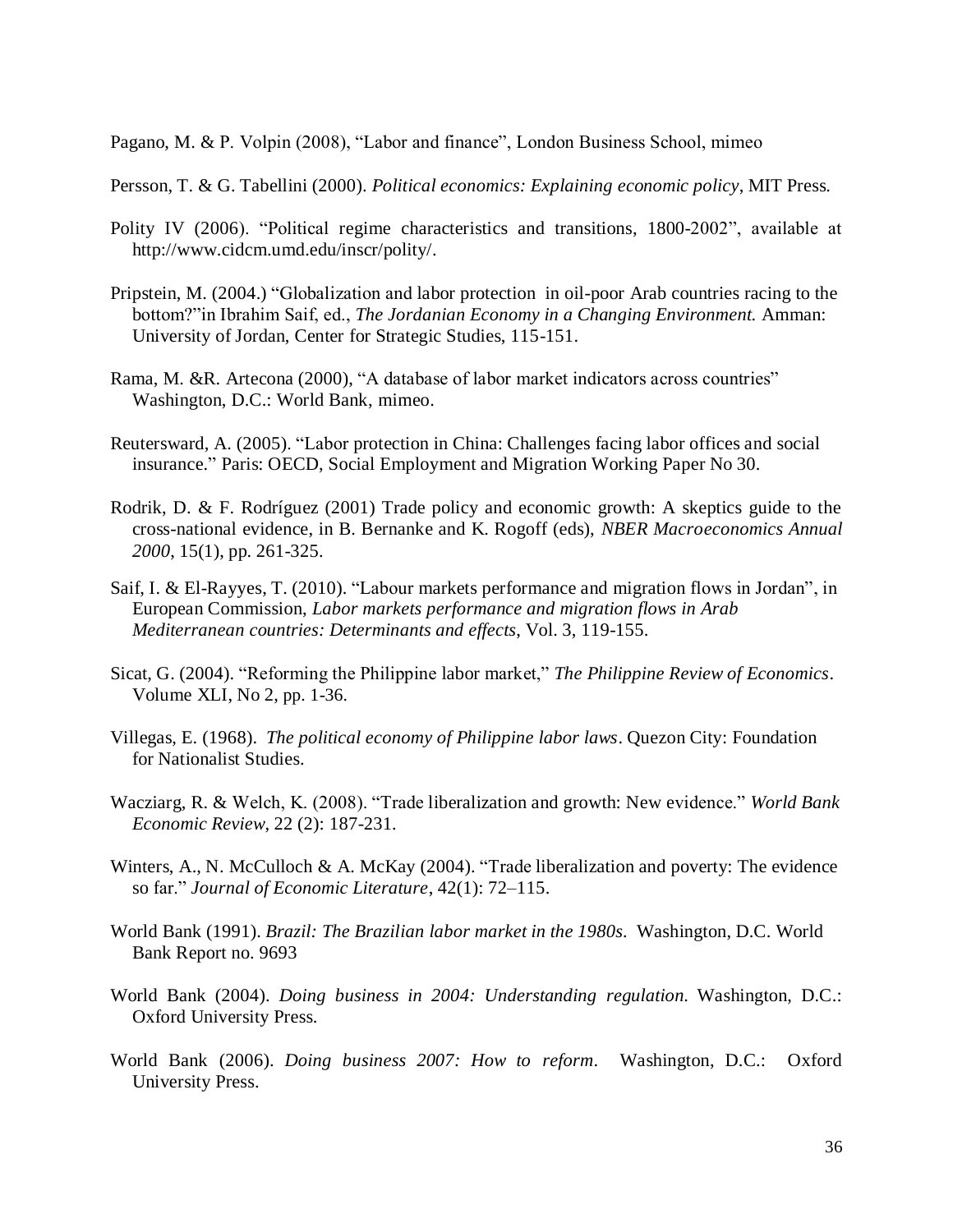Pagano, M. & P. Volpin (2008), "Labor and finance", London Business School, mimeo

Persson, T. & G. Tabellini (2000). *Political economics: Explaining economic policy*, MIT Press.

Polity IV (2006). "Political regime characteristics and transitions, 1800-2002", available at http://www.cidcm.umd.edu/inscr/polity/.

Pripstein, M. (2004.) "Globalization and labor protection in oil-poor Arab countries racing to the bottom?"in Ibrahim Saif, ed., *The Jordanian Economy in a Changing Environment.* Amman: University of Jordan, Center for Strategic Studies, 115-151.

Rama, M. &R. Artecona (2000), "A database of labor market indicators across countries" Washington, D.C.: World Bank, mimeo.

Reutersward, A. (2005). "Labor protection in China: Challenges facing labor offices and social insurance." Paris: OECD, Social Employment and Migration Working Paper No 30.

Rodrik, D. & F. Rodríguez (2001) Trade policy and economic growth: A skeptics guide to the cross-national evidence, in B. Bernanke and K. Rogoff (eds), *NBER Macroeconomics Annual 2000*, 15(1), pp. 261-325.

Saif, I. & El-Rayyes, T. (2010). "Labour markets performance and migration flows in Jordan", in European Commission, *Labor markets performance and migration flows in Arab Mediterranean countries: Determinants and effects*, Vol. 3, 119-155.

Sicat, G. (2004). "Reforming the Philippine labor market," *The Philippine Review of Economics*. Volume XLI, No 2, pp. 1-36.

Villegas, E. (1968). *The political economy of Philippine labor laws*. Quezon City: Foundation for Nationalist Studies.

Wacziarg, R. & Welch, K. (2008). "Trade liberalization and growth: New evidence." *World Bank Economic Review*, 22 (2): 187-231.

Winters, A., N. McCulloch & A. McKay (2004). "Trade liberalization and poverty: The evidence so far." *Journal of Economic Literature*, 42(1): 72–115.

World Bank (1991). *Brazil: The Brazilian labor market in the 1980s*. Washington, D.C. World Bank Report no. 9693

World Bank (2004). *Doing business in 2004: Understanding regulation*. Washington, D.C.: Oxford University Press.

World Bank (2006). *Doing business 2007: How to reform*. Washington, D.C.: Oxford University Press.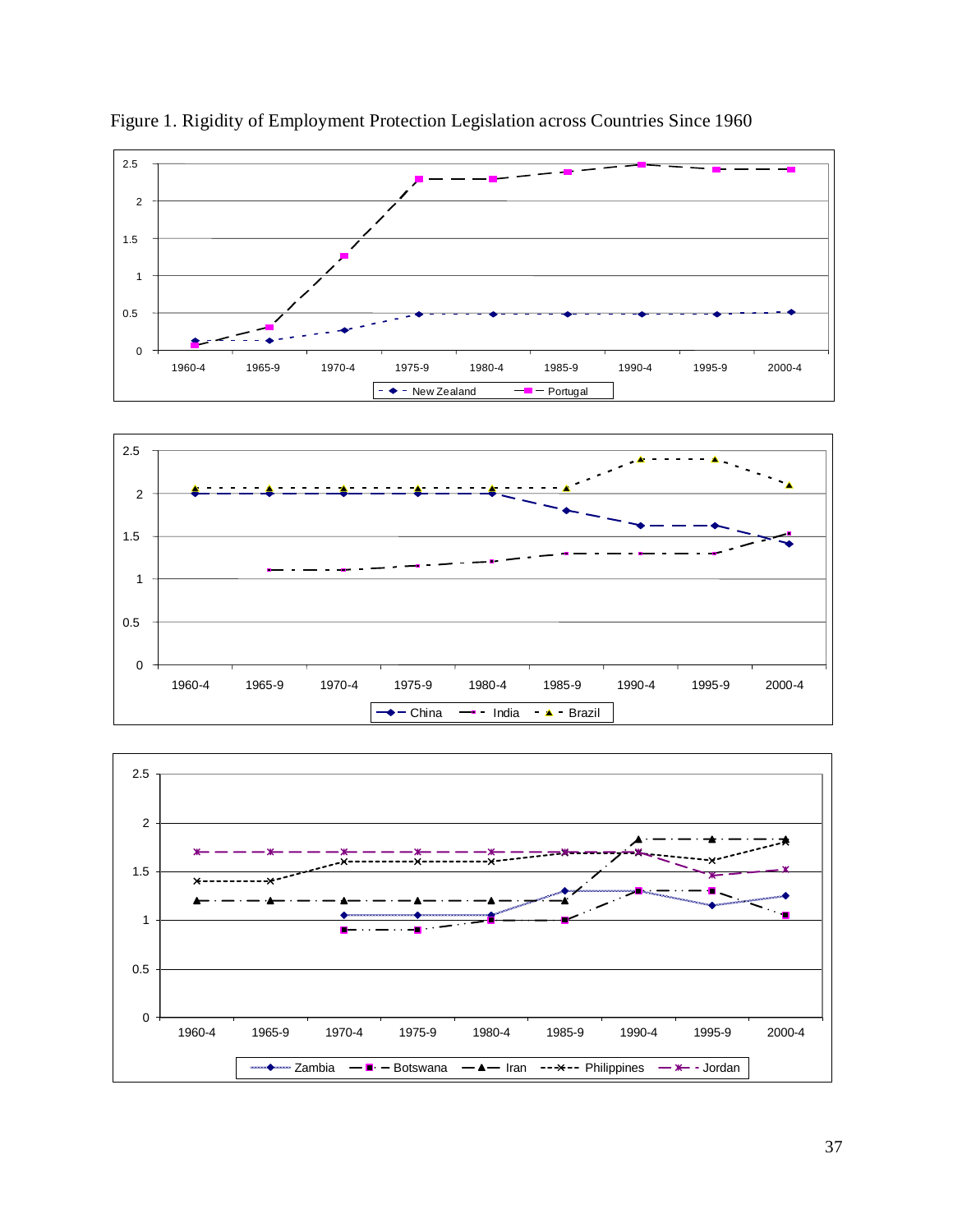Figure 1. Rigidity of Employment Protection Legislation across Countries Since 1960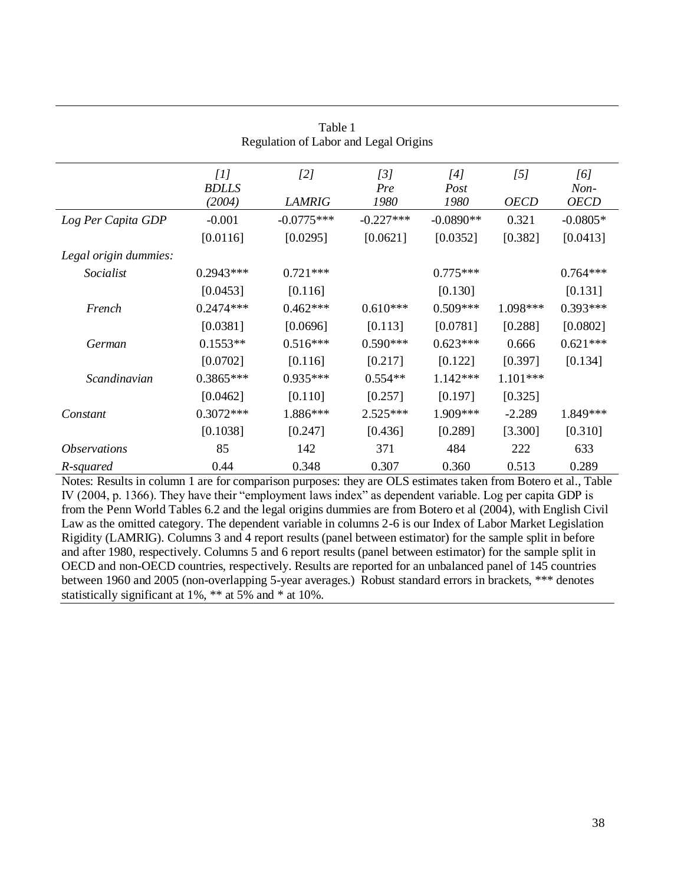Table 1
Regulation of Labor and Legal Origins

| | [1] BDLLS (2004) | [2] LAMRIG | [3] Pre 1980 | [4] Post 1980 | [5] OECD | [6] Non-OECD |
|---|---|---|---|---|---|---|
| *Log Per Capita GDP* | -0.001 | -0.0775*** | -0.227*** | -0.0890** | 0.321 | -0.0805* |
| | [0.0116] | [0.0295] | [0.0621] | [0.0352] | [0.382] | [0.0413] |
| *Legal origin dummies:* | | | | | | |
| *Socialist* | 0.2943*** | 0.721*** | | 0.775*** | | 0.764*** |
| | [0.0453] | [0.116] | | [0.130] | | [0.131] |
| *French* | 0.2474*** | 0.462*** | 0.610*** | 0.509*** | 1.098*** | 0.393*** |
| | [0.0381] | [0.0696] | [0.113] | [0.0781] | [0.288] | [0.0802] |
| *German* | 0.1553** | 0.516*** | 0.590*** | 0.623*** | 0.666 | 0.621*** |
| | [0.0702] | [0.116] | [0.217] | [0.122] | [0.397] | [0.134] |
| *Scandinavian* | 0.3865*** | 0.935*** | 0.554** | 1.142*** | 1.101*** | |
| | [0.0462] | [0.110] | [0.257] | [0.197] | [0.325] | |
| *Constant* | 0.3072*** | 1.886*** | 2.525*** | 1.909*** | -2.289 | 1.849*** |
| | [0.1038] | [0.247] | [0.436] | [0.289] | [3.300] | [0.310] |
| *Observations* | 85 | 142 | 371 | 484 | 222 | 633 |
| *R-squared* | 0.44 | 0.348 | 0.307 | 0.360 | 0.513 | 0.289 |

Notes: Results in column 1 are for comparison purposes: they are OLS estimates taken from Botero et al., Table IV (2004, p. 1366). They have their "employment laws index" as dependent variable. Log per capita GDP is from the Penn World Tables 6.2 and the legal origins dummies are from Botero et al (2004), with English Civil Law as the omitted category. The dependent variable in columns 2-6 is our Index of Labor Market Legislation Rigidity (LAMRIG). Columns 3 and 4 report results (panel between estimator) for the sample split in before and after 1980, respectively. Columns 5 and 6 report results (panel between estimator) for the sample split in OECD and non-OECD countries, respectively. Results are reported for an unbalanced panel of 145 countries between 1960 and 2005 (non-overlapping 5-year averages.) Robust standard errors in brackets, *** denotes statistically significant at 1%, ** at 5% and * at 10%.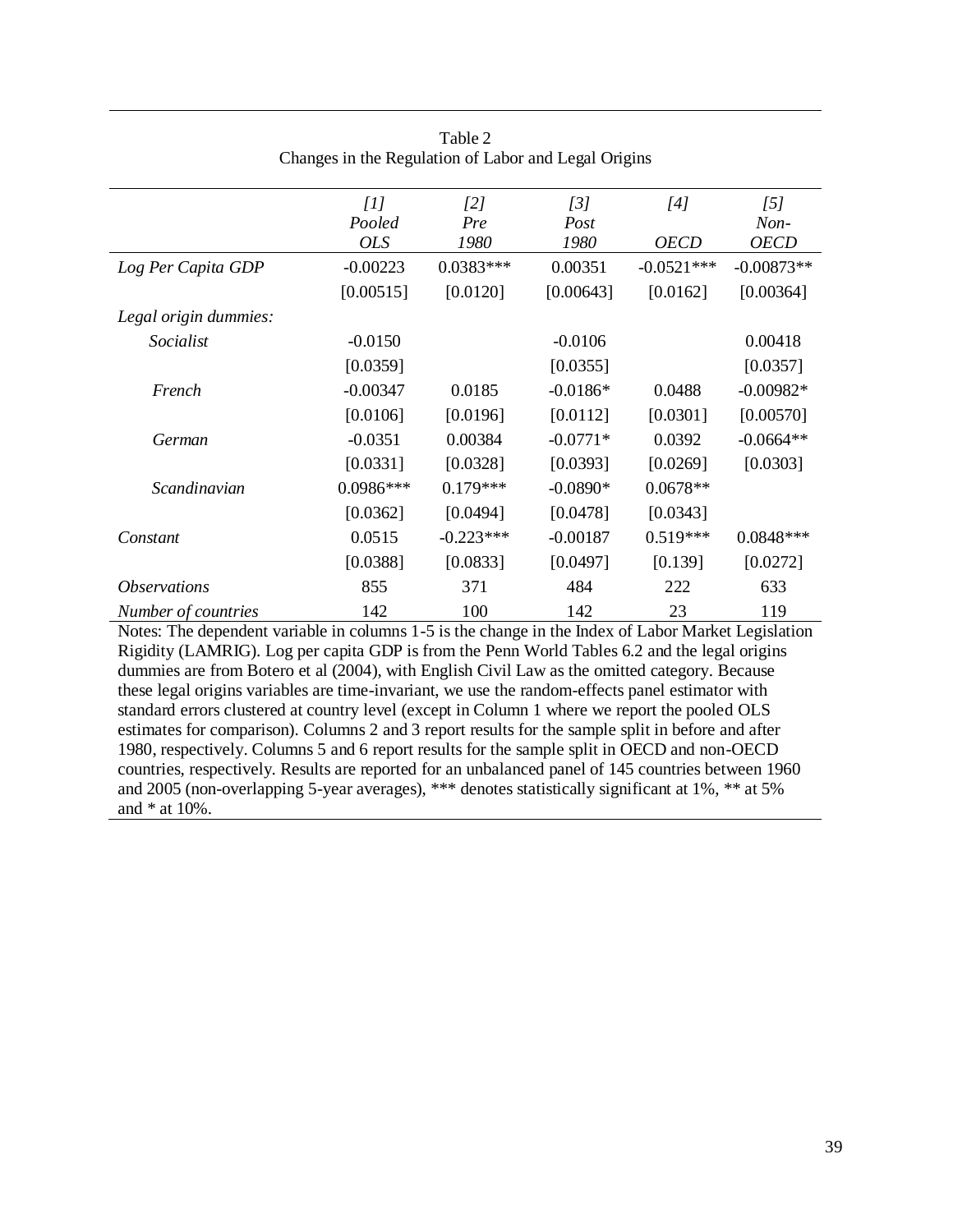Table 2
Changes in the Regulation of Labor and Legal Origins

| | *[1]* *Pooled* *OLS* | *[2]* *Pre* *1980* | *[3]* *Post* *1980* | *[4]* *OECD* | *[5]* *Non-* *OECD* |
|---|---|---|---|---|---|
| *Log Per Capita GDP* | -0.00223 | 0.0383*** | 0.00351 | -0.0521*** | -0.00873** |
| | [0.00515] | [0.0120] | [0.00643] | [0.0162] | [0.00364] |
| *Legal origin dummies:* | | | | | |
| *Socialist* | -0.0150 | | -0.0106 | | 0.00418 |
| | [0.0359] | | [0.0355] | | [0.0357] |
| *French* | -0.00347 | 0.0185 | -0.0186* | 0.0488 | -0.00982* |
| | [0.0106] | [0.0196] | [0.0112] | [0.0301] | [0.00570] |
| *German* | -0.0351 | 0.00384 | -0.0771* | 0.0392 | -0.0664** |
| | [0.0331] | [0.0328] | [0.0393] | [0.0269] | [0.0303] |
| *Scandinavian* | 0.0986*** | 0.179*** | -0.0890* | 0.0678** | |
| | [0.0362] | [0.0494] | [0.0478] | [0.0343] | |
| *Constant* | 0.0515 | -0.223*** | -0.00187 | 0.519*** | 0.0848*** |
| | [0.0388] | [0.0833] | [0.0497] | [0.139] | [0.0272] |
| *Observations* | 855 | 371 | 484 | 222 | 633 |
| *Number of countries* | 142 | 100 | 142 | 23 | 119 |

Notes: The dependent variable in columns 1-5 is the change in the Index of Labor Market Legislation Rigidity (LAMRIG). Log per capita GDP is from the Penn World Tables 6.2 and the legal origins dummies are from Botero et al (2004), with English Civil Law as the omitted category. Because these legal origins variables are time-invariant, we use the random-effects panel estimator with standard errors clustered at country level (except in Column 1 where we report the pooled OLS estimates for comparison). Columns 2 and 3 report results for the sample split in before and after 1980, respectively. Columns 5 and 6 report results for the sample split in OECD and non-OECD countries, respectively. Results are reported for an unbalanced panel of 145 countries between 1960 and 2005 (non-overlapping 5-year averages), *** denotes statistically significant at 1%, ** at 5% and * at 10%.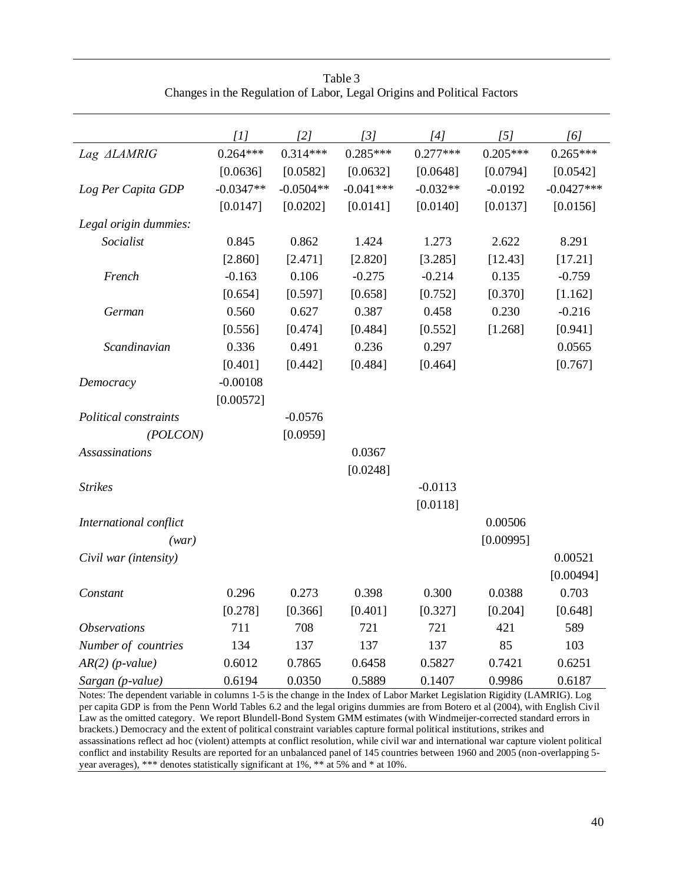Table 3
Changes in the Regulation of Labor, Legal Origins and Political Factors

| | *[1]* | *[2]* | *[3]* | *[4]* | *[5]* | *[6]* |
|---|---|---|---|---|---|---|
| *Lag ΔLAMRIG* | 0.264*** | 0.314*** | 0.285*** | 0.277*** | 0.205*** | 0.265*** |
| | [0.0636] | [0.0582] | [0.0632] | [0.0648] | [0.0794] | [0.0542] |
| *Log Per Capita GDP* | -0.0347** | -0.0504** | -0.041*** | -0.032** | -0.0192 | -0.0427*** |
| | [0.0147] | [0.0202] | [0.0141] | [0.0140] | [0.0137] | [0.0156] |
| *Legal origin dummies:* | | | | | | |
| *Socialist* | 0.845 | 0.862 | 1.424 | 1.273 | 2.622 | 8.291 |
| | [2.860] | [2.471] | [2.820] | [3.285] | [12.43] | [17.21] |
| *French* | -0.163 | 0.106 | -0.275 | -0.214 | 0.135 | -0.759 |
| | [0.654] | [0.597] | [0.658] | [0.752] | [0.370] | [1.162] |
| *German* | 0.560 | 0.627 | 0.387 | 0.458 | 0.230 | -0.216 |
| | [0.556] | [0.474] | [0.484] | [0.552] | [1.268] | [0.941] |
| *Scandinavian* | 0.336 | 0.491 | 0.236 | 0.297 | | 0.0565 |
| | [0.401] | [0.442] | [0.484] | [0.464] | | [0.767] |
| *Democracy* | -0.00108 | | | | | |
| | [0.00572] | | | | | |
| *Political constraints (POLCON)* | | -0.0576 | | | | |
| | | [0.0959] | | | | |
| *Assassinations* | | | 0.0367 | | | |
| | | | [0.0248] | | | |
| *Strikes* | | | | -0.0113 | | |
| | | | | [0.0118] | | |
| *International conflict (war)* | | | | | 0.00506 | |
| | | | | | [0.00995] | |
| *Civil war (intensity)* | | | | | | 0.00521 |
| | | | | | | [0.00494] |
| *Constant* | 0.296 | 0.273 | 0.398 | 0.300 | 0.0388 | 0.703 |
| | [0.278] | [0.366] | [0.401] | [0.327] | [0.204] | [0.648] |
| *Observations* | 711 | 708 | 721 | 721 | 421 | 589 |
| *Number of countries* | 134 | 137 | 137 | 137 | 85 | 103 |
| *AR(2) (p-value)* | 0.6012 | 0.7865 | 0.6458 | 0.5827 | 0.7421 | 0.6251 |
| *Sargan (p-value)* | 0.6194 | 0.0350 | 0.5889 | 0.1407 | 0.9986 | 0.6187 |

Notes: The dependent variable in columns 1-5 is the change in the Index of Labor Market Legislation Rigidity (LAMRIG). Log per capita GDP is from the Penn World Tables 6.2 and the legal origins dummies are from Botero et al (2004), with English Civil Law as the omitted category. We report Blundell-Bond System GMM estimates (with Windmeijer-corrected standard errors in brackets.) Democracy and the extent of political constraint variables capture formal political institutions, strikes and assassinations reflect ad hoc (violent) attempts at conflict resolution, while civil war and international war capture violent political conflict and instability Results are reported for an unbalanced panel of 145 countries between 1960 and 2005 (non-overlapping 5-year averages), *** denotes statistically significant at 1%, ** at 5% and * at 10%.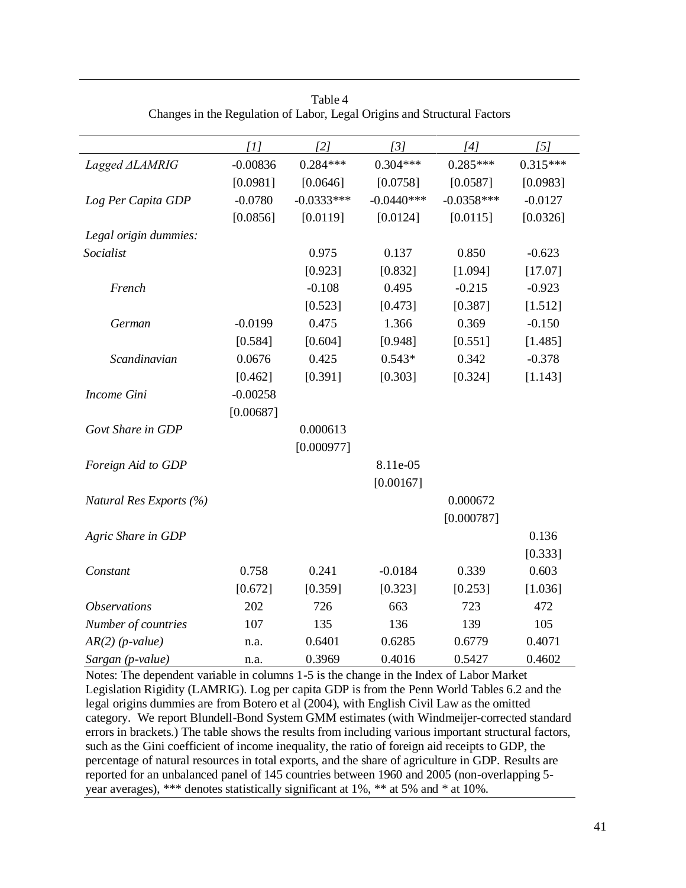Table 4
Changes in the Regulation of Labor, Legal Origins and Structural Factors

| | [1] | [2] | [3] | [4] | [5] |
|---|---|---|---|---|---|
| *Lagged ΔLAMRIG* | -0.00836 | 0.284*** | 0.304*** | 0.285*** | 0.315*** |
| | [0.0981] | [0.0646] | [0.0758] | [0.0587] | [0.0983] |
| *Log Per Capita GDP* | -0.0780 | -0.0333*** | -0.0440*** | -0.0358*** | -0.0127 |
| | [0.0856] | [0.0119] | [0.0124] | [0.0115] | [0.0326] |
| *Legal origin dummies:* | | | | | |
| *Socialist* | | 0.975 | 0.137 | 0.850 | -0.623 |
| | | [0.923] | [0.832] | [1.094] | [17.07] |
| *French* | | -0.108 | 0.495 | -0.215 | -0.923 |
| | | [0.523] | [0.473] | [0.387] | [1.512] |
| *German* | -0.0199 | 0.475 | 1.366 | 0.369 | -0.150 |
| | [0.584] | [0.604] | [0.948] | [0.551] | [1.485] |
| *Scandinavian* | 0.0676 | 0.425 | 0.543* | 0.342 | -0.378 |
| | [0.462] | [0.391] | [0.303] | [0.324] | [1.143] |
| *Income Gini* | -0.00258 | | | | |
| | [0.00687] | | | | |
| *Govt Share in GDP* | | 0.000613 | | | |
| | | [0.000977] | | | |
| *Foreign Aid to GDP* | | | 8.11e-05 | | |
| | | | [0.00167] | | |
| *Natural Res Exports (%)* | | | | 0.000672 | |
| | | | | [0.000787] | |
| *Agric Share in GDP* | | | | | 0.136 |
| | | | | | [0.333] |
| *Constant* | 0.758 | 0.241 | -0.0184 | 0.339 | 0.603 |
| | [0.672] | [0.359] | [0.323] | [0.253] | [1.036] |
| *Observations* | 202 | 726 | 663 | 723 | 472 |
| *Number of countries* | 107 | 135 | 136 | 139 | 105 |
| *AR(2) (p-value)* | n.a. | 0.6401 | 0.6285 | 0.6779 | 0.4071 |
| *Sargan (p-value)* | n.a. | 0.3969 | 0.4016 | 0.5427 | 0.4602 |

Notes: The dependent variable in columns 1-5 is the change in the Index of Labor Market Legislation Rigidity (LAMRIG). Log per capita GDP is from the Penn World Tables 6.2 and the legal origins dummies are from Botero et al (2004), with English Civil Law as the omitted category. We report Blundell-Bond System GMM estimates (with Windmeijer-corrected standard errors in brackets.) The table shows the results from including various important structural factors, such as the Gini coefficient of income inequality, the ratio of foreign aid receipts to GDP, the percentage of natural resources in total exports, and the share of agriculture in GDP. Results are reported for an unbalanced panel of 145 countries between 1960 and 2005 (non-overlapping 5-year averages), *** denotes statistically significant at 1%, ** at 5% and * at 10%.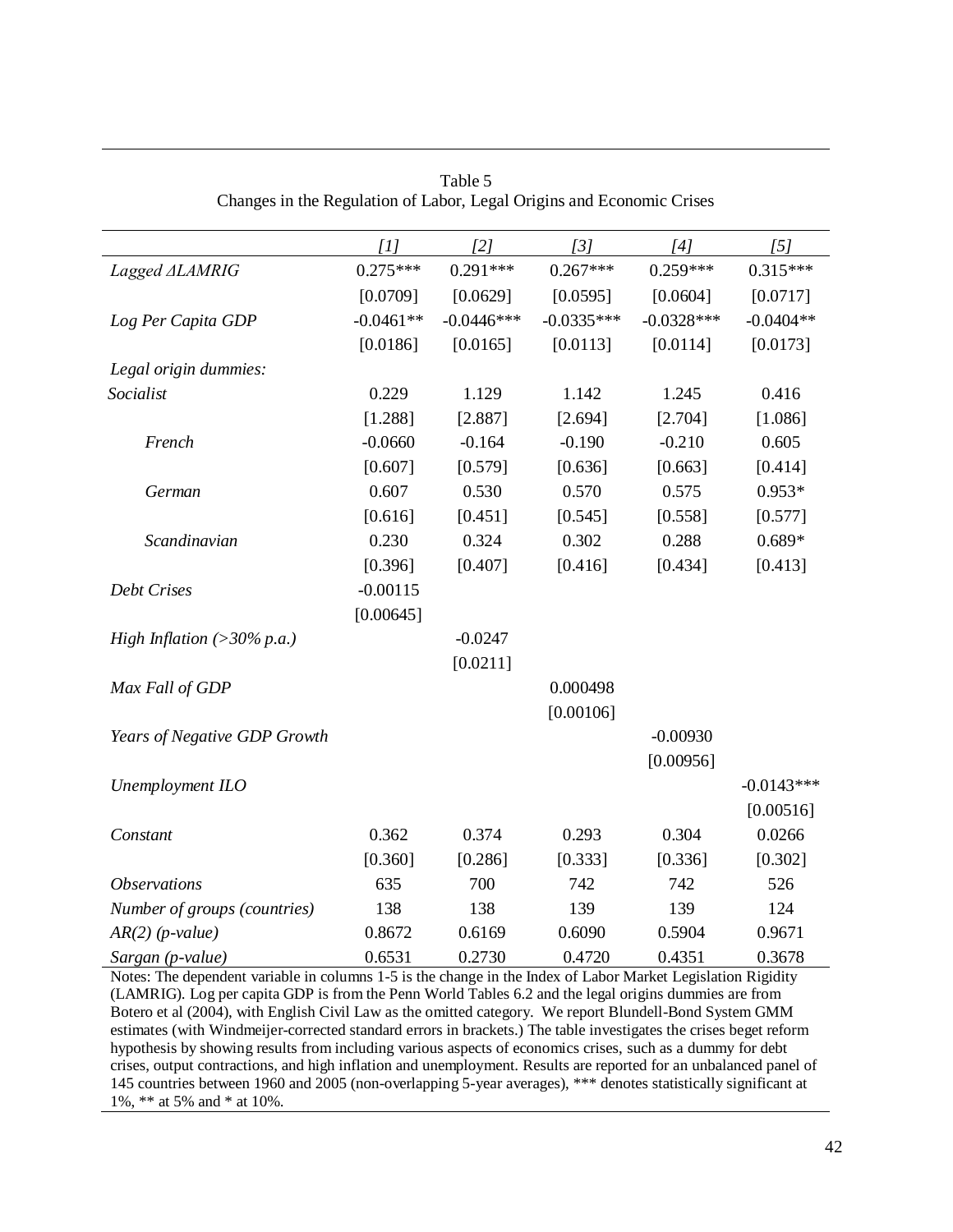Table 5
Changes in the Regulation of Labor, Legal Origins and Economic Crises

| | [1] | [2] | [3] | [4] | [5] |
|---|---|---|---|---|---|
| *Lagged ΔLAMRIG* | 0.275*** | 0.291*** | 0.267*** | 0.259*** | 0.315*** |
| | [0.0709] | [0.0629] | [0.0595] | [0.0604] | [0.0717] |
| *Log Per Capita GDP* | -0.0461** | -0.0446*** | -0.0335*** | -0.0328*** | -0.0404** |
| | [0.0186] | [0.0165] | [0.0113] | [0.0114] | [0.0173] |
| *Legal origin dummies:* | | | | | |
| *Socialist* | 0.229 | 1.129 | 1.142 | 1.245 | 0.416 |
| | [1.288] | [2.887] | [2.694] | [2.704] | [1.086] |
| *French* | -0.0660 | -0.164 | -0.190 | -0.210 | 0.605 |
| | [0.607] | [0.579] | [0.636] | [0.663] | [0.414] |
| *German* | 0.607 | 0.530 | 0.570 | 0.575 | 0.953* |
| | [0.616] | [0.451] | [0.545] | [0.558] | [0.577] |
| *Scandinavian* | 0.230 | 0.324 | 0.302 | 0.288 | 0.689* |
| | [0.396] | [0.407] | [0.416] | [0.434] | [0.413] |
| *Debt Crises* | -0.00115 | | | | |
| | [0.00645] | | | | |
| *High Inflation (>30% p.a.)* | | -0.0247 | | | |
| | | [0.0211] | | | |
| *Max Fall of GDP* | | | 0.000498 | | |
| | | | [0.00106] | | |
| *Years of Negative GDP Growth* | | | | -0.00930 | |
| | | | | [0.00956] | |
| *Unemployment ILO* | | | | | -0.0143*** |
| | | | | | [0.00516] |
| *Constant* | 0.362 | 0.374 | 0.293 | 0.304 | 0.0266 |
| | [0.360] | [0.286] | [0.333] | [0.336] | [0.302] |
| *Observations* | 635 | 700 | 742 | 742 | 526 |
| *Number of groups (countries)* | 138 | 138 | 139 | 139 | 124 |
| *AR(2) (p-value)* | 0.8672 | 0.6169 | 0.6090 | 0.5904 | 0.9671 |
| *Sargan (p-value)* | 0.6531 | 0.2730 | 0.4720 | 0.4351 | 0.3678 |

Notes: The dependent variable in columns 1-5 is the change in the Index of Labor Market Legislation Rigidity (LAMRIG). Log per capita GDP is from the Penn World Tables 6.2 and the legal origins dummies are from Botero et al (2004), with English Civil Law as the omitted category. We report Blundell-Bond System GMM estimates (with Windmeijer-corrected standard errors in brackets.) The table investigates the crises beget reform hypothesis by showing results from including various aspects of economics crises, such as a dummy for debt crises, output contractions, and high inflation and unemployment. Results are reported for an unbalanced panel of 145 countries between 1960 and 2005 (non-overlapping 5-year averages), *** denotes statistically significant at 1%, ** at 5% and * at 10%.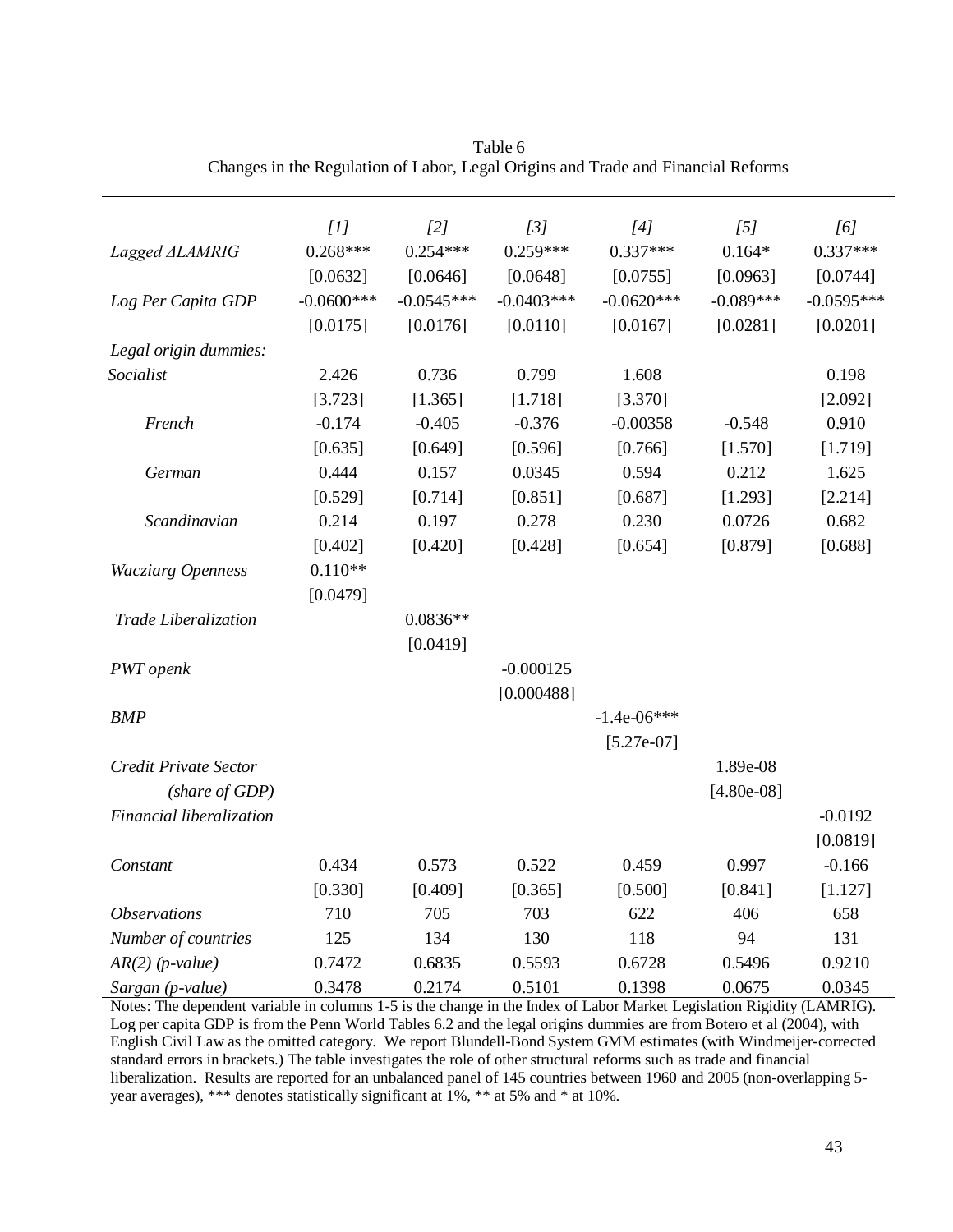Table 6
Changes in the Regulation of Labor, Legal Origins and Trade and Financial Reforms

| | [1] | [2] | [3] | [4] | [5] | [6] |
|---|---|---|---|---|---|---|
| *Lagged ΔLAMRIG* | 0.268*** | 0.254*** | 0.259*** | 0.337*** | 0.164* | 0.337*** |
| | [0.0632] | [0.0646] | [0.0648] | [0.0755] | [0.0963] | [0.0744] |
| *Log Per Capita GDP* | -0.0600*** | -0.0545*** | -0.0403*** | -0.0620*** | -0.089*** | -0.0595*** |
| | [0.0175] | [0.0176] | [0.0110] | [0.0167] | [0.0281] | [0.0201] |
| *Legal origin dummies:* | | | | | | |
| *Socialist* | 2.426 | 0.736 | 0.799 | 1.608 | | 0.198 |
| | [3.723] | [1.365] | [1.718] | [3.370] | | [2.092] |
| *French* | -0.174 | -0.405 | -0.376 | -0.00358 | -0.548 | 0.910 |
| | [0.635] | [0.649] | [0.596] | [0.766] | [1.570] | [1.719] |
| *German* | 0.444 | 0.157 | 0.0345 | 0.594 | 0.212 | 1.625 |
| | [0.529] | [0.714] | [0.851] | [0.687] | [1.293] | [2.214] |
| *Scandinavian* | 0.214 | 0.197 | 0.278 | 0.230 | 0.0726 | 0.682 |
| | [0.402] | [0.420] | [0.428] | [0.654] | [0.879] | [0.688] |
| *Wacziarg Openness* | 0.110** | | | | | |
| | [0.0479] | | | | | |
| *Trade Liberalization* | | 0.0836** | | | | |
| | | [0.0419] | | | | |
| *PWT openk* | | | -0.000125 | | | |
| | | | [0.000488] | | | |
| *BMP* | | | | -1.4e-06*** | | |
| | | | | [5.27e-07] | | |
| *Credit Private Sector (share of GDP)* | | | | | 1.89e-08 | |
| | | | | | [4.80e-08] | |
| *Financial liberalization* | | | | | | -0.0192 |
| | | | | | | [0.0819] |
| *Constant* | 0.434 | 0.573 | 0.522 | 0.459 | 0.997 | -0.166 |
| | [0.330] | [0.409] | [0.365] | [0.500] | [0.841] | [1.127] |
| *Observations* | 710 | 705 | 703 | 622 | 406 | 658 |
| *Number of countries* | 125 | 134 | 130 | 118 | 94 | 131 |
| *AR(2) (p-value)* | 0.7472 | 0.6835 | 0.5593 | 0.6728 | 0.5496 | 0.9210 |
| *Sargan (p-value)* | 0.3478 | 0.2174 | 0.5101 | 0.1398 | 0.0675 | 0.0345 |

Notes: The dependent variable in columns 1-5 is the change in the Index of Labor Market Legislation Rigidity (LAMRIG). Log per capita GDP is from the Penn World Tables 6.2 and the legal origins dummies are from Botero et al (2004), with English Civil Law as the omitted category. We report Blundell-Bond System GMM estimates (with Windmeijer-corrected standard errors in brackets.) The table investigates the role of other structural reforms such as trade and financial liberalization. Results are reported for an unbalanced panel of 145 countries between 1960 and 2005 (non-overlapping 5-year averages), *** denotes statistically significant at 1%, ** at 5% and * at 10%.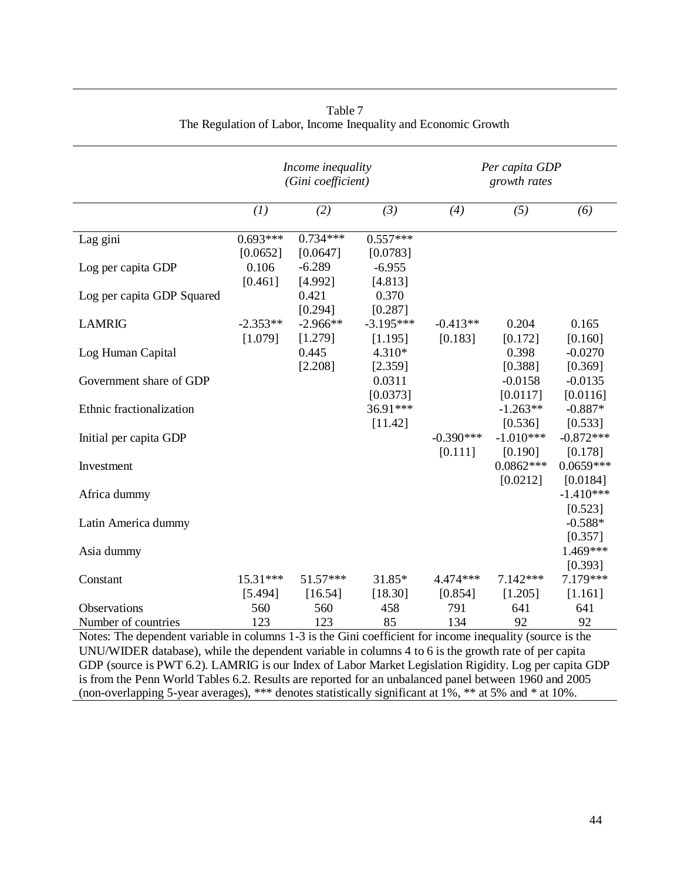Table 7
The Regulation of Labor, Income Inequality and Economic Growth

| | *Income inequality (Gini coefficient)* | | | *Per capita GDP growth rates* | | |
|---|---|---|---|---|---|---|
| | *(1)* | *(2)* | *(3)* | *(4)* | *(5)* | *(6)* |
| Lag gini | 0.693*** | 0.734*** | 0.557*** | | | |
| | [0.0652] | [0.0647] | [0.0783] | | | |
| Log per capita GDP | 0.106 | -6.289 | -6.955 | | | |
| | [0.461] | [4.992] | [4.813] | | | |
| Log per capita GDP Squared | | 0.421 | 0.370 | | | |
| | | [0.294] | [0.287] | | | |
| LAMRIG | -2.353** | -2.966** | -3.195*** | -0.413** | 0.204 | 0.165 |
| | [1.079] | [1.279] | [1.195] | [0.183] | [0.172] | [0.160] |
| Log Human Capital | | 0.445 | 4.310* | | 0.398 | -0.0270 |
| | | [2.208] | [2.359] | | [0.388] | [0.369] |
| Government share of GDP | | | 0.0311 | | -0.0158 | -0.0135 |
| | | | [0.0373] | | [0.0117] | [0.0116] |
| Ethnic fractionalization | | | 36.91*** | | -1.263** | -0.887* |
| | | | [11.42] | | [0.536] | [0.533] |
| Initial per capita GDP | | | | -0.390*** | -1.010*** | -0.872*** |
| | | | | [0.111] | [0.190] | [0.178] |
| Investment | | | | | 0.0862*** | 0.0659*** |
| | | | | | [0.0212] | [0.0184] |
| Africa dummy | | | | | | -1.410*** |
| | | | | | | [0.523] |
| Latin America dummy | | | | | | -0.588* |
| | | | | | | [0.357] |
| Asia dummy | | | | | | 1.469*** |
| | | | | | | [0.393] |
| Constant | 15.31*** | 51.57*** | 31.85* | 4.474*** | 7.142*** | 7.179*** |
| | [5.494] | [16.54] | [18.30] | [0.854] | [1.205] | [1.161] |
| Observations | 560 | 560 | 458 | 791 | 641 | 641 |
| Number of countries | 123 | 123 | 85 | 134 | 92 | 92 |

Notes: The dependent variable in columns 1-3 is the Gini coefficient for income inequality (source is the UNU/WIDER database), while the dependent variable in columns 4 to 6 is the growth rate of per capita GDP (source is PWT 6.2). LAMRIG is our Index of Labor Market Legislation Rigidity. Log per capita GDP is from the Penn World Tables 6.2. Results are reported for an unbalanced panel between 1960 and 2005 (non-overlapping 5-year averages), *** denotes statistically significant at 1%, ** at 5% and * at 10%.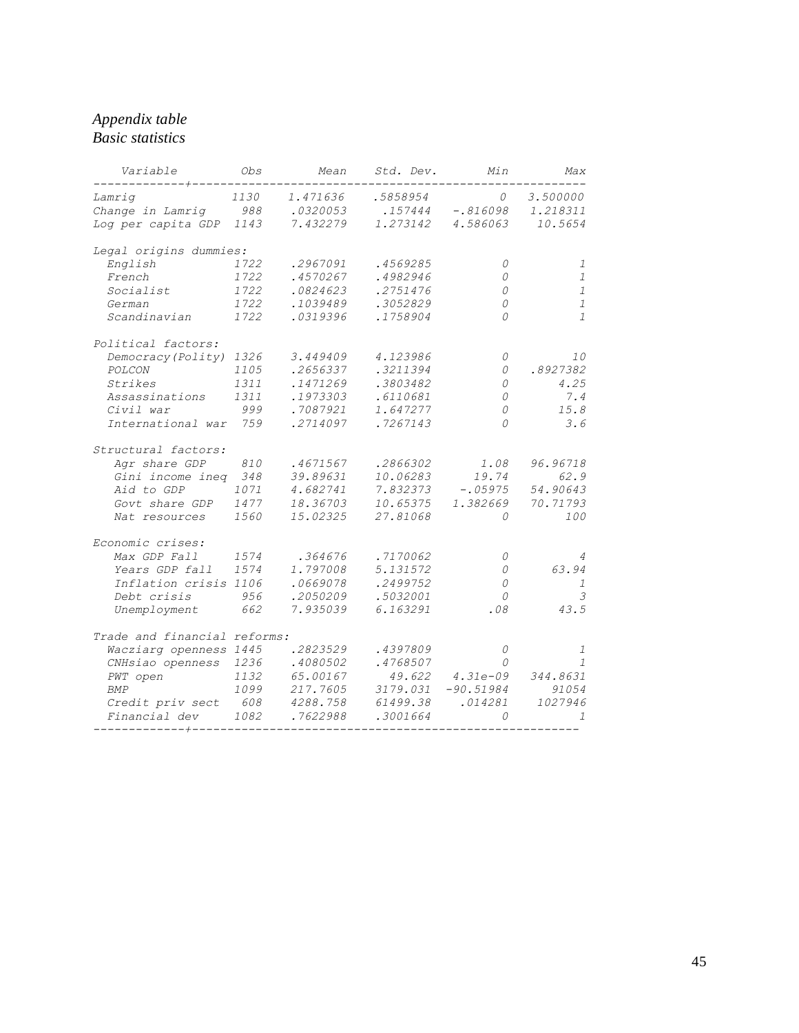*Appendix table*
*Basic statistics*

| Variable | Obs | Mean | Std. Dev. | Min | Max |
|---|---|---|---|---|---|
| Lamrig | 1130 | 1.471636 | .5858954 | 0 | 3.500000 |
| Change in Lamrig | 988 | .0320053 | .157444 | -.816098 | 1.218311 |
| Log per capita GDP | 1143 | 7.432279 | 1.273142 | 4.586063 | 10.5654 |
| *Legal origins dummies:* | | | | | |
| English | 1722 | .2967091 | .4569285 | 0 | 1 |
| French | 1722 | .4570267 | .4982946 | 0 | 1 |
| Socialist | 1722 | .0824623 | .2751476 | 0 | 1 |
| German | 1722 | .1039489 | .3052829 | 0 | 1 |
| Scandinavian | 1722 | .0319396 | .1758904 | 0 | 1 |
| *Political factors:* | | | | | |
| Democracy(Polity) | 1326 | 3.449409 | 4.123986 | 0 | 10 |
| POLCON | 1105 | .2656337 | .3211394 | 0 | .8927382 |
| Strikes | 1311 | .1471269 | .3803482 | 0 | 4.25 |
| Assassinations | 1311 | .1973303 | .6110681 | 0 | 7.4 |
| Civil war | 999 | .7087921 | 1.647277 | 0 | 15.8 |
| International war | 759 | .2714097 | .7267143 | 0 | 3.6 |
| *Structural factors:* | | | | | |
| Agr share GDP | 810 | .4671567 | .2866302 | 1.08 | 96.96718 |
| Gini income ineq | 348 | 39.89631 | 10.06283 | 19.74 | 62.9 |
| Aid to GDP | 1071 | 4.682741 | 7.832373 | -.05975 | 54.90643 |
| Govt share GDP | 1477 | 18.36703 | 10.65375 | 1.382669 | 70.71793 |
| Nat resources | 1560 | 15.02325 | 27.81068 | 0 | 100 |
| *Economic crises:* | | | | | |
| Max GDP Fall | 1574 | .364676 | .7170062 | 0 | 4 |
| Years GDP fall | 1574 | 1.797008 | 5.131572 | 0 | 63.94 |
| Inflation crisis | 1106 | .0669078 | .2499752 | 0 | 1 |
| Debt crisis | 956 | .2050209 | .5032001 | 0 | 3 |
| Unemployment | 662 | 7.935039 | 6.163291 | .08 | 43.5 |
| *Trade and financial reforms:* | | | | | |
| Wacziarg openness | 1445 | .2823529 | .4397809 | 0 | 1 |
| CNHsiao openness | 1236 | .4080502 | .4768507 | 0 | 1 |
| PWT open | 1132 | 65.00167 | 49.622 | 4.31e-09 | 344.8631 |
| BMP | 1099 | 217.7605 | 3179.031 | -90.51984 | 91054 |
| Credit priv sect | 608 | 4288.758 | 61499.38 | .014281 | 1027946 |
| Financial dev | 1082 | .7622988 | .3001664 | 0 | 1 |